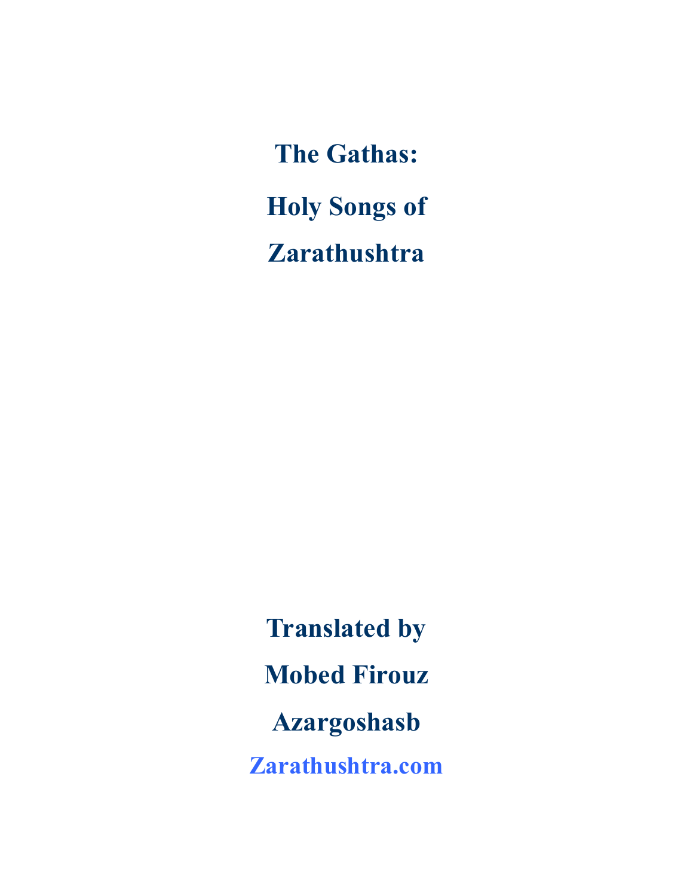# The Gathas:

# Holy Songs of Zarathushtra

**Translated by**

**Mobed Firouz Azargoshasb**

**Zarathushtra.com**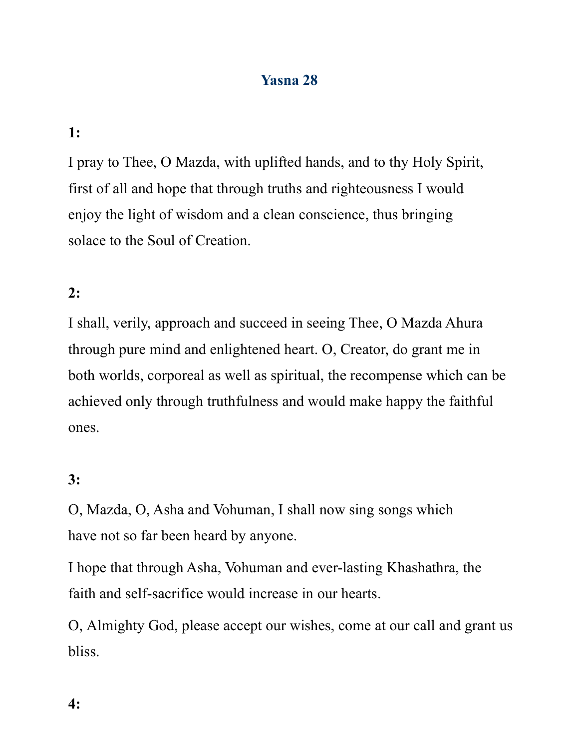# Yasna 28

**1:**

I pray to Thee, O Mazda, with uplifted hands, and to thy Holy Spirit, first of all and hope that through truths and righteousness I would enjoy the light of wisdom and a clean conscience, thus bringing solace to the Soul of Creation.

**2:**

I shall, verily, approach and succeed in seeing Thee, O Mazda Ahura through pure mind and enlightened heart. O, Creator, do grant me in both worlds, corporeal as well as spiritual, the recompense which can be achieved only through truthfulness and would make happy the faithful ones.

**3:**

O, Mazda, O, Asha and Vohuman, I shall now sing songs which have not so far been heard by anyone.

I hope that through Asha, Vohuman and ever-lasting Khashathra, the faith and self-sacrifice would increase in our hearts.

O, Almighty God, please accept our wishes, come at our call and grant us bliss.

**4:**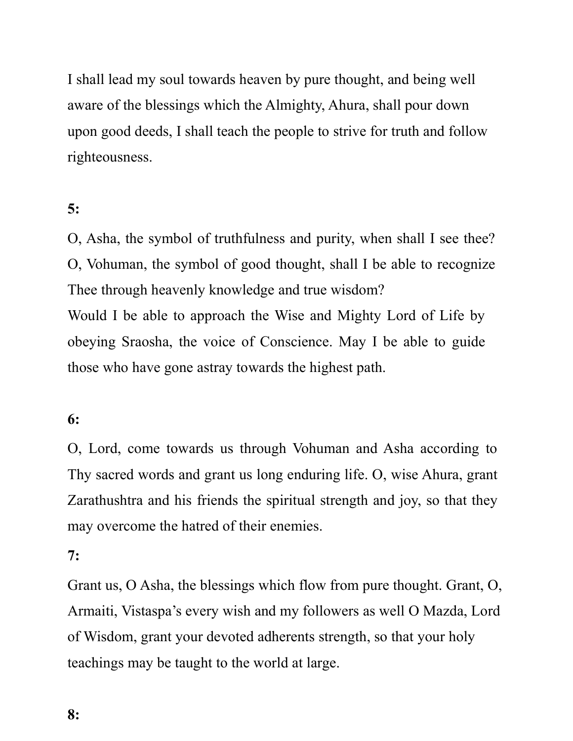I shall lead my soul towards heaven by pure thought, and being well aware of the blessings which the Almighty, Ahura, shall pour down upon good deeds, I shall teach the people to strive for truth and follow righteousness.

**5:**

O, Asha, the symbol of truthfulness and purity, when shall I see thee? O, Vohuman, the symbol of good thought, shall I be able to recognize Thee through heavenly knowledge and true wisdom?
Would I be able to approach the Wise and Mighty Lord of Life by obeying Sraosha, the voice of Conscience. May I be able to guide those who have gone astray towards the highest path.

**6:**

O, Lord, come towards us through Vohuman and Asha according to Thy sacred words and grant us long enduring life. O, wise Ahura, grant Zarathushtra and his friends the spiritual strength and joy, so that they may overcome the hatred of their enemies.

**7:**

Grant us, O Asha, the blessings which flow from pure thought. Grant, O, Armaiti, Vistaspa's every wish and my followers as well O Mazda, Lord of Wisdom, grant your devoted adherents strength, so that your holy teachings may be taught to the world at large.

**8:**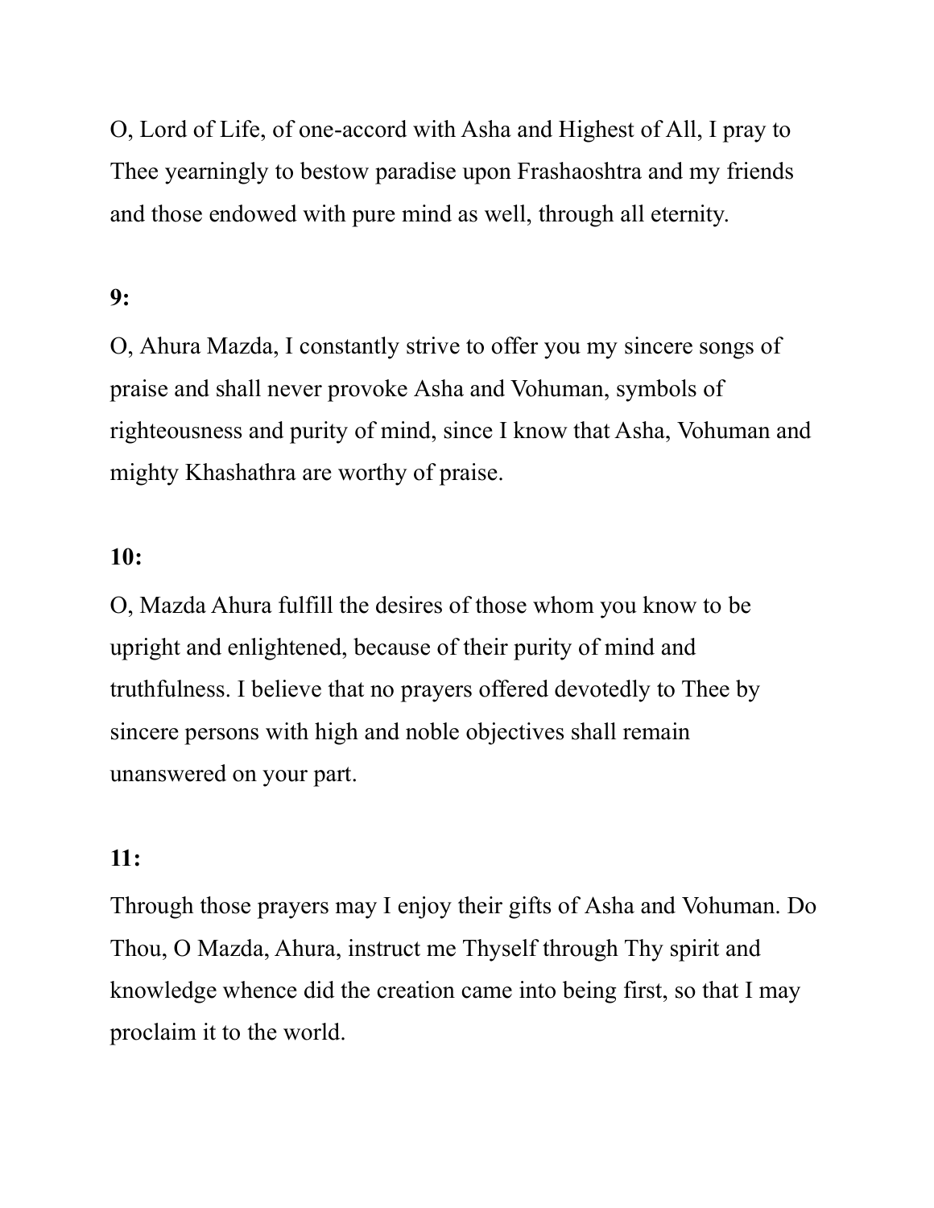O, Lord of Life, of one-accord with Asha and Highest of All, I pray to Thee yearningly to bestow paradise upon Frashaoshtra and my friends and those endowed with pure mind as well, through all eternity.

**9:**

O, Ahura Mazda, I constantly strive to offer you my sincere songs of praise and shall never provoke Asha and Vohuman, symbols of righteousness and purity of mind, since I know that Asha, Vohuman and mighty Khashathra are worthy of praise.

**10:**

O, Mazda Ahura fulfill the desires of those whom you know to be upright and enlightened, because of their purity of mind and truthfulness. I believe that no prayers offered devotedly to Thee by sincere persons with high and noble objectives shall remain unanswered on your part.

**11:**

Through those prayers may I enjoy their gifts of Asha and Vohuman. Do Thou, O Mazda, Ahura, instruct me Thyself through Thy spirit and knowledge whence did the creation came into being first, so that I may proclaim it to the world.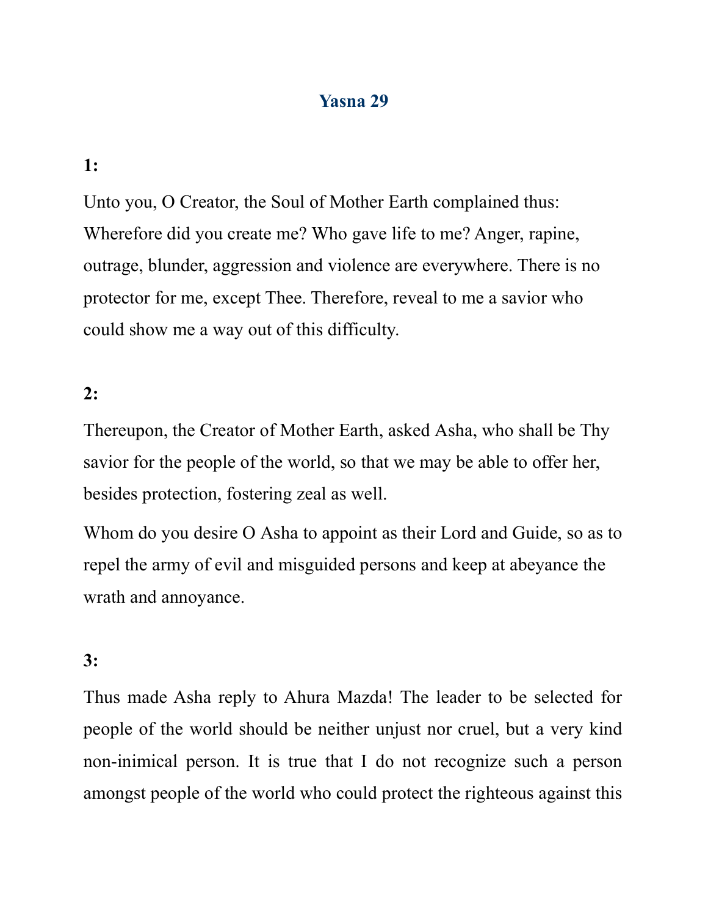# Yasna 29

**1:**

Unto you, O Creator, the Soul of Mother Earth complained thus: Wherefore did you create me? Who gave life to me? Anger, rapine, outrage, blunder, aggression and violence are everywhere. There is no protector for me, except Thee. Therefore, reveal to me a savior who could show me a way out of this difficulty.

**2:**

Thereupon, the Creator of Mother Earth, asked Asha, who shall be Thy savior for the people of the world, so that we may be able to offer her, besides protection, fostering zeal as well.

Whom do you desire O Asha to appoint as their Lord and Guide, so as to repel the army of evil and misguided persons and keep at abeyance the wrath and annoyance.

**3:**

Thus made Asha reply to Ahura Mazda! The leader to be selected for people of the world should be neither unjust nor cruel, but a very kind non-inimical person. It is true that I do not recognize such a person amongst people of the world who could protect the righteous against this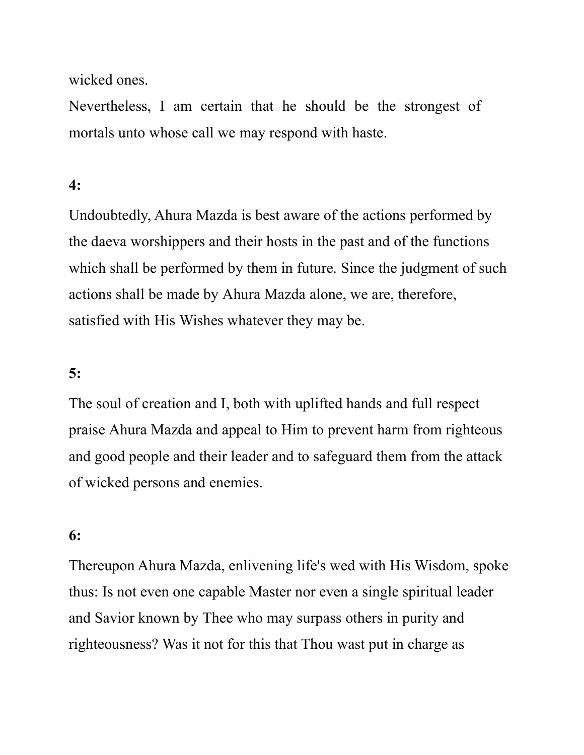wicked ones.

Nevertheless, I am certain that he should be the strongest of mortals unto whose call we may respond with haste.

**4:**

Undoubtedly, Ahura Mazda is best aware of the actions performed by the daeva worshippers and their hosts in the past and of the functions which shall be performed by them in future. Since the judgment of such actions shall be made by Ahura Mazda alone, we are, therefore, satisfied with His Wishes whatever they may be.

**5:**

The soul of creation and I, both with uplifted hands and full respect praise Ahura Mazda and appeal to Him to prevent harm from righteous and good people and their leader and to safeguard them from the attack of wicked persons and enemies.

**6:**

Thereupon Ahura Mazda, enlivening life's wed with His Wisdom, spoke thus: Is not even one capable Master nor even a single spiritual leader and Savior known by Thee who may surpass others in purity and righteousness? Was it not for this that Thou wast put in charge as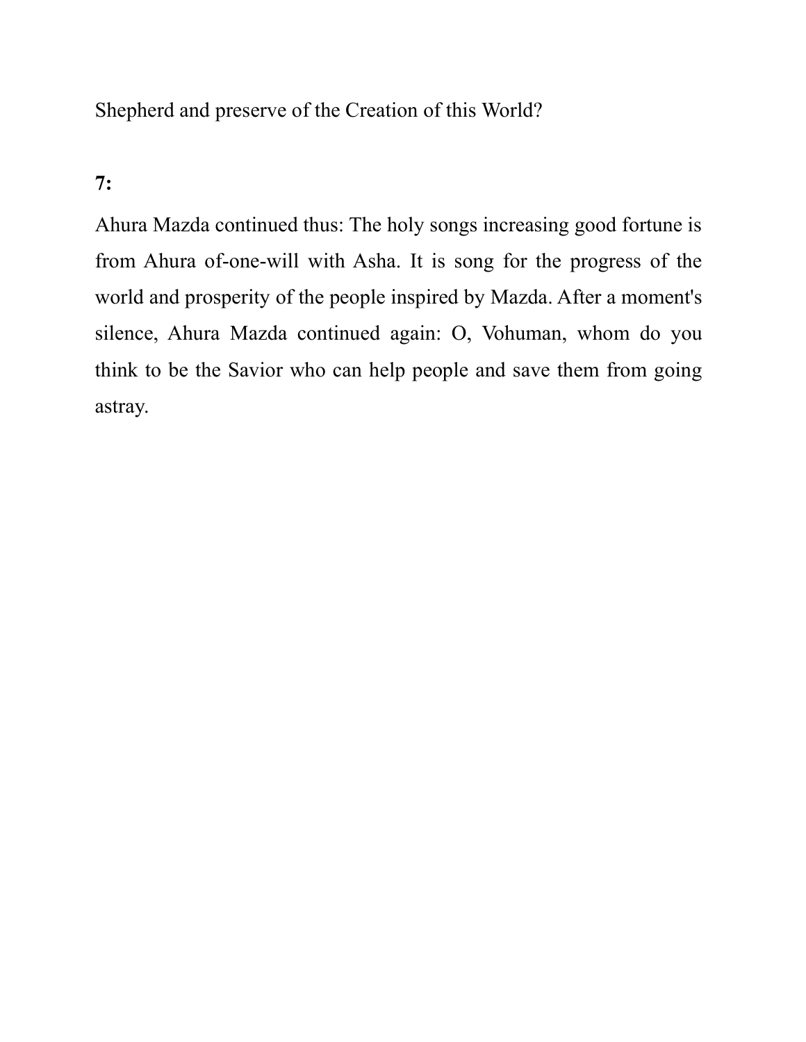Shepherd and preserve of the Creation of this World?

**7:**

Ahura Mazda continued thus: The holy songs increasing good fortune is from Ahura of-one-will with Asha. It is song for the progress of the world and prosperity of the people inspired by Mazda. After a moment's silence, Ahura Mazda continued again: O, Vohuman, whom do you think to be the Savior who can help people and save them from going astray.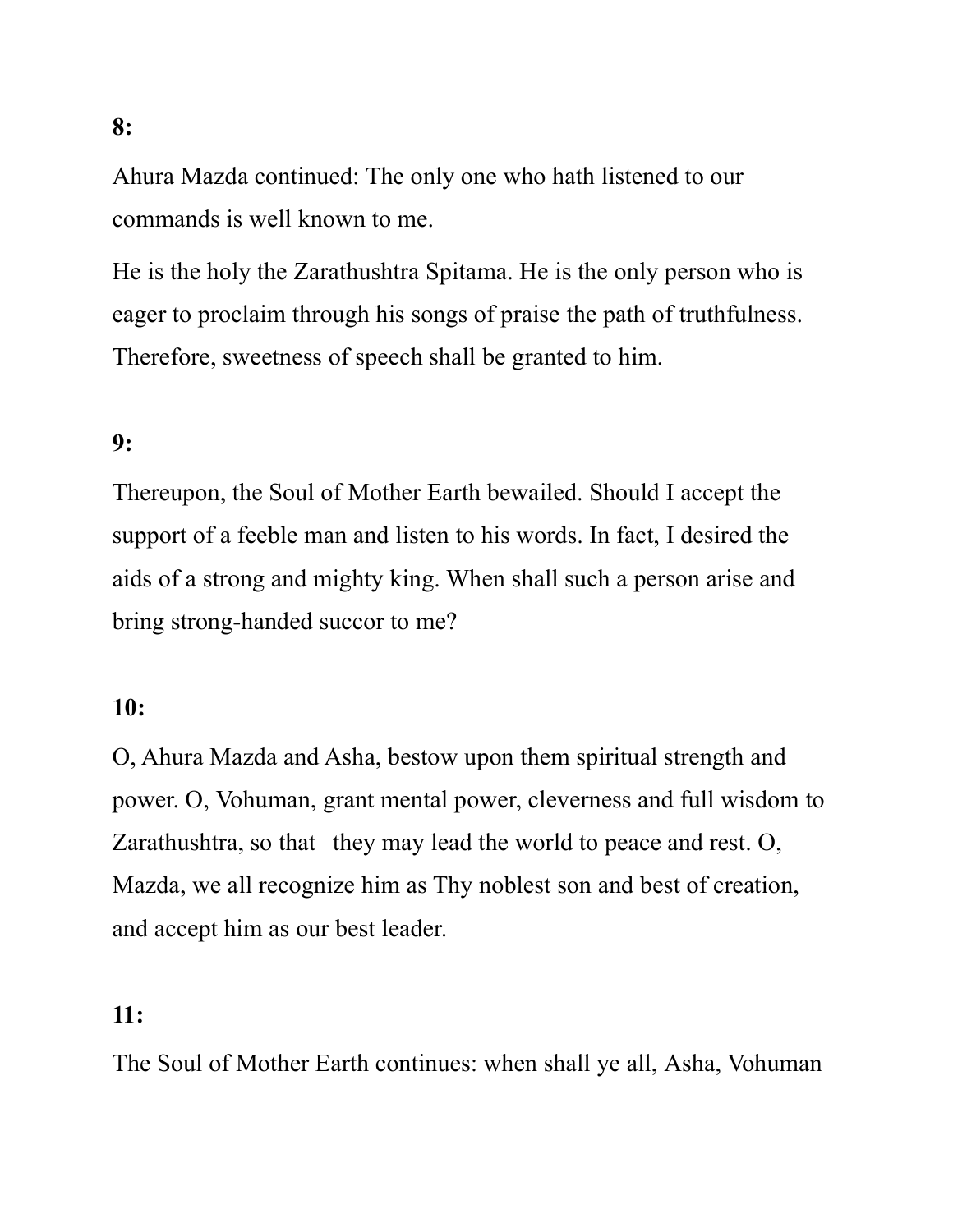**8:**

Ahura Mazda continued: The only one who hath listened to our commands is well known to me.

He is the holy the Zarathushtra Spitama. He is the only person who is eager to proclaim through his songs of praise the path of truthfulness. Therefore, sweetness of speech shall be granted to him.

**9:**

Thereupon, the Soul of Mother Earth bewailed. Should I accept the support of a feeble man and listen to his words. In fact, I desired the aids of a strong and mighty king. When shall such a person arise and bring strong-handed succor to me?

**10:**

O, Ahura Mazda and Asha, bestow upon them spiritual strength and power. O, Vohuman, grant mental power, cleverness and full wisdom to Zarathushtra, so that they may lead the world to peace and rest. O, Mazda, we all recognize him as Thy noblest son and best of creation, and accept him as our best leader.

**11:**

The Soul of Mother Earth continues: when shall ye all, Asha, Vohuman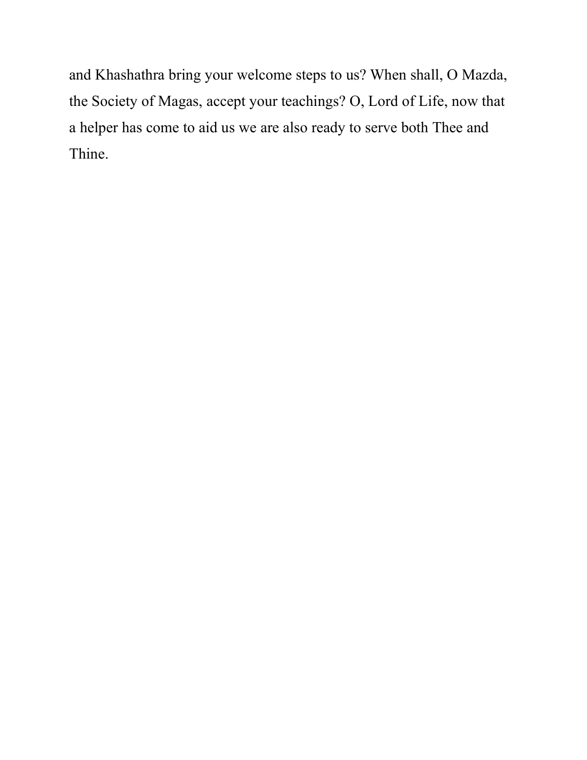and Khashathra bring your welcome steps to us? When shall, O Mazda, the Society of Magas, accept your teachings? O, Lord of Life, now that a helper has come to aid us we are also ready to serve both Thee and Thine.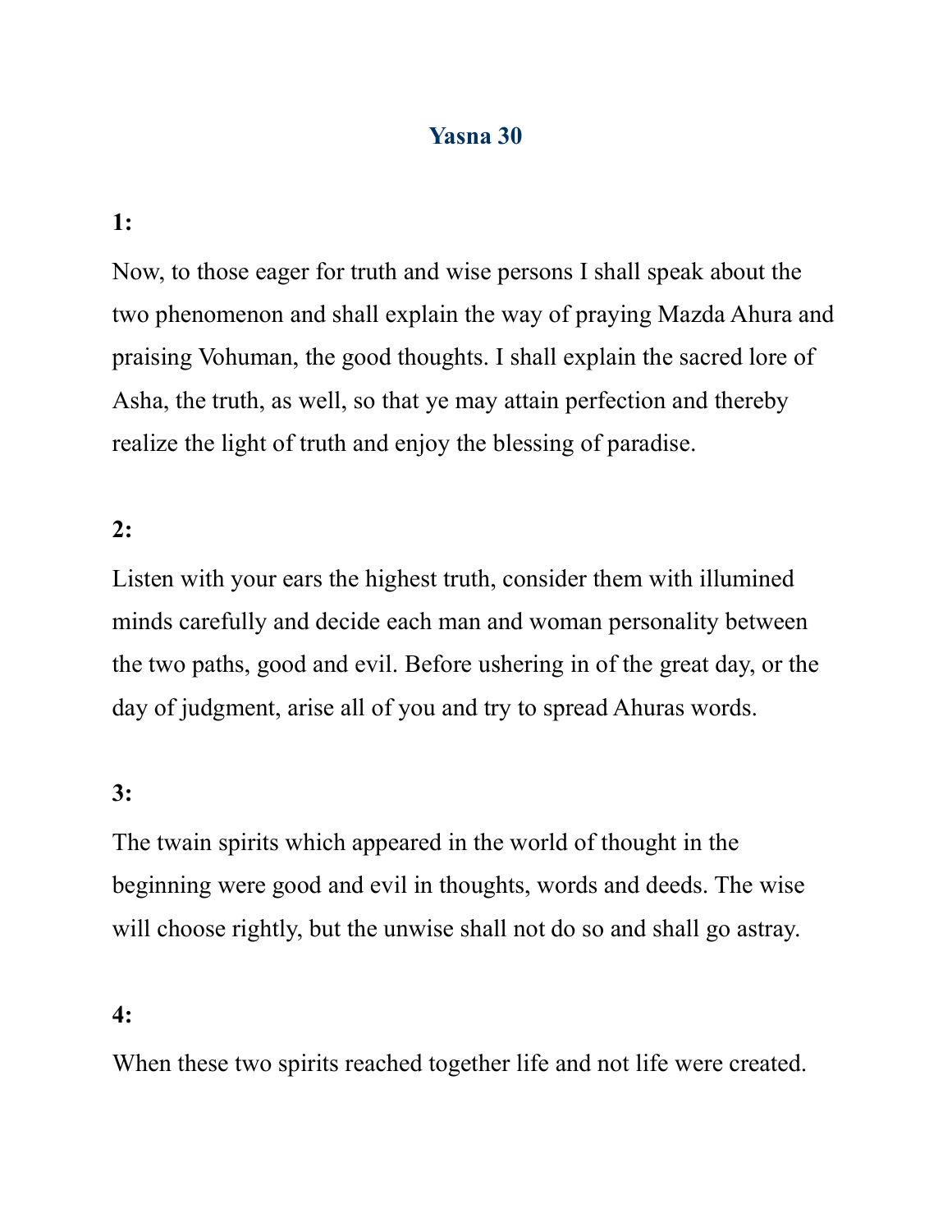# Yasna 30

**1:**

Now, to those eager for truth and wise persons I shall speak about the two phenomenon and shall explain the way of praying Mazda Ahura and praising Vohuman, the good thoughts. I shall explain the sacred lore of Asha, the truth, as well, so that ye may attain perfection and thereby realize the light of truth and enjoy the blessing of paradise.

**2:**

Listen with your ears the highest truth, consider them with illumined minds carefully and decide each man and woman personality between the two paths, good and evil. Before ushering in of the great day, or the day of judgment, arise all of you and try to spread Ahuras words.

**3:**

The twain spirits which appeared in the world of thought in the beginning were good and evil in thoughts, words and deeds. The wise will choose rightly, but the unwise shall not do so and shall go astray.

**4:**

When these two spirits reached together life and not life were created.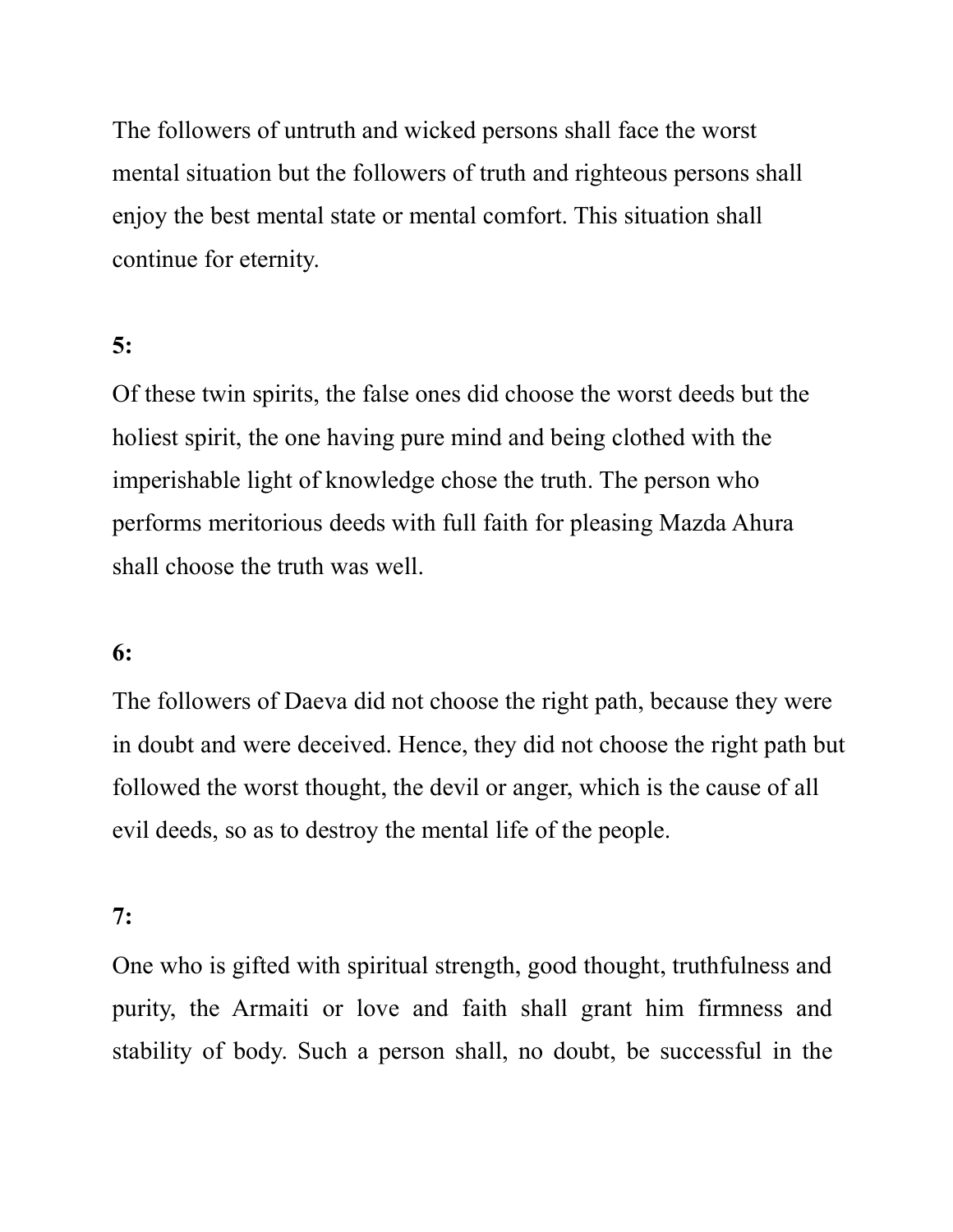The followers of untruth and wicked persons shall face the worst mental situation but the followers of truth and righteous persons shall enjoy the best mental state or mental comfort. This situation shall continue for eternity.

**5:**

Of these twin spirits, the false ones did choose the worst deeds but the holiest spirit, the one having pure mind and being clothed with the imperishable light of knowledge chose the truth. The person who performs meritorious deeds with full faith for pleasing Mazda Ahura shall choose the truth was well.

**6:**

The followers of Daeva did not choose the right path, because they were in doubt and were deceived. Hence, they did not choose the right path but followed the worst thought, the devil or anger, which is the cause of all evil deeds, so as to destroy the mental life of the people.

**7:**

One who is gifted with spiritual strength, good thought, truthfulness and purity, the Armaiti or love and faith shall grant him firmness and stability of body. Such a person shall, no doubt, be successful in the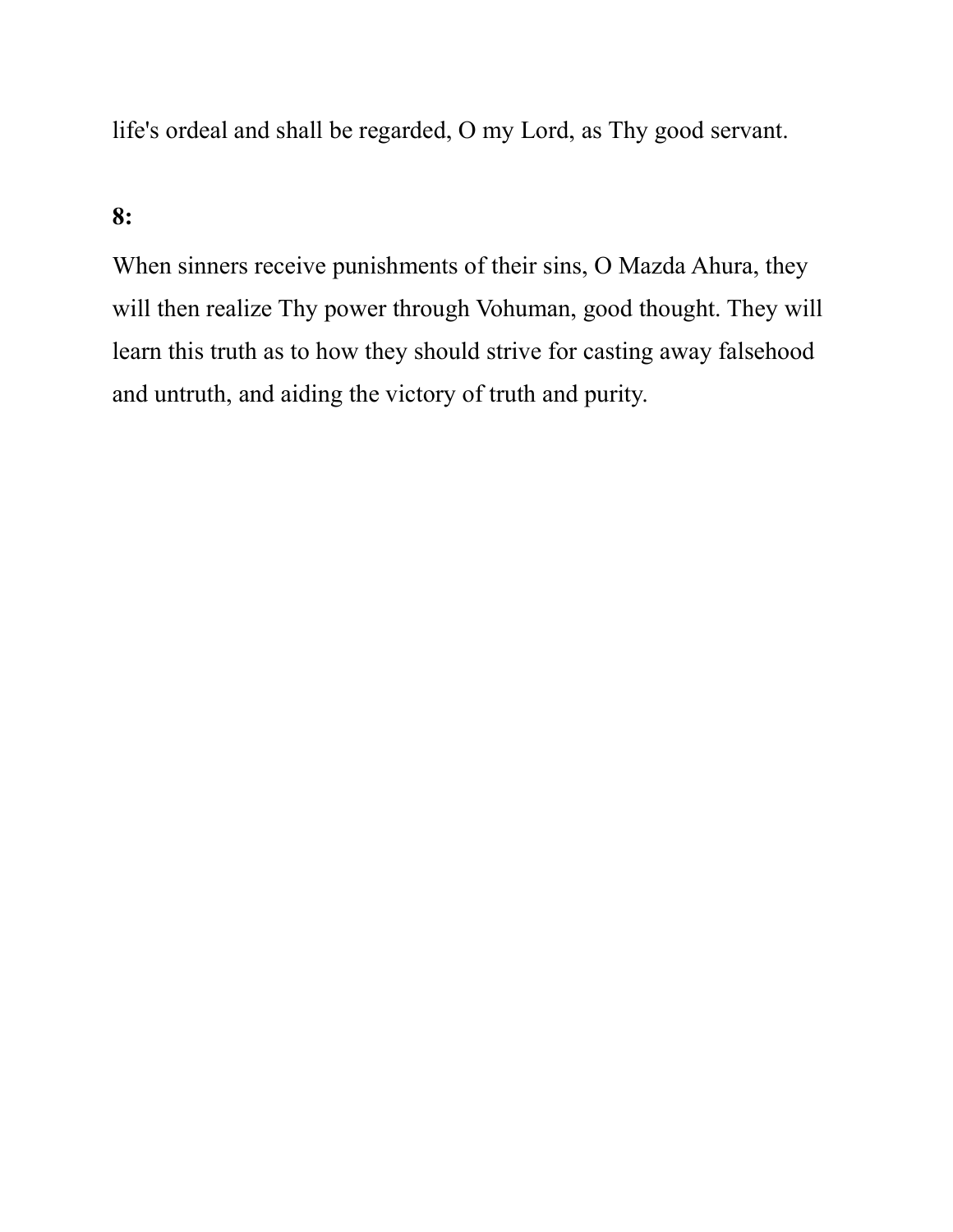life's ordeal and shall be regarded, O my Lord, as Thy good servant.

**8:**

When sinners receive punishments of their sins, O Mazda Ahura, they will then realize Thy power through Vohuman, good thought. They will learn this truth as to how they should strive for casting away falsehood and untruth, and aiding the victory of truth and purity.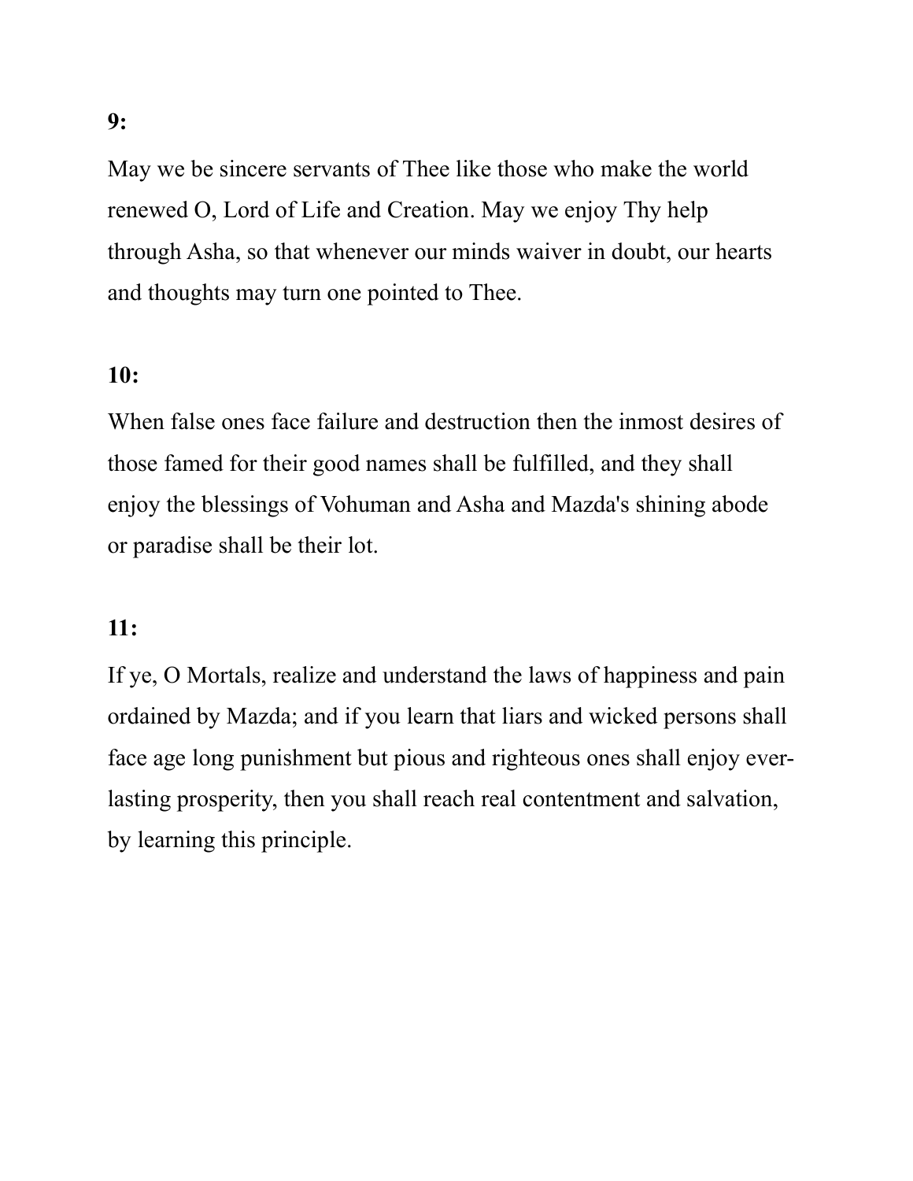**9:**

May we be sincere servants of Thee like those who make the world renewed O, Lord of Life and Creation. May we enjoy Thy help through Asha, so that whenever our minds waiver in doubt, our hearts and thoughts may turn one pointed to Thee.

**10:**

When false ones face failure and destruction then the inmost desires of those famed for their good names shall be fulfilled, and they shall enjoy the blessings of Vohuman and Asha and Mazda's shining abode or paradise shall be their lot.

**11:**

If ye, O Mortals, realize and understand the laws of happiness and pain ordained by Mazda; and if you learn that liars and wicked persons shall face age long punishment but pious and righteous ones shall enjoy ever-lasting prosperity, then you shall reach real contentment and salvation, by learning this principle.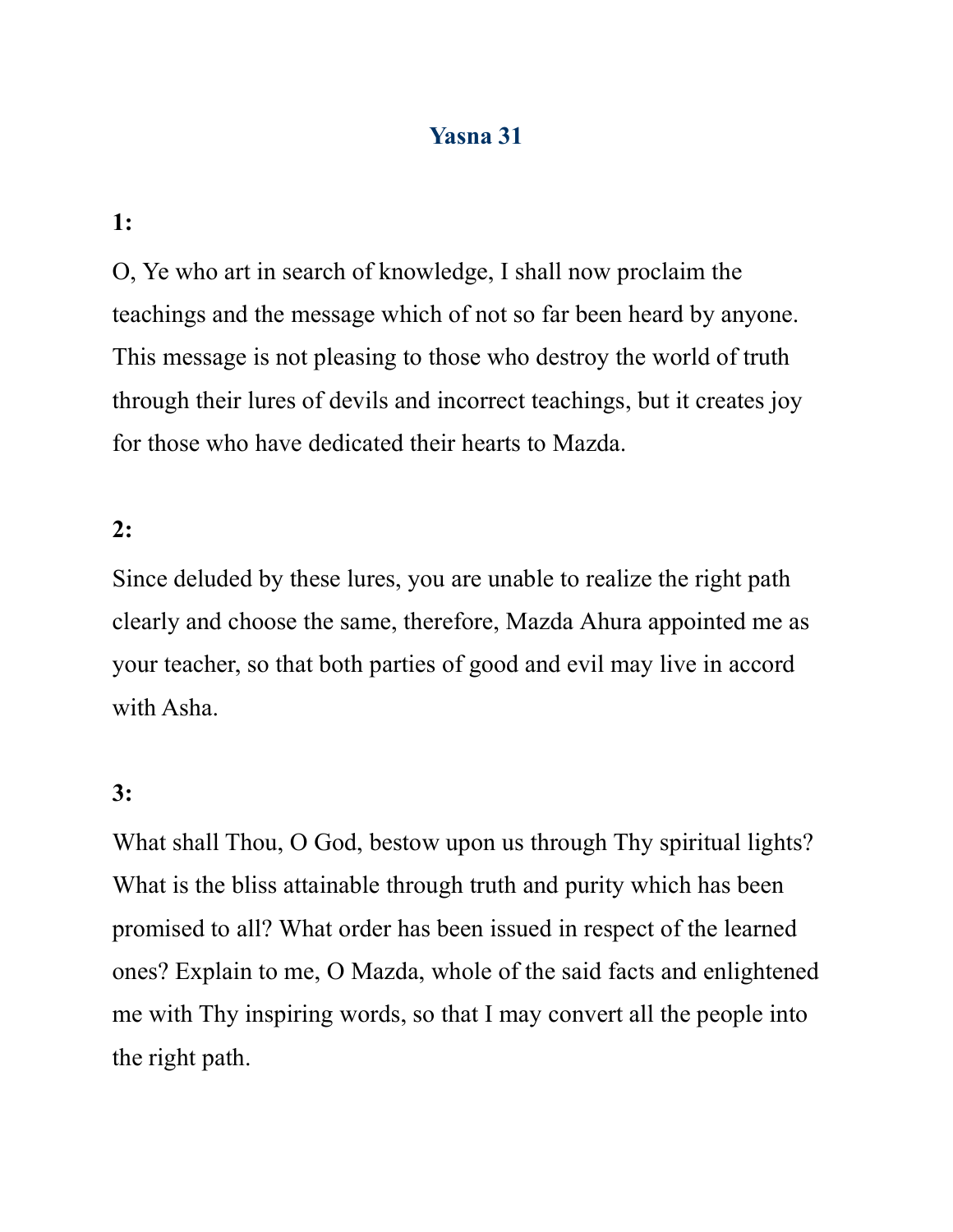# Yasna 31

**1:**

O, Ye who art in search of knowledge, I shall now proclaim the teachings and the message which of not so far been heard by anyone. This message is not pleasing to those who destroy the world of truth through their lures of devils and incorrect teachings, but it creates joy for those who have dedicated their hearts to Mazda.

**2:**

Since deluded by these lures, you are unable to realize the right path clearly and choose the same, therefore, Mazda Ahura appointed me as your teacher, so that both parties of good and evil may live in accord with Asha.

**3:**

What shall Thou, O God, bestow upon us through Thy spiritual lights? What is the bliss attainable through truth and purity which has been promised to all? What order has been issued in respect of the learned ones? Explain to me, O Mazda, whole of the said facts and enlightened me with Thy inspiring words, so that I may convert all the people into the right path.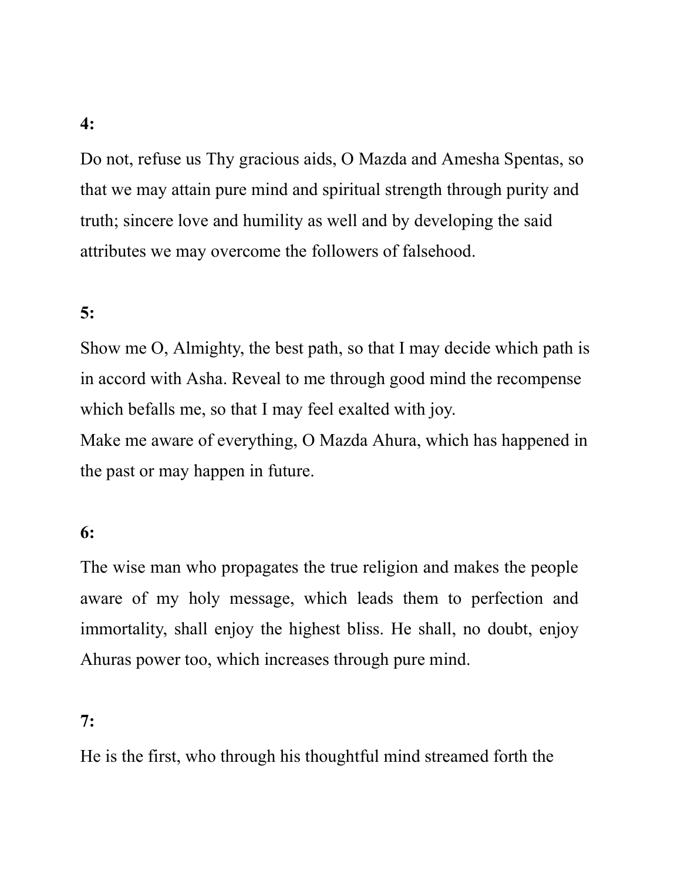**4:**

Do not, refuse us Thy gracious aids, O Mazda and Amesha Spentas, so that we may attain pure mind and spiritual strength through purity and truth; sincere love and humility as well and by developing the said attributes we may overcome the followers of falsehood.

**5:**

Show me O, Almighty, the best path, so that I may decide which path is in accord with Asha. Reveal to me through good mind the recompense which befalls me, so that I may feel exalted with joy.
Make me aware of everything, O Mazda Ahura, which has happened in the past or may happen in future.

**6:**

The wise man who propagates the true religion and makes the people aware of my holy message, which leads them to perfection and immortality, shall enjoy the highest bliss. He shall, no doubt, enjoy Ahuras power too, which increases through pure mind.

**7:**

He is the first, who through his thoughtful mind streamed forth the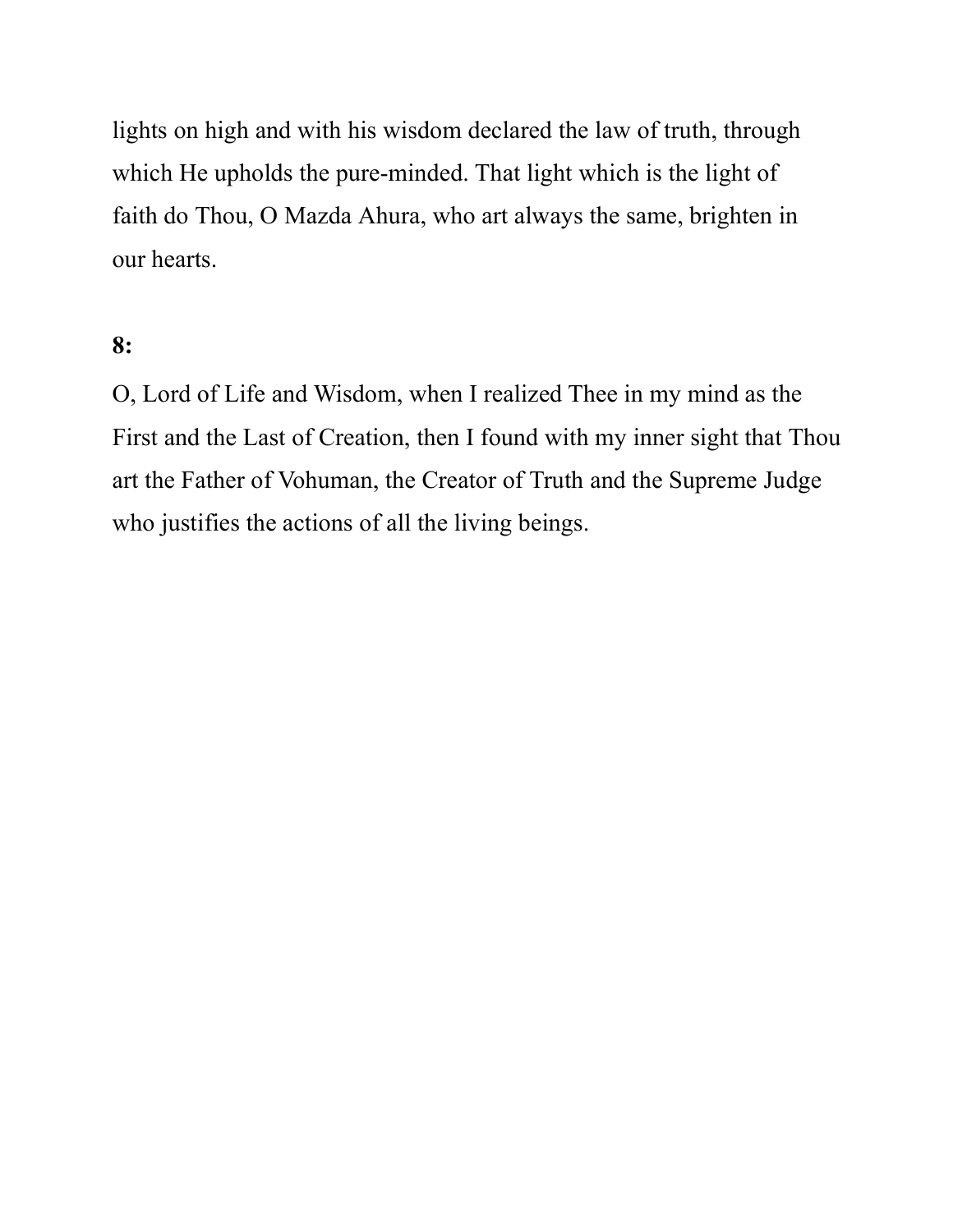lights on high and with his wisdom declared the law of truth, through which He upholds the pure-minded. That light which is the light of faith do Thou, O Mazda Ahura, who art always the same, brighten in our hearts.

**8:**

O, Lord of Life and Wisdom, when I realized Thee in my mind as the First and the Last of Creation, then I found with my inner sight that Thou art the Father of Vohuman, the Creator of Truth and the Supreme Judge who justifies the actions of all the living beings.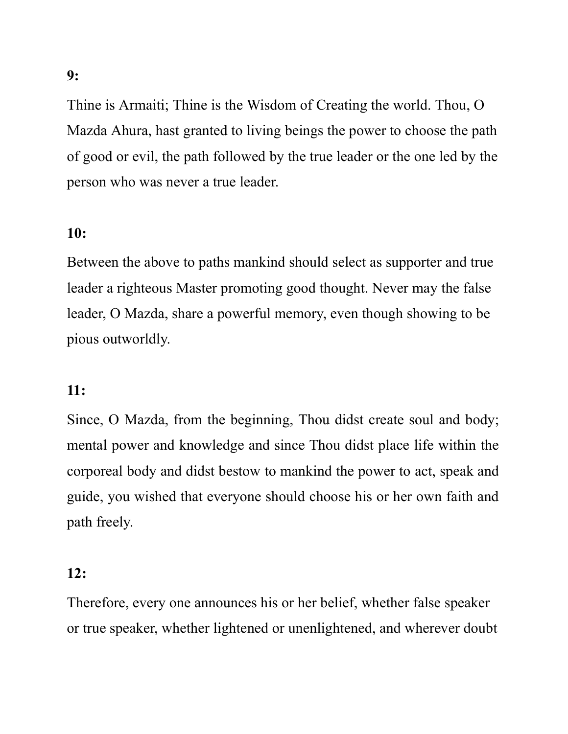**9:**

Thine is Armaiti; Thine is the Wisdom of Creating the world. Thou, O Mazda Ahura, hast granted to living beings the power to choose the path of good or evil, the path followed by the true leader or the one led by the person who was never a true leader.

**10:**

Between the above to paths mankind should select as supporter and true leader a righteous Master promoting good thought. Never may the false leader, O Mazda, share a powerful memory, even though showing to be pious outworldly.

**11:**

Since, O Mazda, from the beginning, Thou didst create soul and body; mental power and knowledge and since Thou didst place life within the corporeal body and didst bestow to mankind the power to act, speak and guide, you wished that everyone should choose his or her own faith and path freely.

**12:**

Therefore, every one announces his or her belief, whether false speaker or true speaker, whether lightened or unenlightened, and wherever doubt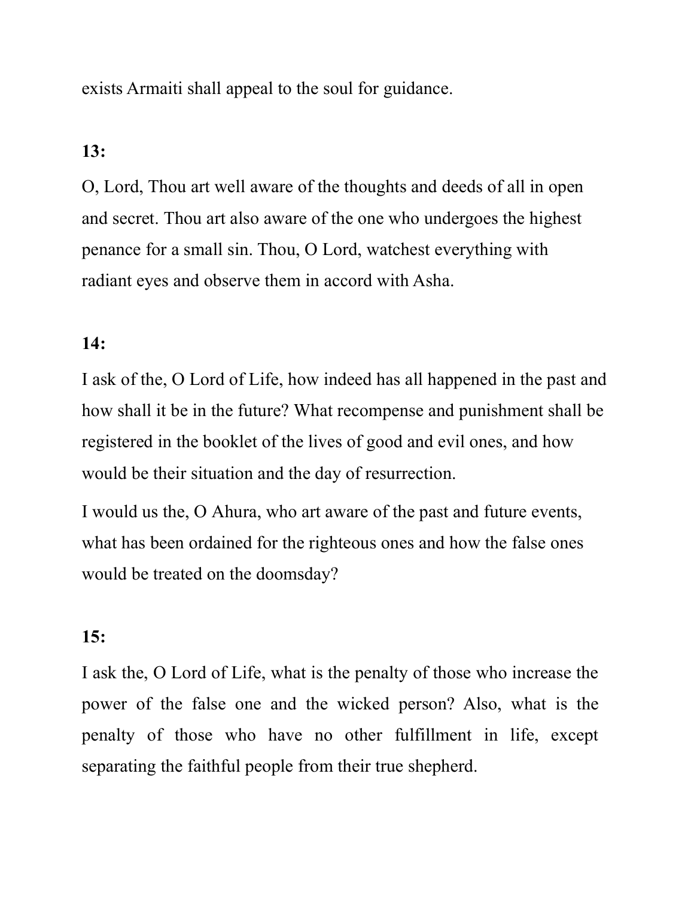exists Armaiti shall appeal to the soul for guidance.

**13:**

O, Lord, Thou art well aware of the thoughts and deeds of all in open and secret. Thou art also aware of the one who undergoes the highest penance for a small sin. Thou, O Lord, watchest everything with radiant eyes and observe them in accord with Asha.

**14:**

I ask of the, O Lord of Life, how indeed has all happened in the past and how shall it be in the future? What recompense and punishment shall be registered in the booklet of the lives of good and evil ones, and how would be their situation and the day of resurrection.

I would us the, O Ahura, who art aware of the past and future events, what has been ordained for the righteous ones and how the false ones would be treated on the doomsday?

**15:**

I ask the, O Lord of Life, what is the penalty of those who increase the power of the false one and the wicked person? Also, what is the penalty of those who have no other fulfillment in life, except separating the faithful people from their true shepherd.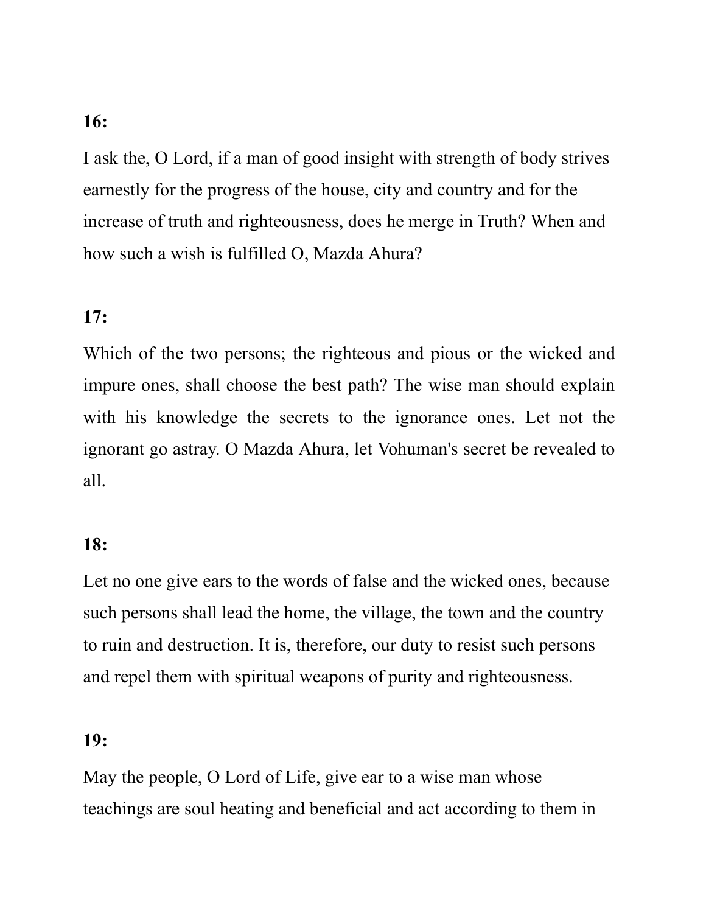**16:**

I ask the, O Lord, if a man of good insight with strength of body strives earnestly for the progress of the house, city and country and for the increase of truth and righteousness, does he merge in Truth? When and how such a wish is fulfilled O, Mazda Ahura?

**17:**

Which of the two persons; the righteous and pious or the wicked and impure ones, shall choose the best path? The wise man should explain with his knowledge the secrets to the ignorance ones. Let not the ignorant go astray. O Mazda Ahura, let Vohuman's secret be revealed to all.

**18:**

Let no one give ears to the words of false and the wicked ones, because such persons shall lead the home, the village, the town and the country to ruin and destruction. It is, therefore, our duty to resist such persons and repel them with spiritual weapons of purity and righteousness.

**19:**

May the people, O Lord of Life, give ear to a wise man whose teachings are soul heating and beneficial and act according to them in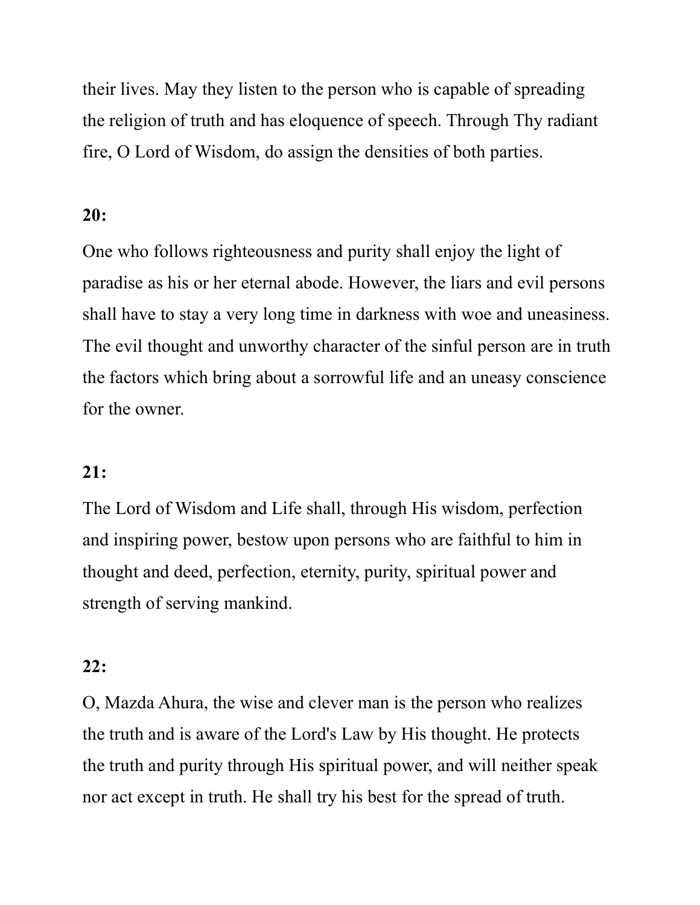their lives. May they listen to the person who is capable of spreading the religion of truth and has eloquence of speech. Through Thy radiant fire, O Lord of Wisdom, do assign the densities of both parties.

**20:**

One who follows righteousness and purity shall enjoy the light of paradise as his or her eternal abode. However, the liars and evil persons shall have to stay a very long time in darkness with woe and uneasiness. The evil thought and unworthy character of the sinful person are in truth the factors which bring about a sorrowful life and an uneasy conscience for the owner.

**21:**

The Lord of Wisdom and Life shall, through His wisdom, perfection and inspiring power, bestow upon persons who are faithful to him in thought and deed, perfection, eternity, purity, spiritual power and strength of serving mankind.

**22:**

O, Mazda Ahura, the wise and clever man is the person who realizes the truth and is aware of the Lord's Law by His thought. He protects the truth and purity through His spiritual power, and will neither speak nor act except in truth. He shall try his best for the spread of truth.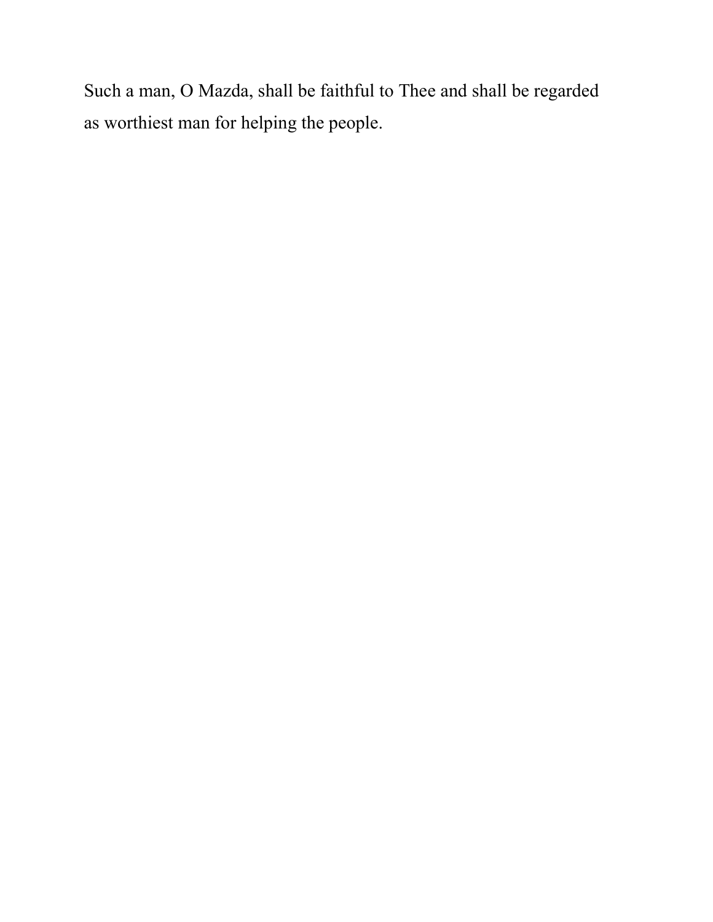Such a man, O Mazda, shall be faithful to Thee and shall be regarded as worthiest man for helping the people.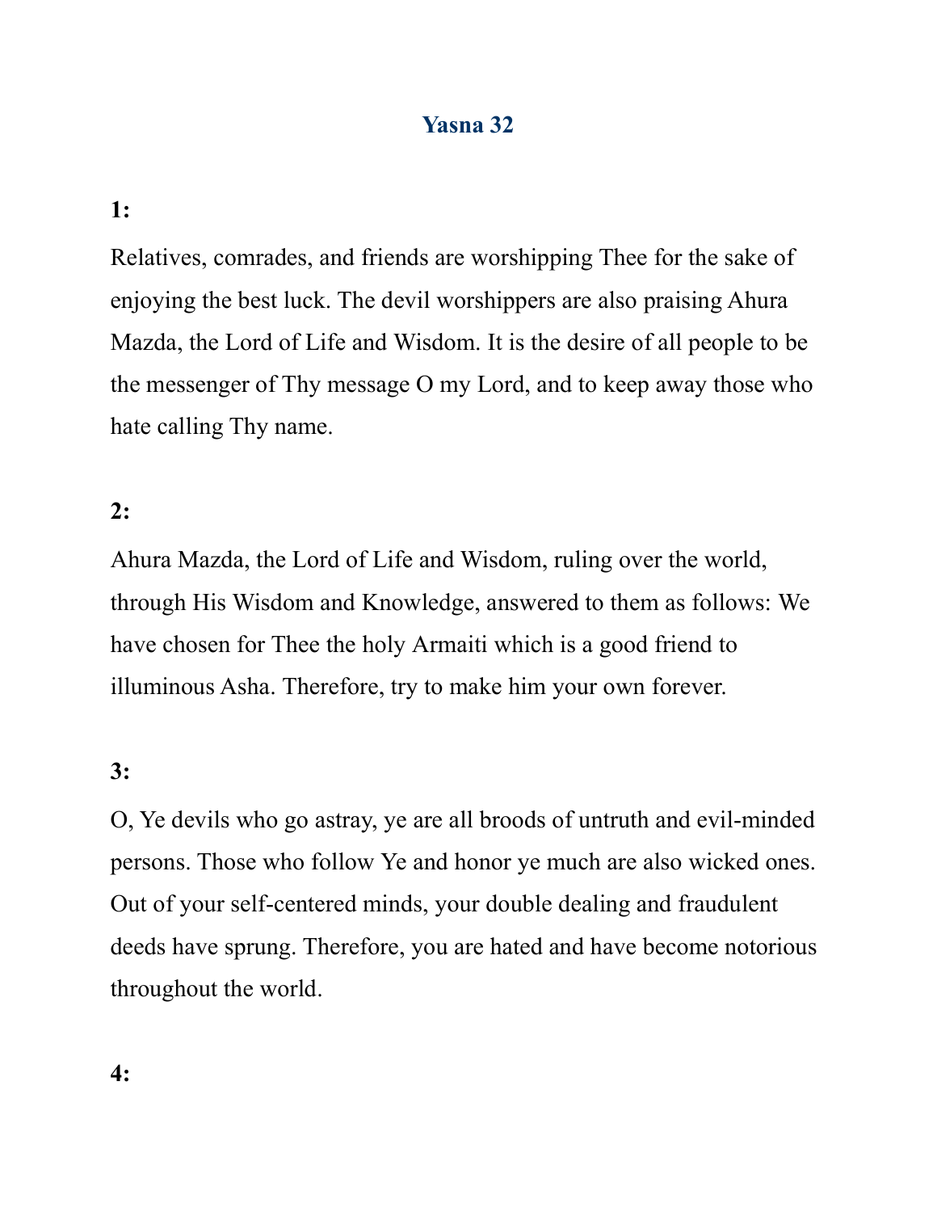## Yasna 32

**1:**

Relatives, comrades, and friends are worshipping Thee for the sake of enjoying the best luck. The devil worshippers are also praising Ahura Mazda, the Lord of Life and Wisdom. It is the desire of all people to be the messenger of Thy message O my Lord, and to keep away those who hate calling Thy name.

**2:**

Ahura Mazda, the Lord of Life and Wisdom, ruling over the world, through His Wisdom and Knowledge, answered to them as follows: We have chosen for Thee the holy Armaiti which is a good friend to illuminous Asha. Therefore, try to make him your own forever.

**3:**

O, Ye devils who go astray, ye are all broods of untruth and evil-minded persons. Those who follow Ye and honor ye much are also wicked ones. Out of your self-centered minds, your double dealing and fraudulent deeds have sprung. Therefore, you are hated and have become notorious throughout the world.

**4:**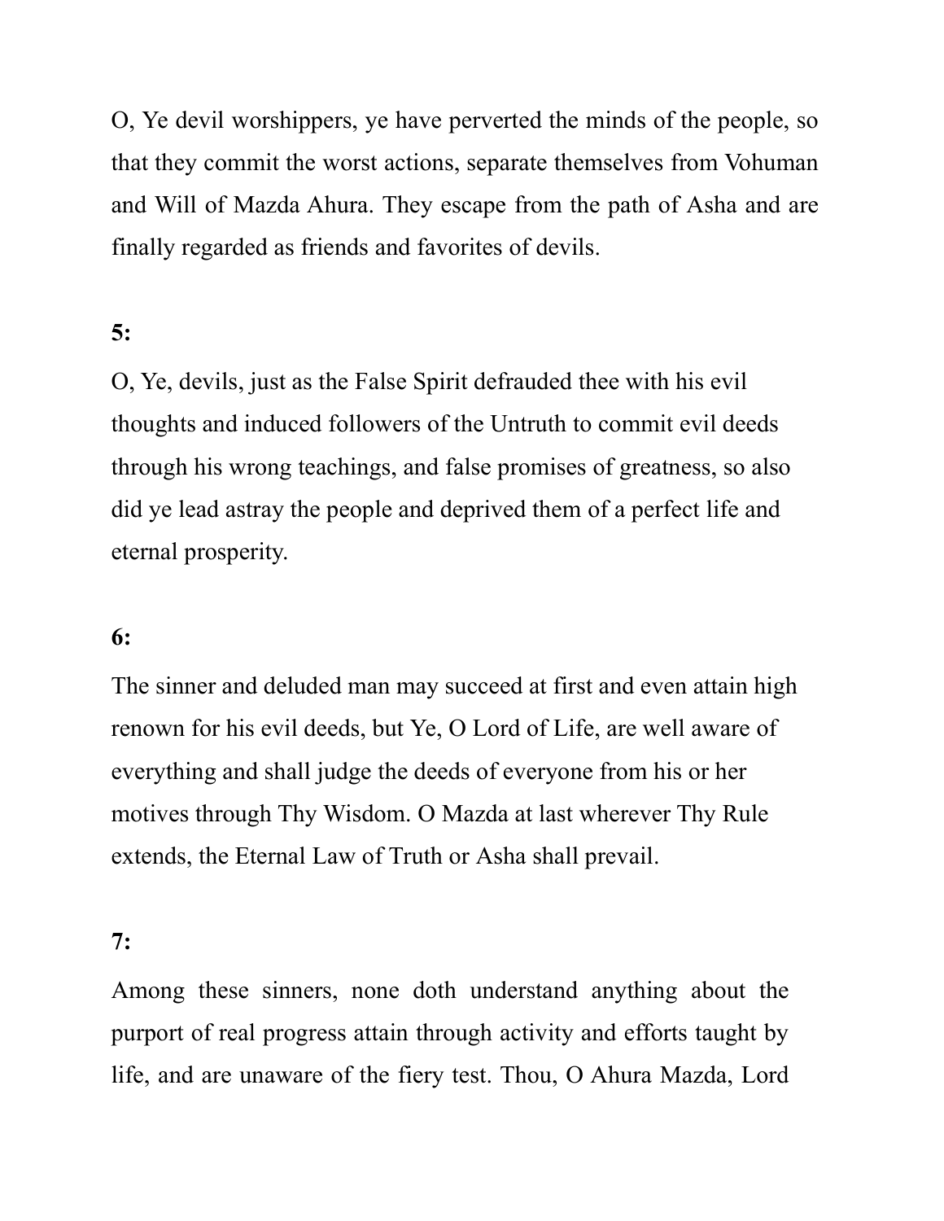O, Ye devil worshippers, ye have perverted the minds of the people, so that they commit the worst actions, separate themselves from Vohuman and Will of Mazda Ahura. They escape from the path of Asha and are finally regarded as friends and favorites of devils.

**5:**

O, Ye, devils, just as the False Spirit defrauded thee with his evil thoughts and induced followers of the Untruth to commit evil deeds through his wrong teachings, and false promises of greatness, so also did ye lead astray the people and deprived them of a perfect life and eternal prosperity.

**6:**

The sinner and deluded man may succeed at first and even attain high renown for his evil deeds, but Ye, O Lord of Life, are well aware of everything and shall judge the deeds of everyone from his or her motives through Thy Wisdom. O Mazda at last wherever Thy Rule extends, the Eternal Law of Truth or Asha shall prevail.

**7:**

Among these sinners, none doth understand anything about the purport of real progress attain through activity and efforts taught by life, and are unaware of the fiery test. Thou, O Ahura Mazda, Lord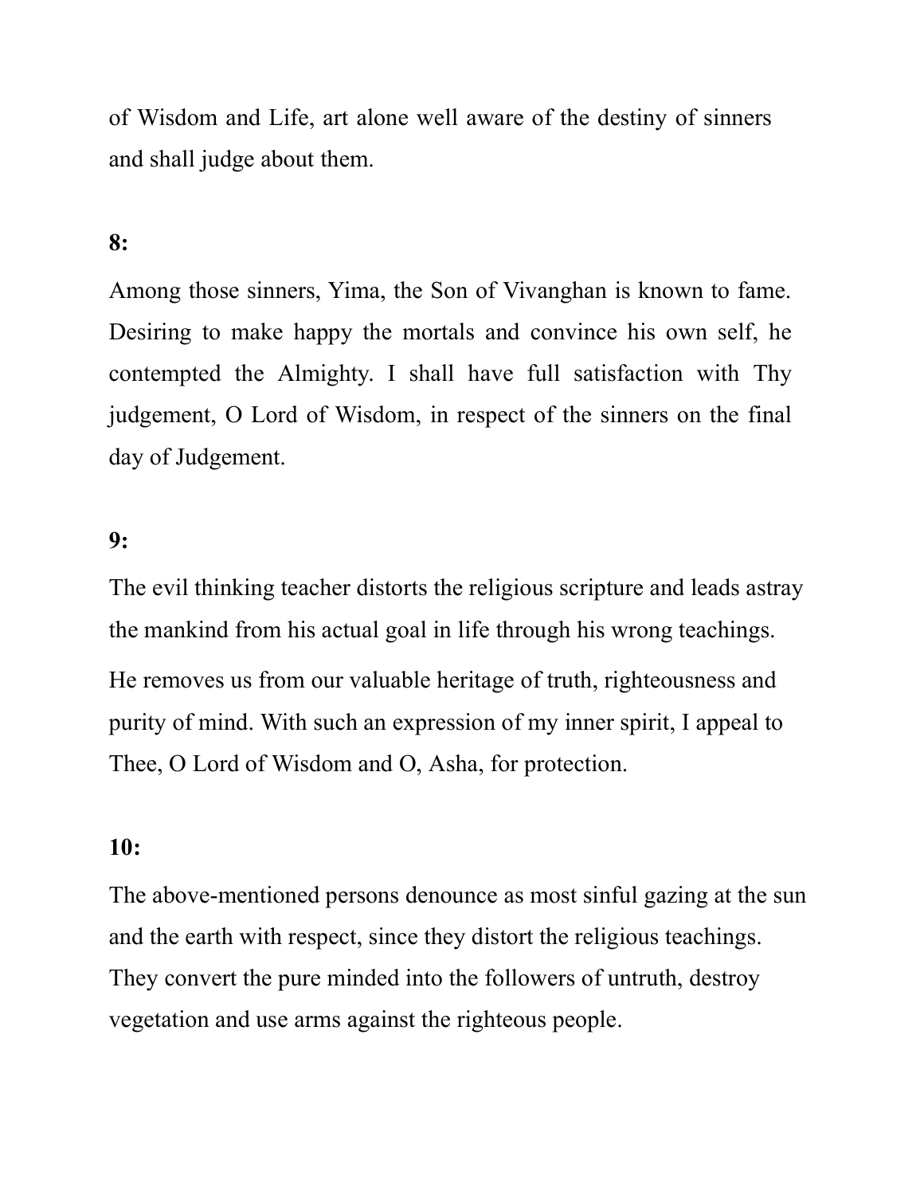of Wisdom and Life, art alone well aware of the destiny of sinners and shall judge about them.

**8:**

Among those sinners, Yima, the Son of Vivanghan is known to fame. Desiring to make happy the mortals and convince his own self, he contempted the Almighty. I shall have full satisfaction with Thy judgement, O Lord of Wisdom, in respect of the sinners on the final day of Judgement.

**9:**

The evil thinking teacher distorts the religious scripture and leads astray the mankind from his actual goal in life through his wrong teachings.

He removes us from our valuable heritage of truth, righteousness and purity of mind. With such an expression of my inner spirit, I appeal to Thee, O Lord of Wisdom and O, Asha, for protection.

**10:**

The above-mentioned persons denounce as most sinful gazing at the sun and the earth with respect, since they distort the religious teachings. They convert the pure minded into the followers of untruth, destroy vegetation and use arms against the righteous people.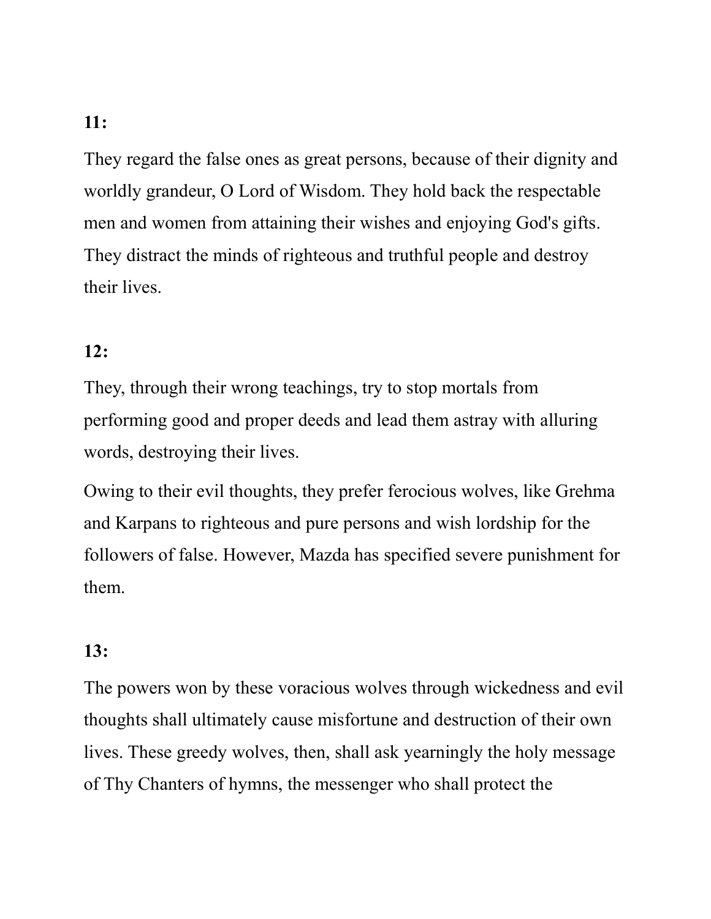**11:**

They regard the false ones as great persons, because of their dignity and worldly grandeur, O Lord of Wisdom. They hold back the respectable men and women from attaining their wishes and enjoying God's gifts. They distract the minds of righteous and truthful people and destroy their lives.

**12:**

They, through their wrong teachings, try to stop mortals from performing good and proper deeds and lead them astray with alluring words, destroying their lives.

Owing to their evil thoughts, they prefer ferocious wolves, like Grehma and Karpans to righteous and pure persons and wish lordship for the followers of false. However, Mazda has specified severe punishment for them.

**13:**

The powers won by these voracious wolves through wickedness and evil thoughts shall ultimately cause misfortune and destruction of their own lives. These greedy wolves, then, shall ask yearningly the holy message of Thy Chanters of hymns, the messenger who shall protect the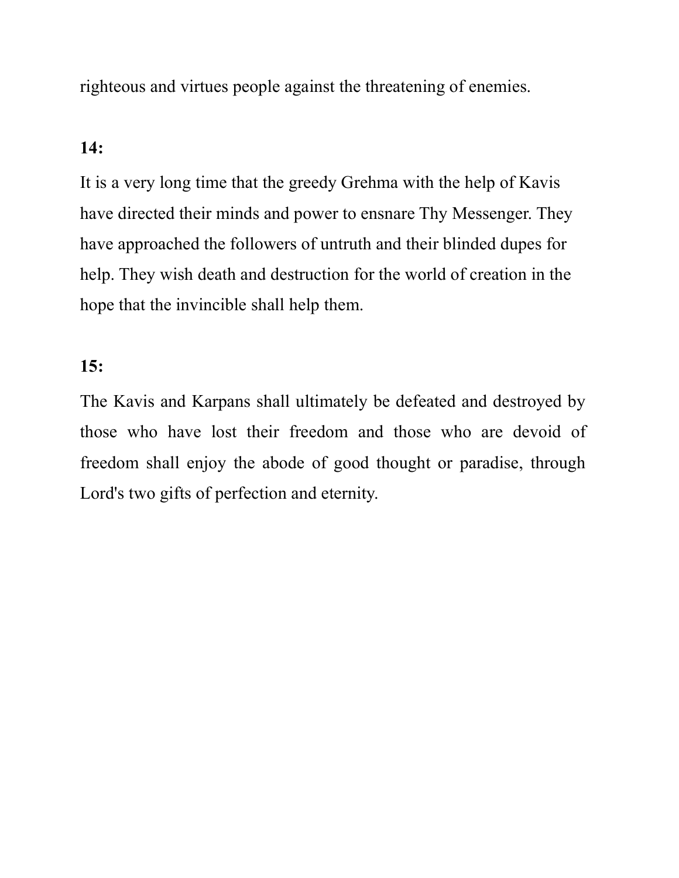righteous and virtues people against the threatening of enemies.

**14:**

It is a very long time that the greedy Grehma with the help of Kavis have directed their minds and power to ensnare Thy Messenger. They have approached the followers of untruth and their blinded dupes for help. They wish death and destruction for the world of creation in the hope that the invincible shall help them.

**15:**

The Kavis and Karpans shall ultimately be defeated and destroyed by those who have lost their freedom and those who are devoid of freedom shall enjoy the abode of good thought or paradise, through Lord's two gifts of perfection and eternity.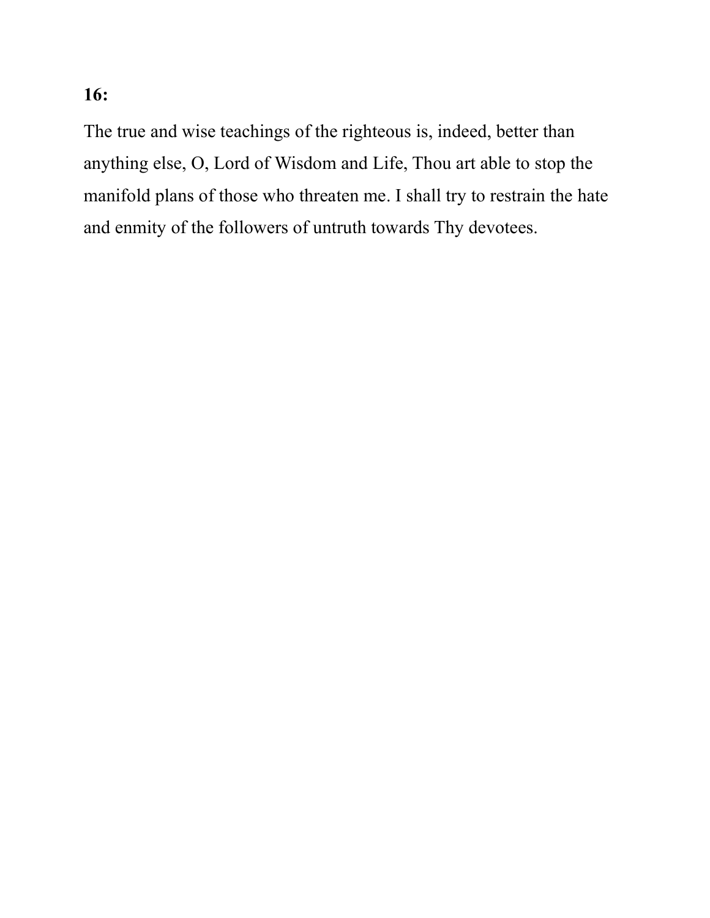**16:**

The true and wise teachings of the righteous is, indeed, better than anything else, O, Lord of Wisdom and Life, Thou art able to stop the manifold plans of those who threaten me. I shall try to restrain the hate and enmity of the followers of untruth towards Thy devotees.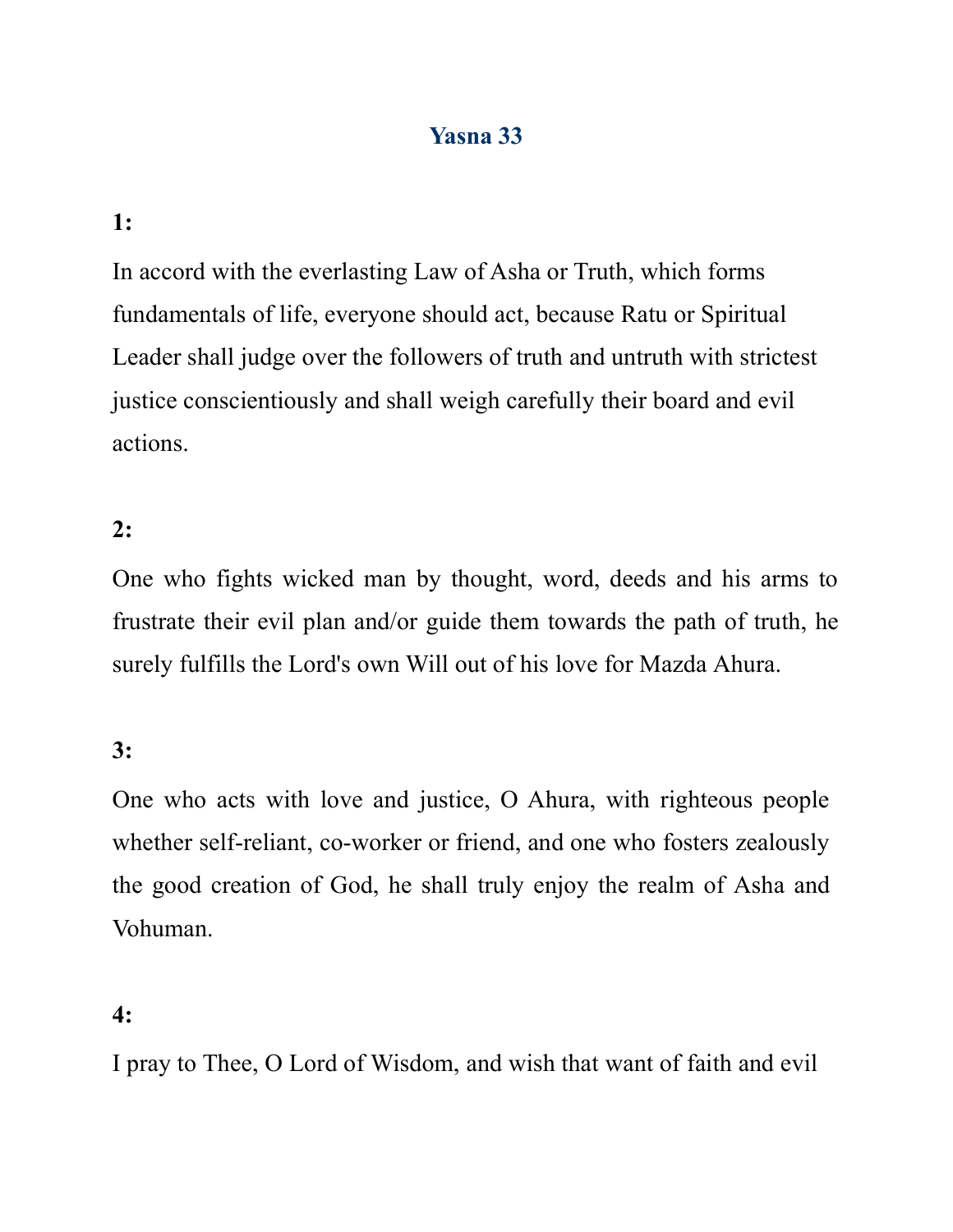# Yasna 33

**1:**

In accord with the everlasting Law of Asha or Truth, which forms fundamentals of life, everyone should act, because Ratu or Spiritual Leader shall judge over the followers of truth and untruth with strictest justice conscientiously and shall weigh carefully their board and evil actions.

**2:**

One who fights wicked man by thought, word, deeds and his arms to frustrate their evil plan and/or guide them towards the path of truth, he surely fulfills the Lord's own Will out of his love for Mazda Ahura.

**3:**

One who acts with love and justice, O Ahura, with righteous people whether self-reliant, co-worker or friend, and one who fosters zealously the good creation of God, he shall truly enjoy the realm of Asha and Vohuman.

**4:**

I pray to Thee, O Lord of Wisdom, and wish that want of faith and evil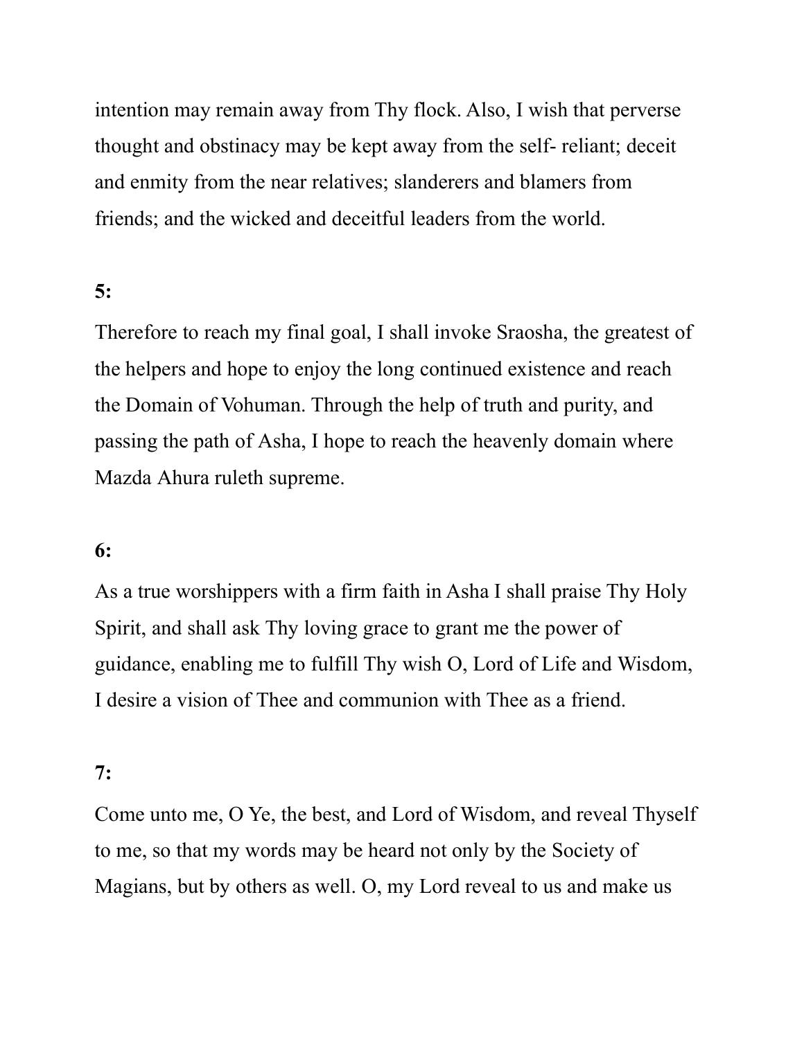intention may remain away from Thy flock. Also, I wish that perverse thought and obstinacy may be kept away from the self- reliant; deceit and enmity from the near relatives; slanderers and blamers from friends; and the wicked and deceitful leaders from the world.

**5:**

Therefore to reach my final goal, I shall invoke Sraosha, the greatest of the helpers and hope to enjoy the long continued existence and reach the Domain of Vohuman. Through the help of truth and purity, and passing the path of Asha, I hope to reach the heavenly domain where Mazda Ahura ruleth supreme.

**6:**

As a true worshippers with a firm faith in Asha I shall praise Thy Holy Spirit, and shall ask Thy loving grace to grant me the power of guidance, enabling me to fulfill Thy wish O, Lord of Life and Wisdom, I desire a vision of Thee and communion with Thee as a friend.

**7:**

Come unto me, O Ye, the best, and Lord of Wisdom, and reveal Thyself to me, so that my words may be heard not only by the Society of Magians, but by others as well. O, my Lord reveal to us and make us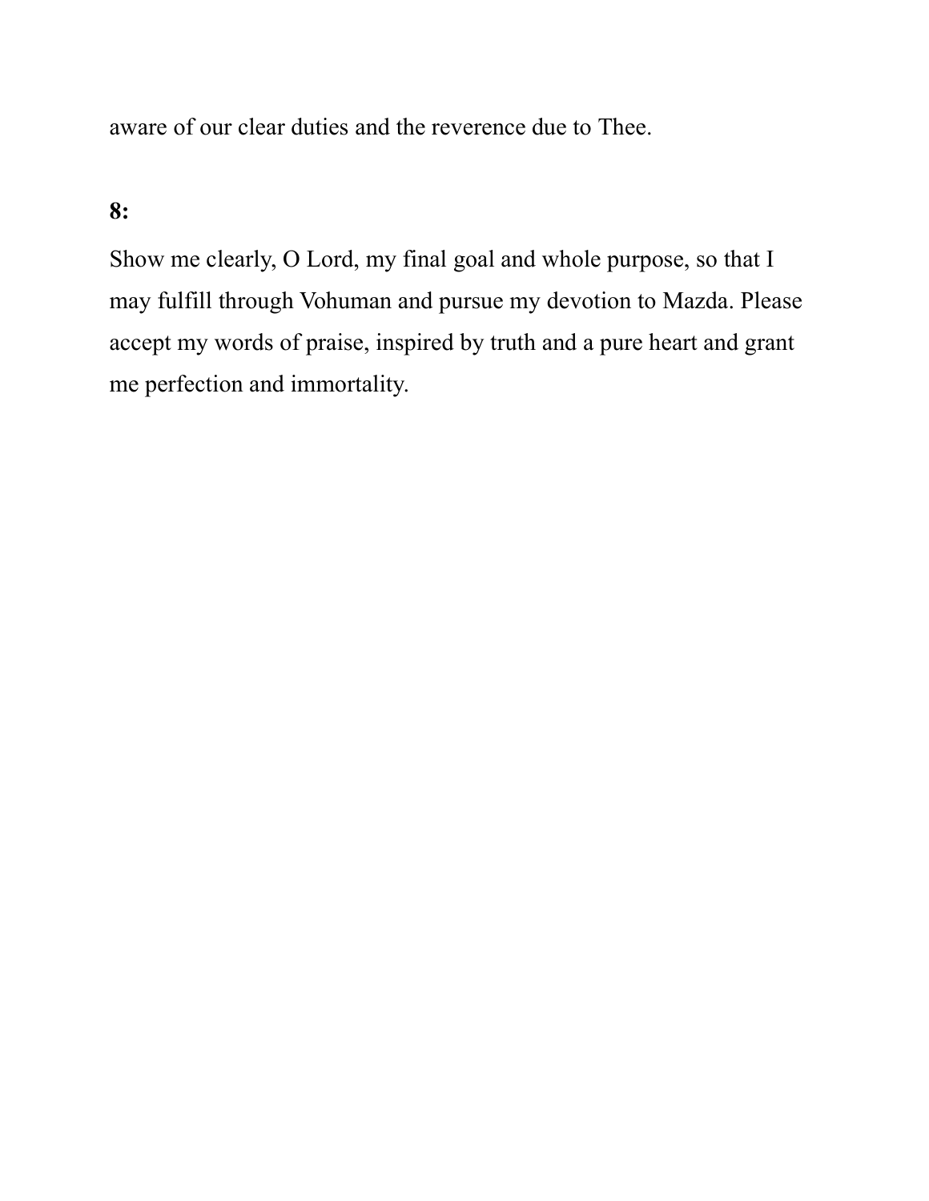aware of our clear duties and the reverence due to Thee.

**8:**

Show me clearly, O Lord, my final goal and whole purpose, so that I may fulfill through Vohuman and pursue my devotion to Mazda. Please accept my words of praise, inspired by truth and a pure heart and grant me perfection and immortality.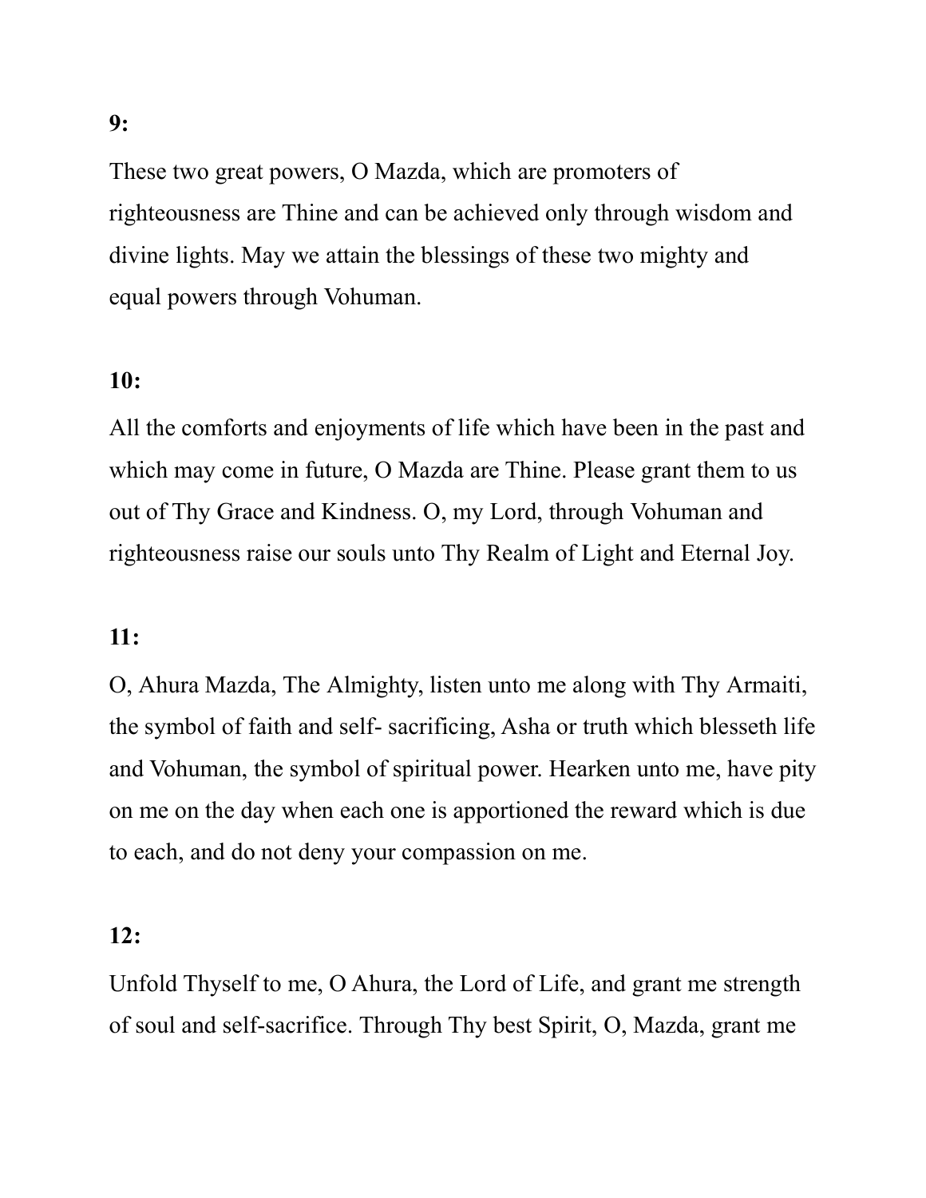**9:**

These two great powers, O Mazda, which are promoters of righteousness are Thine and can be achieved only through wisdom and divine lights. May we attain the blessings of these two mighty and equal powers through Vohuman.

**10:**

All the comforts and enjoyments of life which have been in the past and which may come in future, O Mazda are Thine. Please grant them to us out of Thy Grace and Kindness. O, my Lord, through Vohuman and righteousness raise our souls unto Thy Realm of Light and Eternal Joy.

**11:**

O, Ahura Mazda, The Almighty, listen unto me along with Thy Armaiti, the symbol of faith and self- sacrificing, Asha or truth which blesseth life and Vohuman, the symbol of spiritual power. Hearken unto me, have pity on me on the day when each one is apportioned the reward which is due to each, and do not deny your compassion on me.

**12:**

Unfold Thyself to me, O Ahura, the Lord of Life, and grant me strength of soul and self-sacrifice. Through Thy best Spirit, O, Mazda, grant me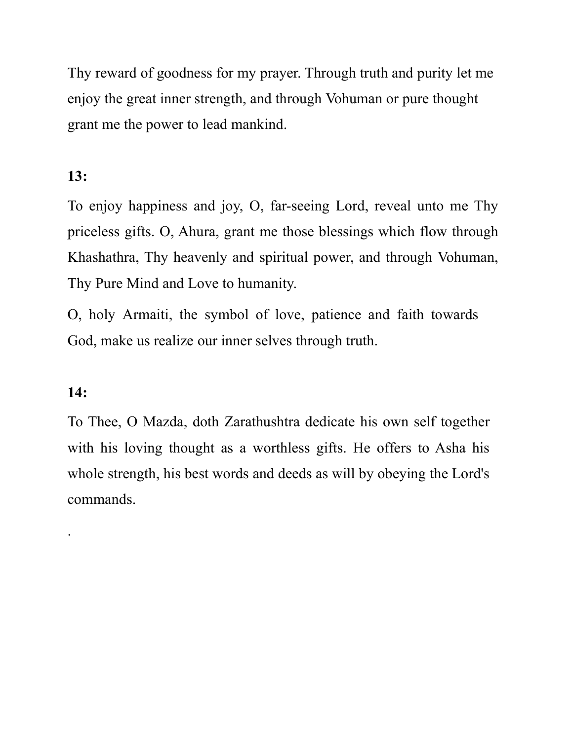Thy reward of goodness for my prayer. Through truth and purity let me enjoy the great inner strength, and through Vohuman or pure thought grant me the power to lead mankind.

**13:**

To enjoy happiness and joy, O, far-seeing Lord, reveal unto me Thy priceless gifts. O, Ahura, grant me those blessings which flow through Khashathra, Thy heavenly and spiritual power, and through Vohuman, Thy Pure Mind and Love to humanity.

O, holy Armaiti, the symbol of love, patience and faith towards God, make us realize our inner selves through truth.

**14:**

To Thee, O Mazda, doth Zarathushtra dedicate his own self together with his loving thought as a worthless gifts. He offers to Asha his whole strength, his best words and deeds as will by obeying the Lord's commands.

.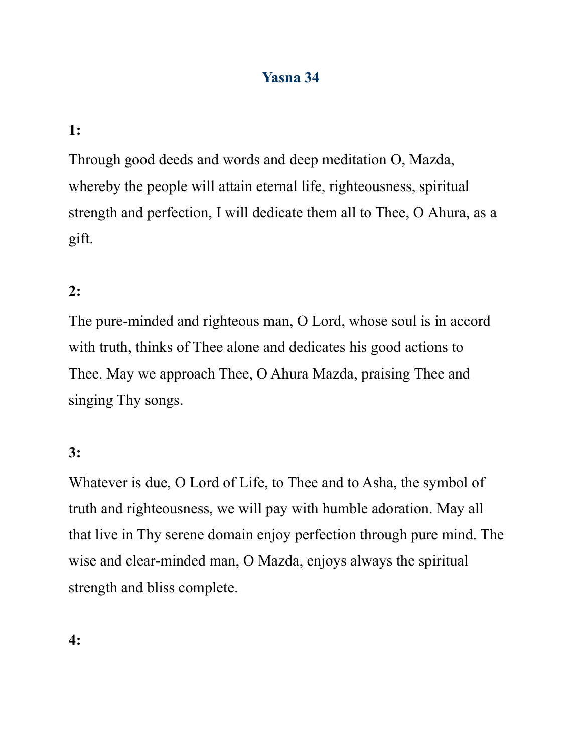# Yasna 34

**1:**

Through good deeds and words and deep meditation O, Mazda, whereby the people will attain eternal life, righteousness, spiritual strength and perfection, I will dedicate them all to Thee, O Ahura, as a gift.

**2:**

The pure-minded and righteous man, O Lord, whose soul is in accord with truth, thinks of Thee alone and dedicates his good actions to Thee. May we approach Thee, O Ahura Mazda, praising Thee and singing Thy songs.

**3:**

Whatever is due, O Lord of Life, to Thee and to Asha, the symbol of truth and righteousness, we will pay with humble adoration. May all that live in Thy serene domain enjoy perfection through pure mind. The wise and clear-minded man, O Mazda, enjoys always the spiritual strength and bliss complete.

**4:**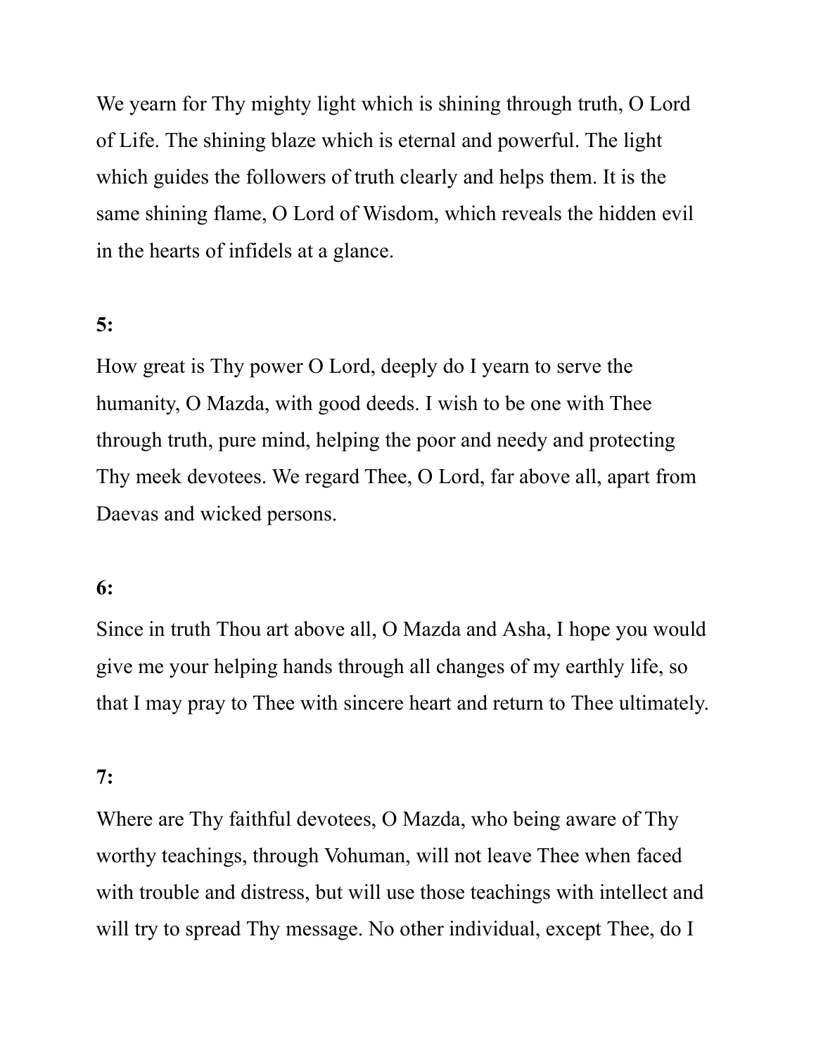We yearn for Thy mighty light which is shining through truth, O Lord of Life. The shining blaze which is eternal and powerful. The light which guides the followers of truth clearly and helps them. It is the same shining flame, O Lord of Wisdom, which reveals the hidden evil in the hearts of infidels at a glance.

**5:**

How great is Thy power O Lord, deeply do I yearn to serve the humanity, O Mazda, with good deeds. I wish to be one with Thee through truth, pure mind, helping the poor and needy and protecting Thy meek devotees. We regard Thee, O Lord, far above all, apart from Daevas and wicked persons.

**6:**

Since in truth Thou art above all, O Mazda and Asha, I hope you would give me your helping hands through all changes of my earthly life, so that I may pray to Thee with sincere heart and return to Thee ultimately.

**7:**

Where are Thy faithful devotees, O Mazda, who being aware of Thy worthy teachings, through Vohuman, will not leave Thee when faced with trouble and distress, but will use those teachings with intellect and will try to spread Thy message. No other individual, except Thee, do I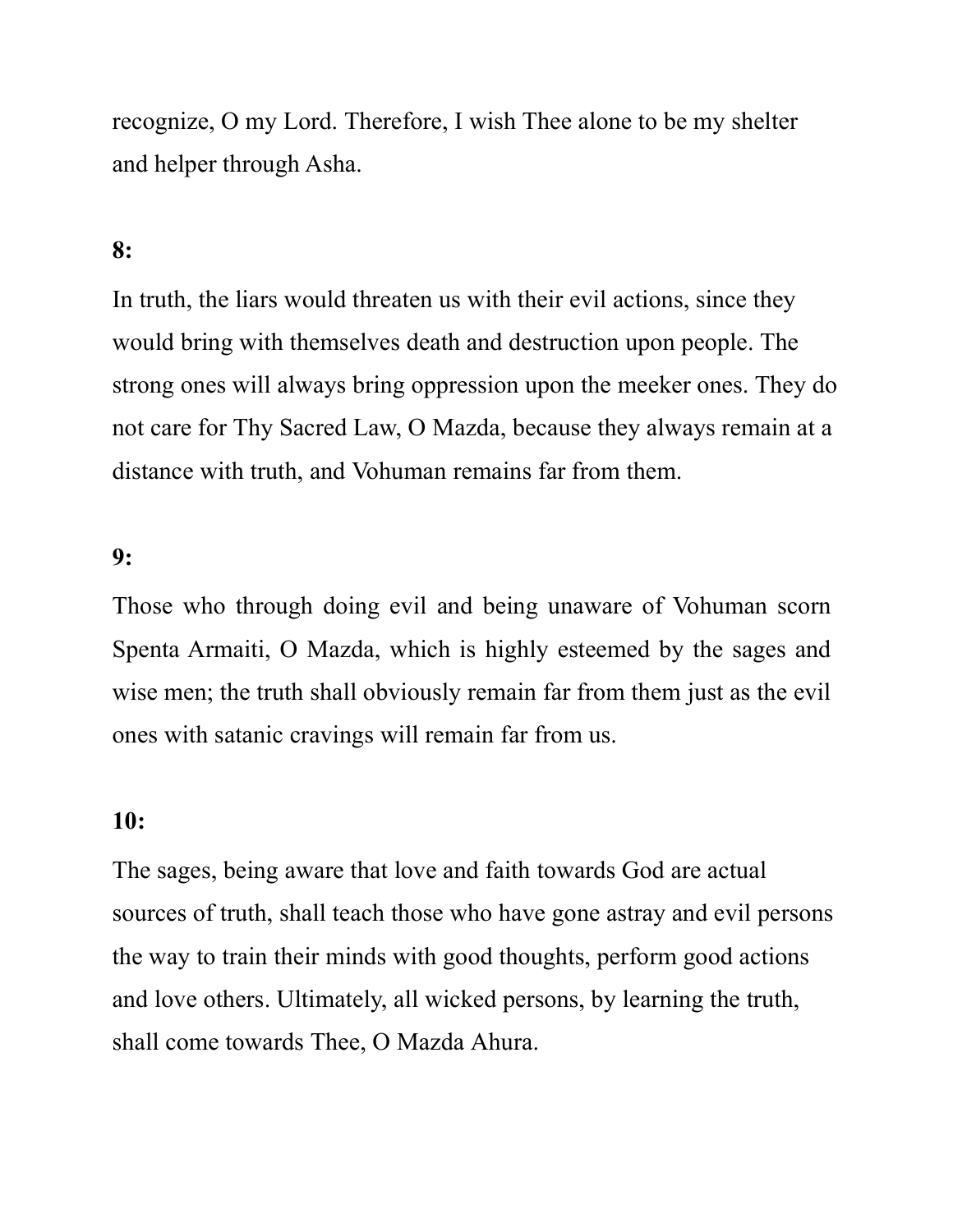recognize, O my Lord. Therefore, I wish Thee alone to be my shelter and helper through Asha.

**8:**

In truth, the liars would threaten us with their evil actions, since they would bring with themselves death and destruction upon people. The strong ones will always bring oppression upon the meeker ones. They do not care for Thy Sacred Law, O Mazda, because they always remain at a distance with truth, and Vohuman remains far from them.

**9:**

Those who through doing evil and being unaware of Vohuman scorn Spenta Armaiti, O Mazda, which is highly esteemed by the sages and wise men; the truth shall obviously remain far from them just as the evil ones with satanic cravings will remain far from us.

**10:**

The sages, being aware that love and faith towards God are actual sources of truth, shall teach those who have gone astray and evil persons the way to train their minds with good thoughts, perform good actions and love others. Ultimately, all wicked persons, by learning the truth, shall come towards Thee, O Mazda Ahura.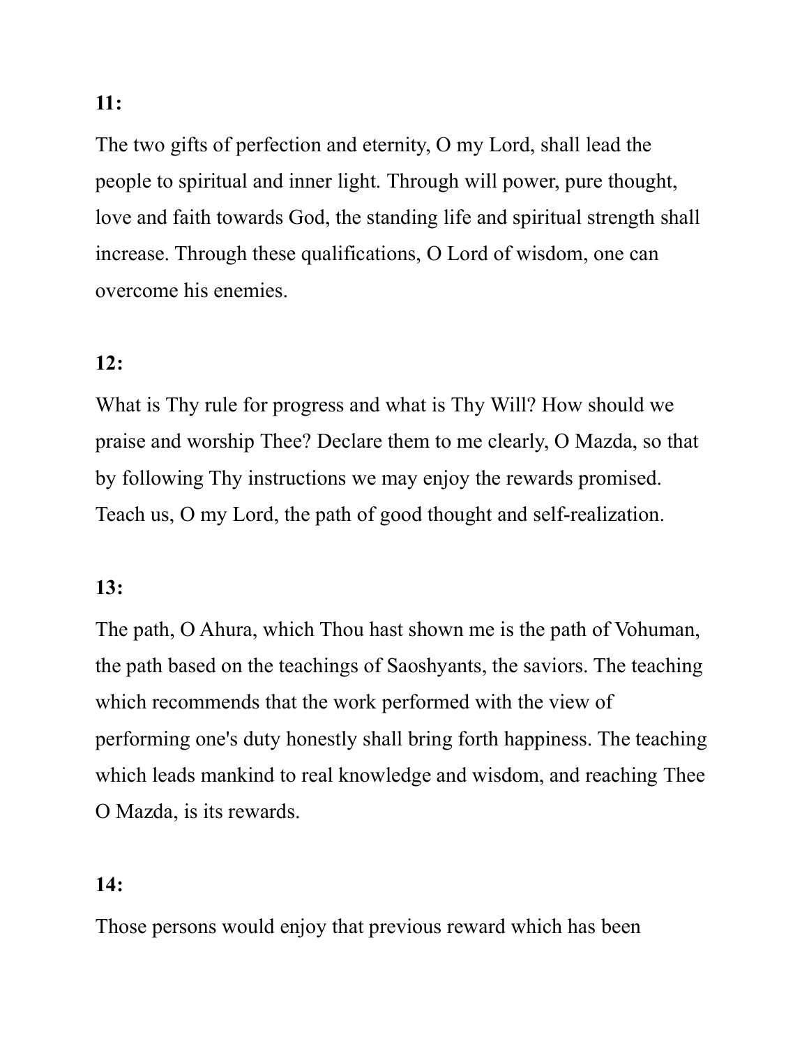**11:**

The two gifts of perfection and eternity, O my Lord, shall lead the people to spiritual and inner light. Through will power, pure thought, love and faith towards God, the standing life and spiritual strength shall increase. Through these qualifications, O Lord of wisdom, one can overcome his enemies.

**12:**

What is Thy rule for progress and what is Thy Will? How should we praise and worship Thee? Declare them to me clearly, O Mazda, so that by following Thy instructions we may enjoy the rewards promised. Teach us, O my Lord, the path of good thought and self-realization.

**13:**

The path, O Ahura, which Thou hast shown me is the path of Vohuman, the path based on the teachings of Saoshyants, the saviors. The teaching which recommends that the work performed with the view of performing one's duty honestly shall bring forth happiness. The teaching which leads mankind to real knowledge and wisdom, and reaching Thee O Mazda, is its rewards.

**14:**

Those persons would enjoy that previous reward which has been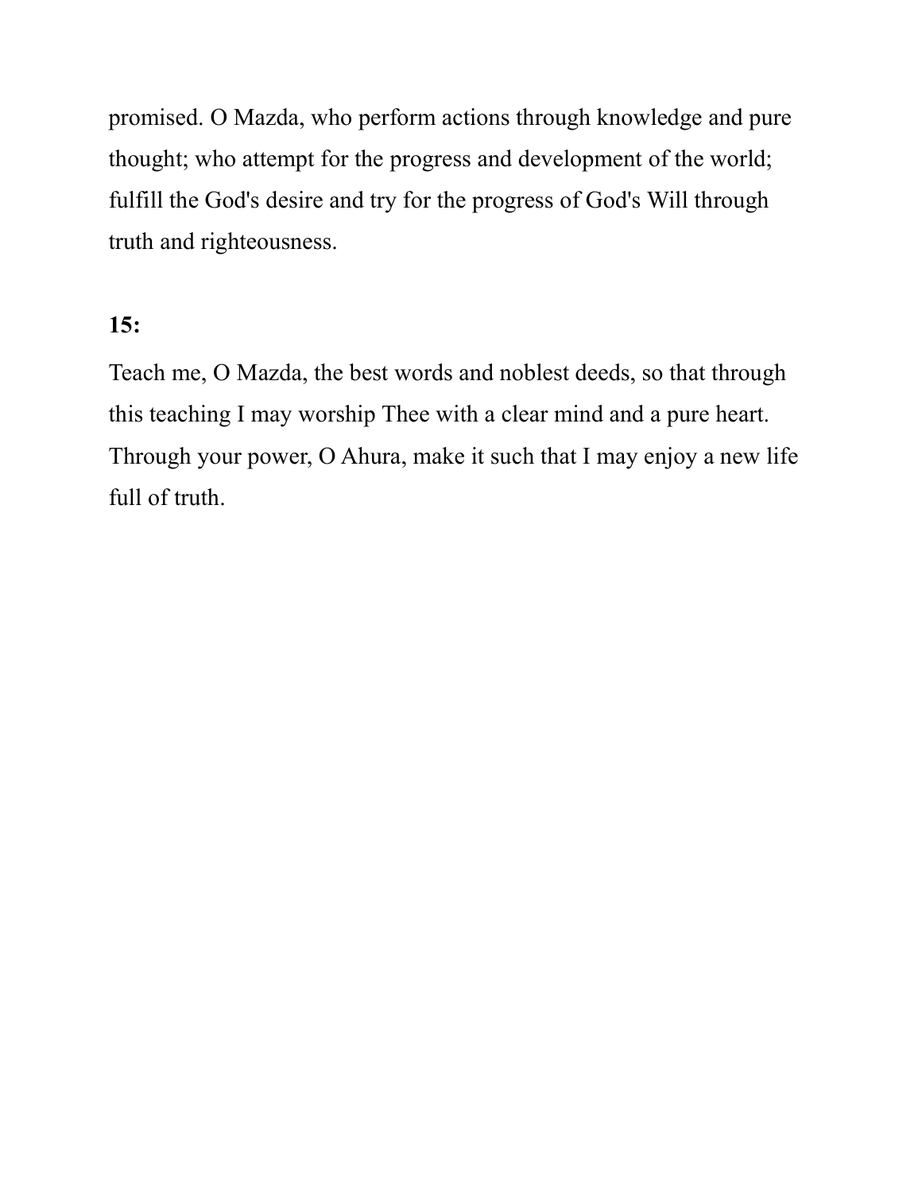promised. O Mazda, who perform actions through knowledge and pure thought; who attempt for the progress and development of the world; fulfill the God's desire and try for the progress of God's Will through truth and righteousness.

**15:**

Teach me, O Mazda, the best words and noblest deeds, so that through this teaching I may worship Thee with a clear mind and a pure heart. Through your power, O Ahura, make it such that I may enjoy a new life full of truth.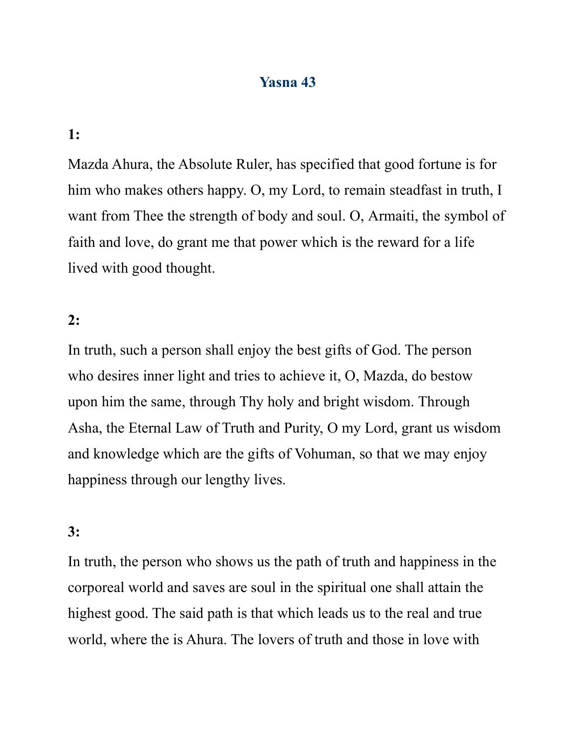# Yasna 43

**1:**

Mazda Ahura, the Absolute Ruler, has specified that good fortune is for him who makes others happy. O, my Lord, to remain steadfast in truth, I want from Thee the strength of body and soul. O, Armaiti, the symbol of faith and love, do grant me that power which is the reward for a life lived with good thought.

**2:**

In truth, such a person shall enjoy the best gifts of God. The person who desires inner light and tries to achieve it, O, Mazda, do bestow upon him the same, through Thy holy and bright wisdom. Through Asha, the Eternal Law of Truth and Purity, O my Lord, grant us wisdom and knowledge which are the gifts of Vohuman, so that we may enjoy happiness through our lengthy lives.

**3:**

In truth, the person who shows us the path of truth and happiness in the corporeal world and saves are soul in the spiritual one shall attain the highest good. The said path is that which leads us to the real and true world, where the is Ahura. The lovers of truth and those in love with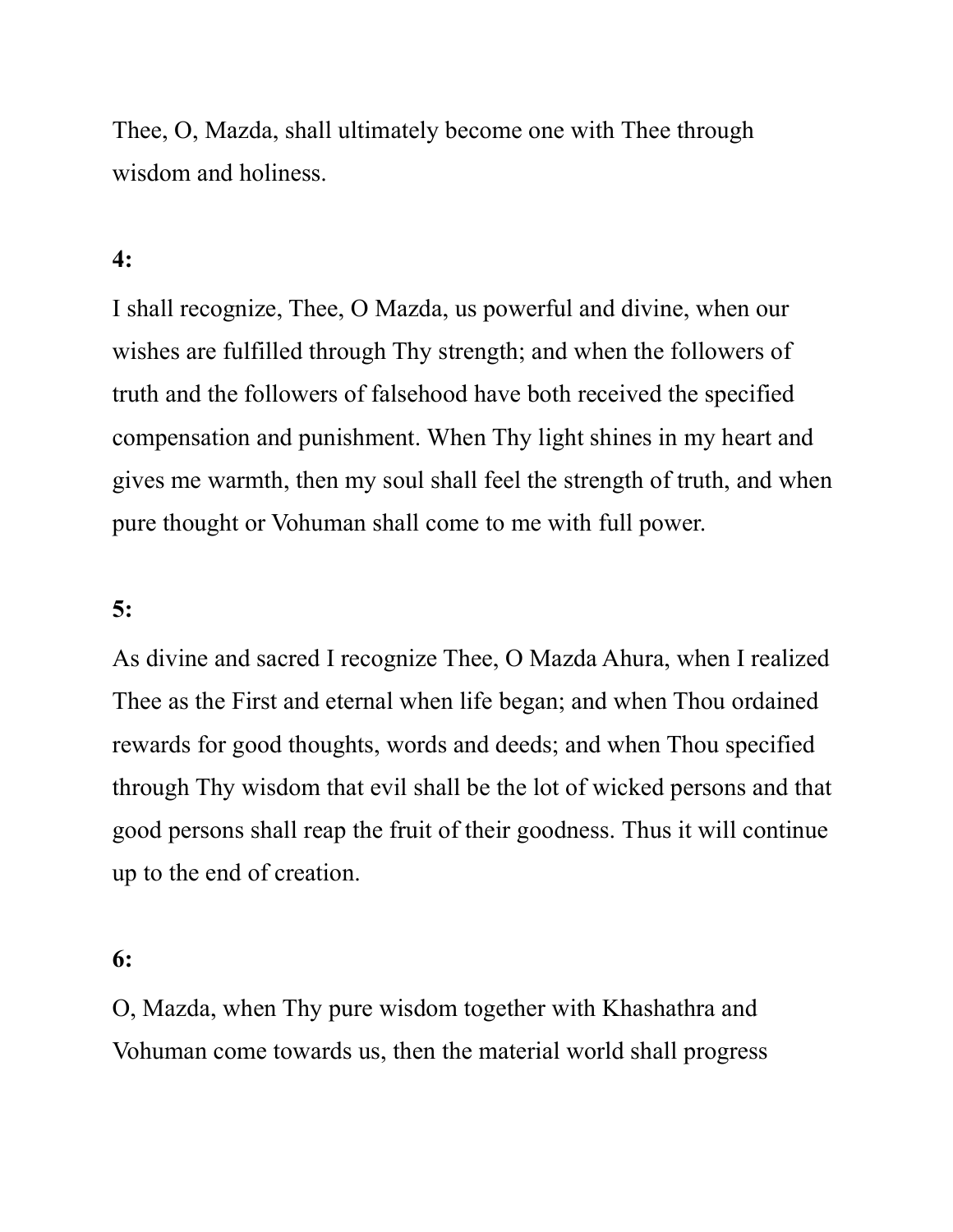Thee, O, Mazda, shall ultimately become one with Thee through wisdom and holiness.

**4:**

I shall recognize, Thee, O Mazda, us powerful and divine, when our wishes are fulfilled through Thy strength; and when the followers of truth and the followers of falsehood have both received the specified compensation and punishment. When Thy light shines in my heart and gives me warmth, then my soul shall feel the strength of truth, and when pure thought or Vohuman shall come to me with full power.

**5:**

As divine and sacred I recognize Thee, O Mazda Ahura, when I realized Thee as the First and eternal when life began; and when Thou ordained rewards for good thoughts, words and deeds; and when Thou specified through Thy wisdom that evil shall be the lot of wicked persons and that good persons shall reap the fruit of their goodness. Thus it will continue up to the end of creation.

**6:**

O, Mazda, when Thy pure wisdom together with Khashathra and Vohuman come towards us, then the material world shall progress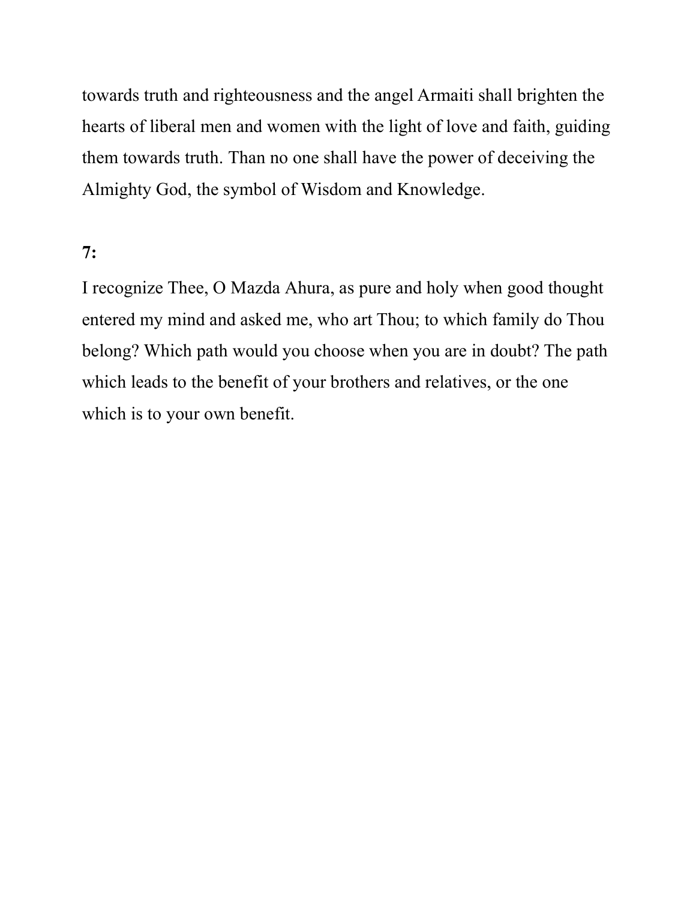towards truth and righteousness and the angel Armaiti shall brighten the hearts of liberal men and women with the light of love and faith, guiding them towards truth. Than no one shall have the power of deceiving the Almighty God, the symbol of Wisdom and Knowledge.

**7:**

I recognize Thee, O Mazda Ahura, as pure and holy when good thought entered my mind and asked me, who art Thou; to which family do Thou belong? Which path would you choose when you are in doubt? The path which leads to the benefit of your brothers and relatives, or the one which is to your own benefit.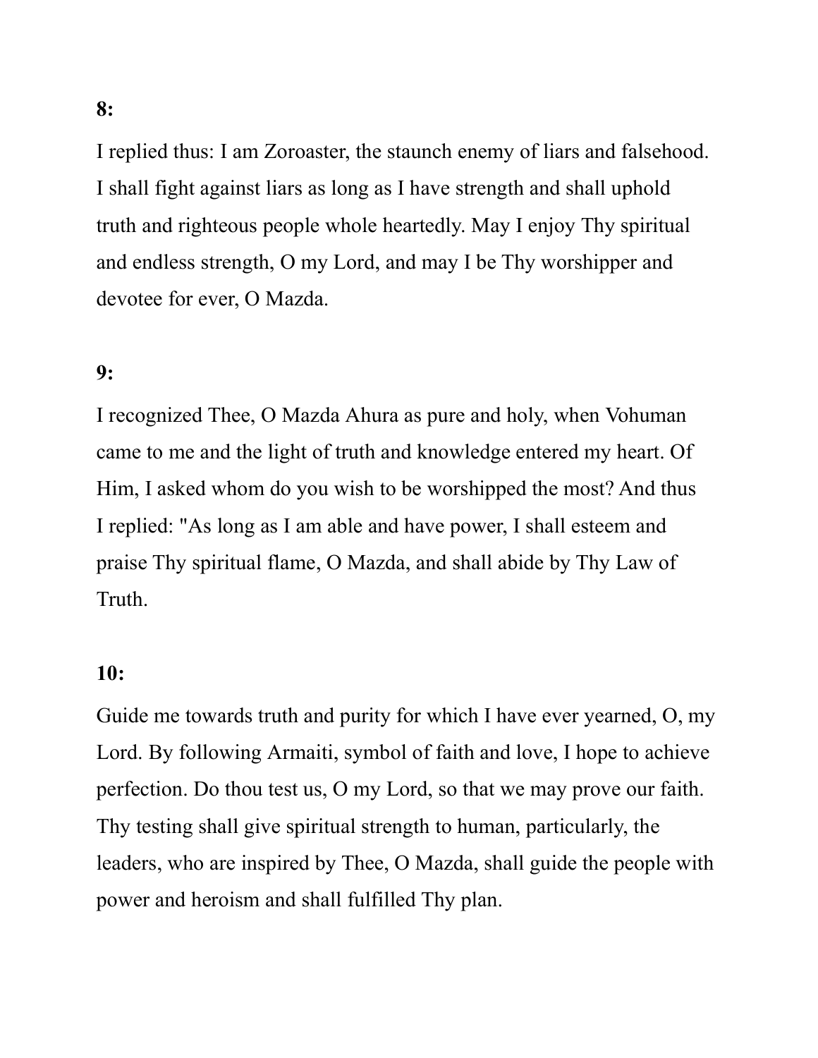**8:**

I replied thus: I am Zoroaster, the staunch enemy of liars and falsehood. I shall fight against liars as long as I have strength and shall uphold truth and righteous people whole heartedly. May I enjoy Thy spiritual and endless strength, O my Lord, and may I be Thy worshipper and devotee for ever, O Mazda.

**9:**

I recognized Thee, O Mazda Ahura as pure and holy, when Vohuman came to me and the light of truth and knowledge entered my heart. Of Him, I asked whom do you wish to be worshipped the most? And thus I replied: "As long as I am able and have power, I shall esteem and praise Thy spiritual flame, O Mazda, and shall abide by Thy Law of Truth.

**10:**

Guide me towards truth and purity for which I have ever yearned, O, my Lord. By following Armaiti, symbol of faith and love, I hope to achieve perfection. Do thou test us, O my Lord, so that we may prove our faith. Thy testing shall give spiritual strength to human, particularly, the leaders, who are inspired by Thee, O Mazda, shall guide the people with power and heroism and shall fulfilled Thy plan.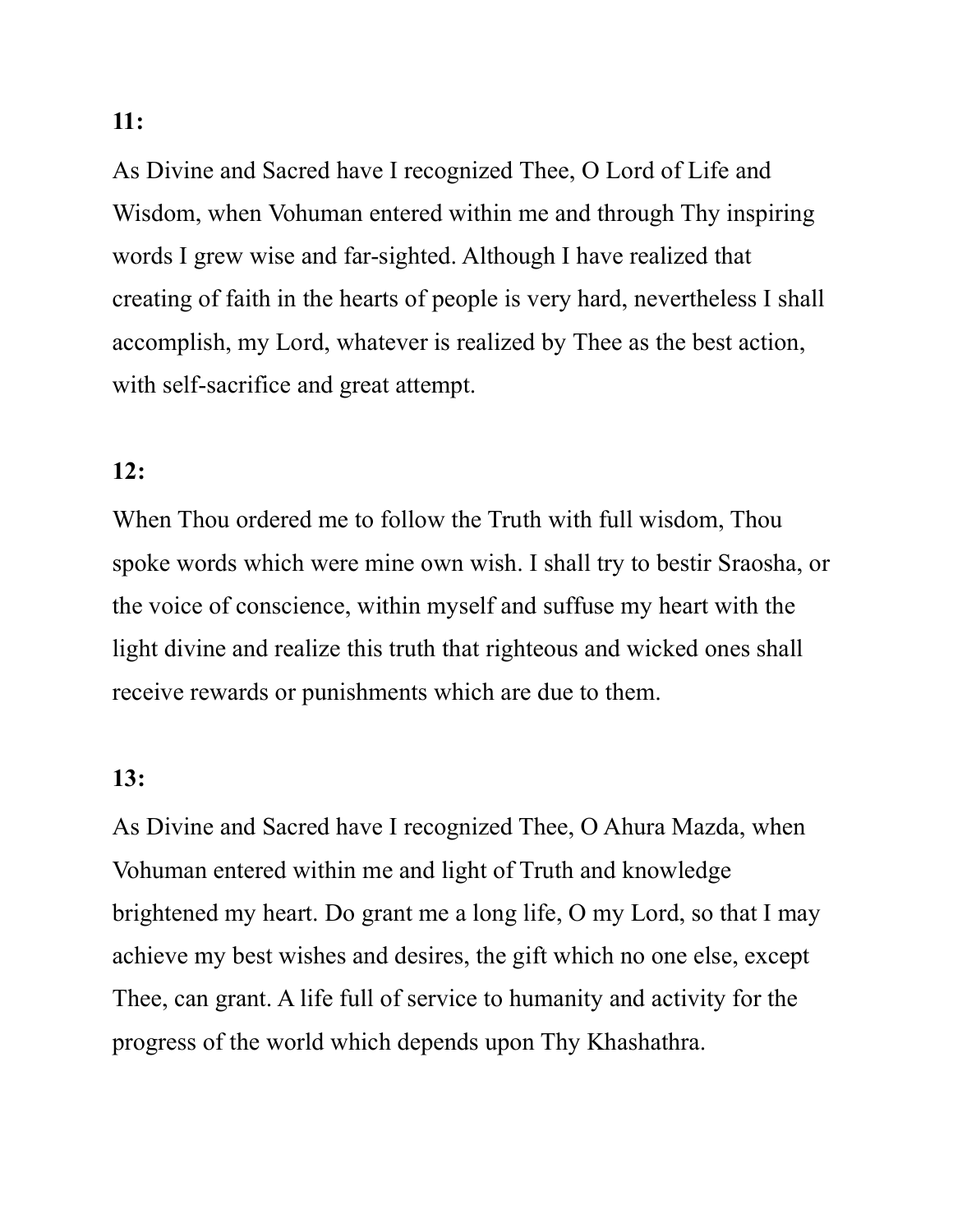**11:**

As Divine and Sacred have I recognized Thee, O Lord of Life and Wisdom, when Vohuman entered within me and through Thy inspiring words I grew wise and far-sighted. Although I have realized that creating of faith in the hearts of people is very hard, nevertheless I shall accomplish, my Lord, whatever is realized by Thee as the best action, with self-sacrifice and great attempt.

**12:**

When Thou ordered me to follow the Truth with full wisdom, Thou spoke words which were mine own wish. I shall try to bestir Sraosha, or the voice of conscience, within myself and suffuse my heart with the light divine and realize this truth that righteous and wicked ones shall receive rewards or punishments which are due to them.

**13:**

As Divine and Sacred have I recognized Thee, O Ahura Mazda, when Vohuman entered within me and light of Truth and knowledge brightened my heart. Do grant me a long life, O my Lord, so that I may achieve my best wishes and desires, the gift which no one else, except Thee, can grant. A life full of service to humanity and activity for the progress of the world which depends upon Thy Khashathra.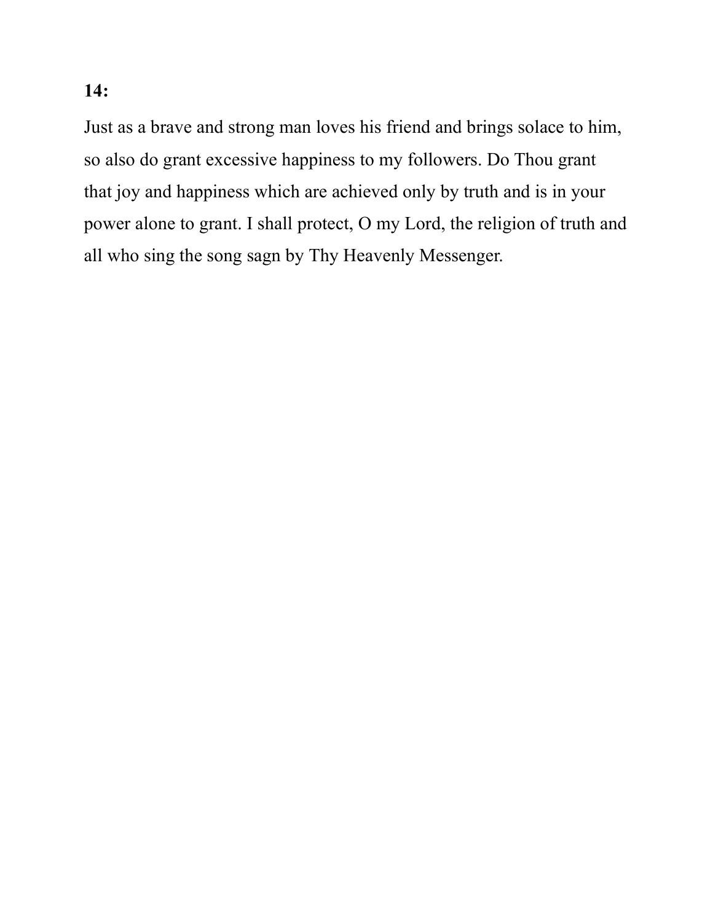**14:**

Just as a brave and strong man loves his friend and brings solace to him, so also do grant excessive happiness to my followers. Do Thou grant that joy and happiness which are achieved only by truth and is in your power alone to grant. I shall protect, O my Lord, the religion of truth and all who sing the song sagn by Thy Heavenly Messenger.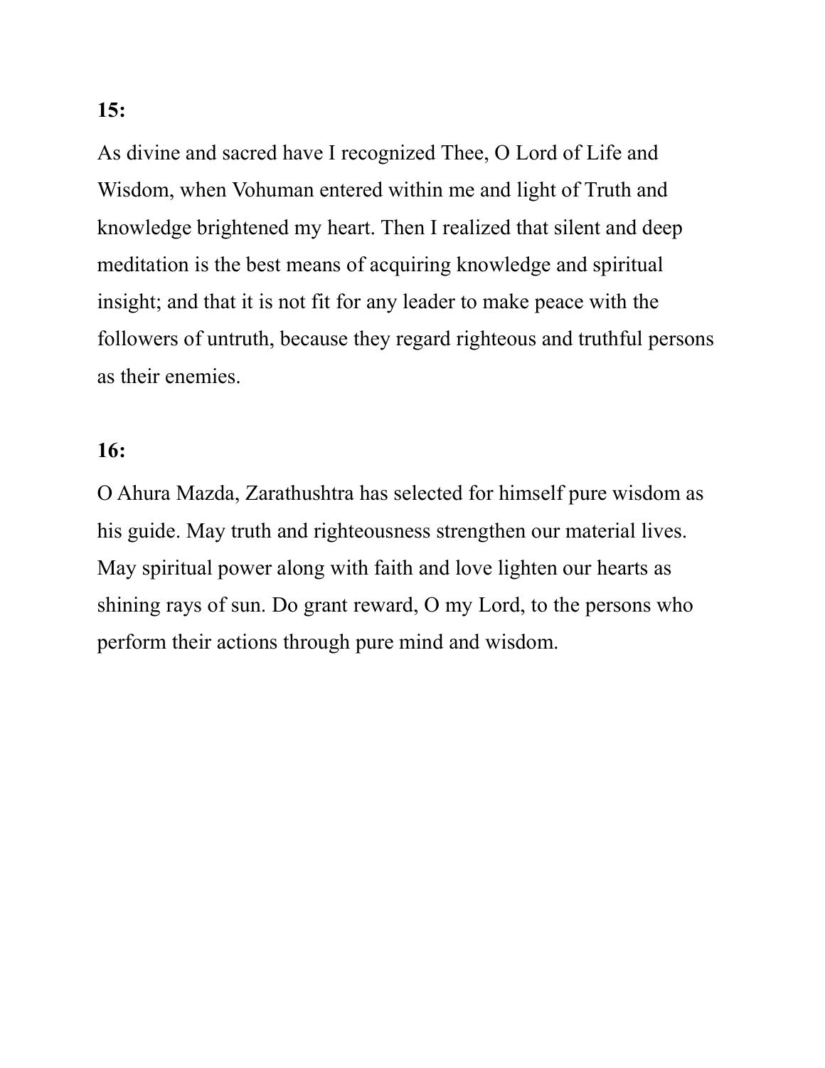**15:**

As divine and sacred have I recognized Thee, O Lord of Life and Wisdom, when Vohuman entered within me and light of Truth and knowledge brightened my heart. Then I realized that silent and deep meditation is the best means of acquiring knowledge and spiritual insight; and that it is not fit for any leader to make peace with the followers of untruth, because they regard righteous and truthful persons as their enemies.

**16:**

O Ahura Mazda, Zarathushtra has selected for himself pure wisdom as his guide. May truth and righteousness strengthen our material lives. May spiritual power along with faith and love lighten our hearts as shining rays of sun. Do grant reward, O my Lord, to the persons who perform their actions through pure mind and wisdom.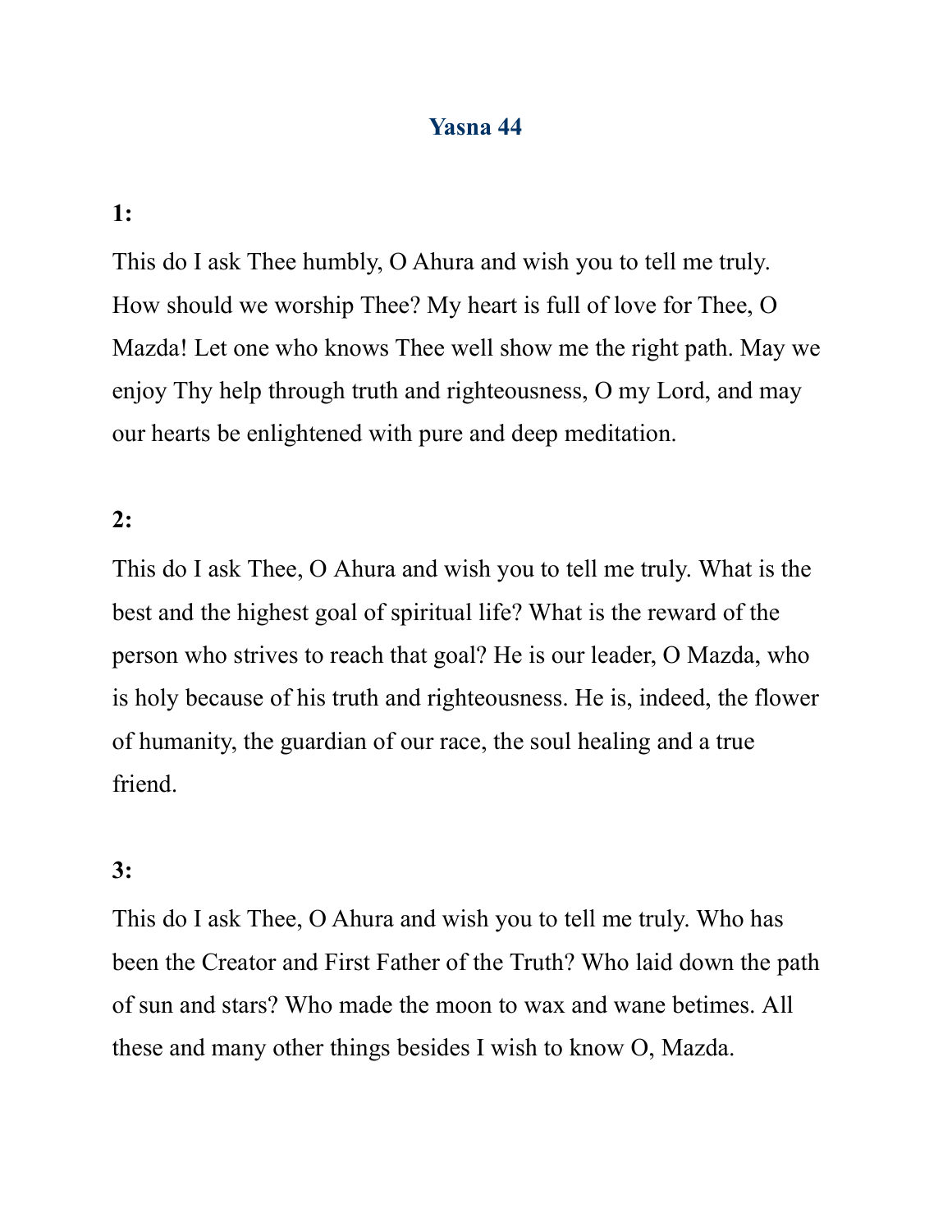# Yasna 44

**1:**

This do I ask Thee humbly, O Ahura and wish you to tell me truly. How should we worship Thee? My heart is full of love for Thee, O Mazda! Let one who knows Thee well show me the right path. May we enjoy Thy help through truth and righteousness, O my Lord, and may our hearts be enlightened with pure and deep meditation.

**2:**

This do I ask Thee, O Ahura and wish you to tell me truly. What is the best and the highest goal of spiritual life? What is the reward of the person who strives to reach that goal? He is our leader, O Mazda, who is holy because of his truth and righteousness. He is, indeed, the flower of humanity, the guardian of our race, the soul healing and a true friend.

**3:**

This do I ask Thee, O Ahura and wish you to tell me truly. Who has been the Creator and First Father of the Truth? Who laid down the path of sun and stars? Who made the moon to wax and wane betimes. All these and many other things besides I wish to know O, Mazda.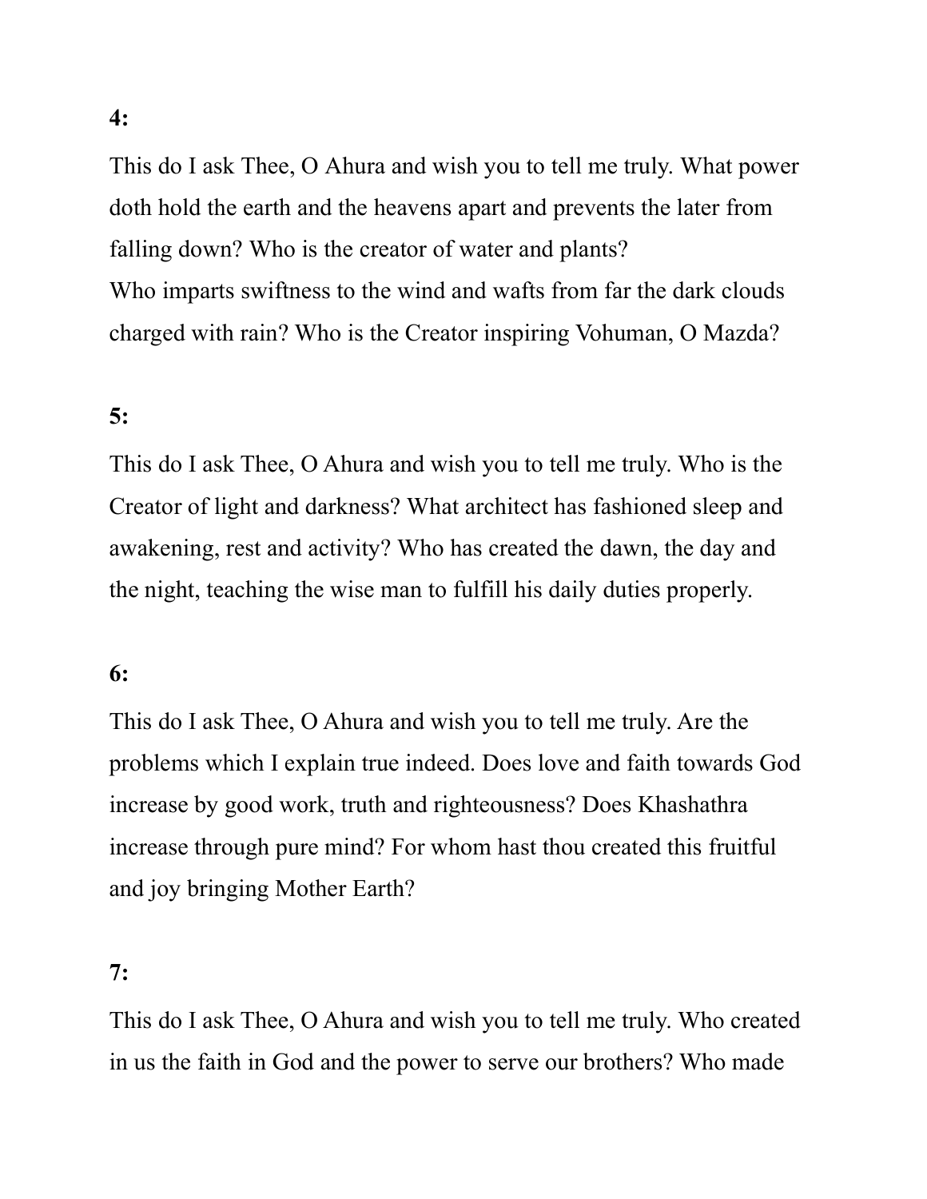**4:**

This do I ask Thee, O Ahura and wish you to tell me truly. What power doth hold the earth and the heavens apart and prevents the later from falling down? Who is the creator of water and plants?
Who imparts swiftness to the wind and wafts from far the dark clouds charged with rain? Who is the Creator inspiring Vohuman, O Mazda?

**5:**

This do I ask Thee, O Ahura and wish you to tell me truly. Who is the Creator of light and darkness? What architect has fashioned sleep and awakening, rest and activity? Who has created the dawn, the day and the night, teaching the wise man to fulfill his daily duties properly.

**6:**

This do I ask Thee, O Ahura and wish you to tell me truly. Are the problems which I explain true indeed. Does love and faith towards God increase by good work, truth and righteousness? Does Khashathra increase through pure mind? For whom hast thou created this fruitful and joy bringing Mother Earth?

**7:**

This do I ask Thee, O Ahura and wish you to tell me truly. Who created in us the faith in God and the power to serve our brothers? Who made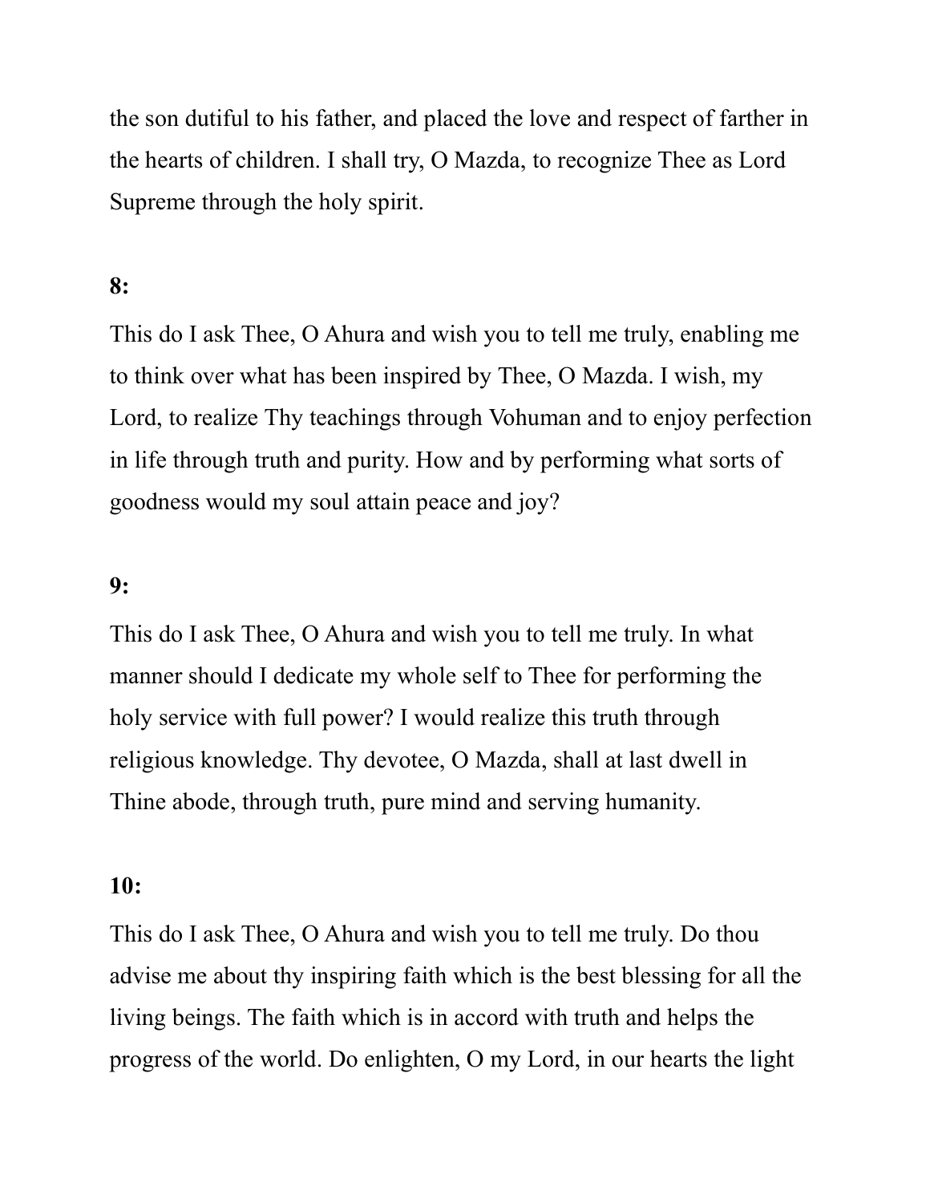the son dutiful to his father, and placed the love and respect of farther in the hearts of children. I shall try, O Mazda, to recognize Thee as Lord Supreme through the holy spirit.

**8:**

This do I ask Thee, O Ahura and wish you to tell me truly, enabling me to think over what has been inspired by Thee, O Mazda. I wish, my Lord, to realize Thy teachings through Vohuman and to enjoy perfection in life through truth and purity. How and by performing what sorts of goodness would my soul attain peace and joy?

**9:**

This do I ask Thee, O Ahura and wish you to tell me truly. In what manner should I dedicate my whole self to Thee for performing the holy service with full power? I would realize this truth through religious knowledge. Thy devotee, O Mazda, shall at last dwell in Thine abode, through truth, pure mind and serving humanity.

**10:**

This do I ask Thee, O Ahura and wish you to tell me truly. Do thou advise me about thy inspiring faith which is the best blessing for all the living beings. The faith which is in accord with truth and helps the progress of the world. Do enlighten, O my Lord, in our hearts the light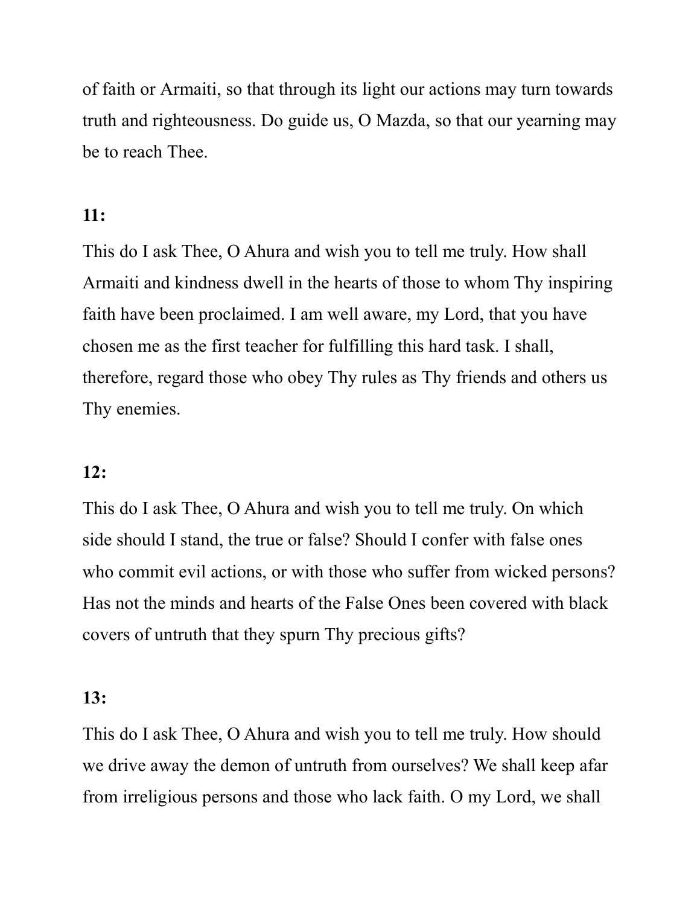of faith or Armaiti, so that through its light our actions may turn towards truth and righteousness. Do guide us, O Mazda, so that our yearning may be to reach Thee.

**11:**

This do I ask Thee, O Ahura and wish you to tell me truly. How shall Armaiti and kindness dwell in the hearts of those to whom Thy inspiring faith have been proclaimed. I am well aware, my Lord, that you have chosen me as the first teacher for fulfilling this hard task. I shall, therefore, regard those who obey Thy rules as Thy friends and others us Thy enemies.

**12:**

This do I ask Thee, O Ahura and wish you to tell me truly. On which side should I stand, the true or false? Should I confer with false ones who commit evil actions, or with those who suffer from wicked persons? Has not the minds and hearts of the False Ones been covered with black covers of untruth that they spurn Thy precious gifts?

**13:**

This do I ask Thee, O Ahura and wish you to tell me truly. How should we drive away the demon of untruth from ourselves? We shall keep afar from irreligious persons and those who lack faith. O my Lord, we shall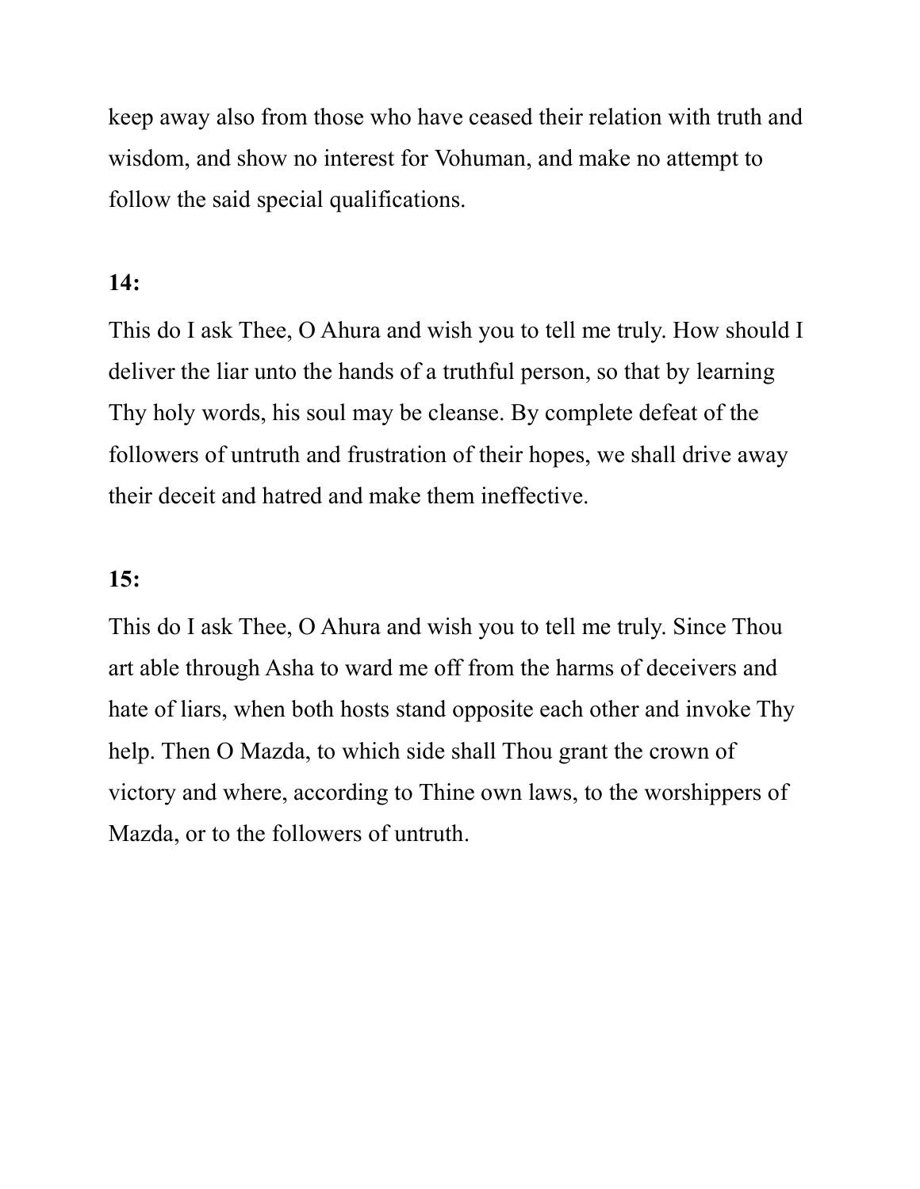keep away also from those who have ceased their relation with truth and wisdom, and show no interest for Vohuman, and make no attempt to follow the said special qualifications.

**14:**

This do I ask Thee, O Ahura and wish you to tell me truly. How should I deliver the liar unto the hands of a truthful person, so that by learning Thy holy words, his soul may be cleanse. By complete defeat of the followers of untruth and frustration of their hopes, we shall drive away their deceit and hatred and make them ineffective.

**15:**

This do I ask Thee, O Ahura and wish you to tell me truly. Since Thou art able through Asha to ward me off from the harms of deceivers and hate of liars, when both hosts stand opposite each other and invoke Thy help. Then O Mazda, to which side shall Thou grant the crown of victory and where, according to Thine own laws, to the worshippers of Mazda, or to the followers of untruth.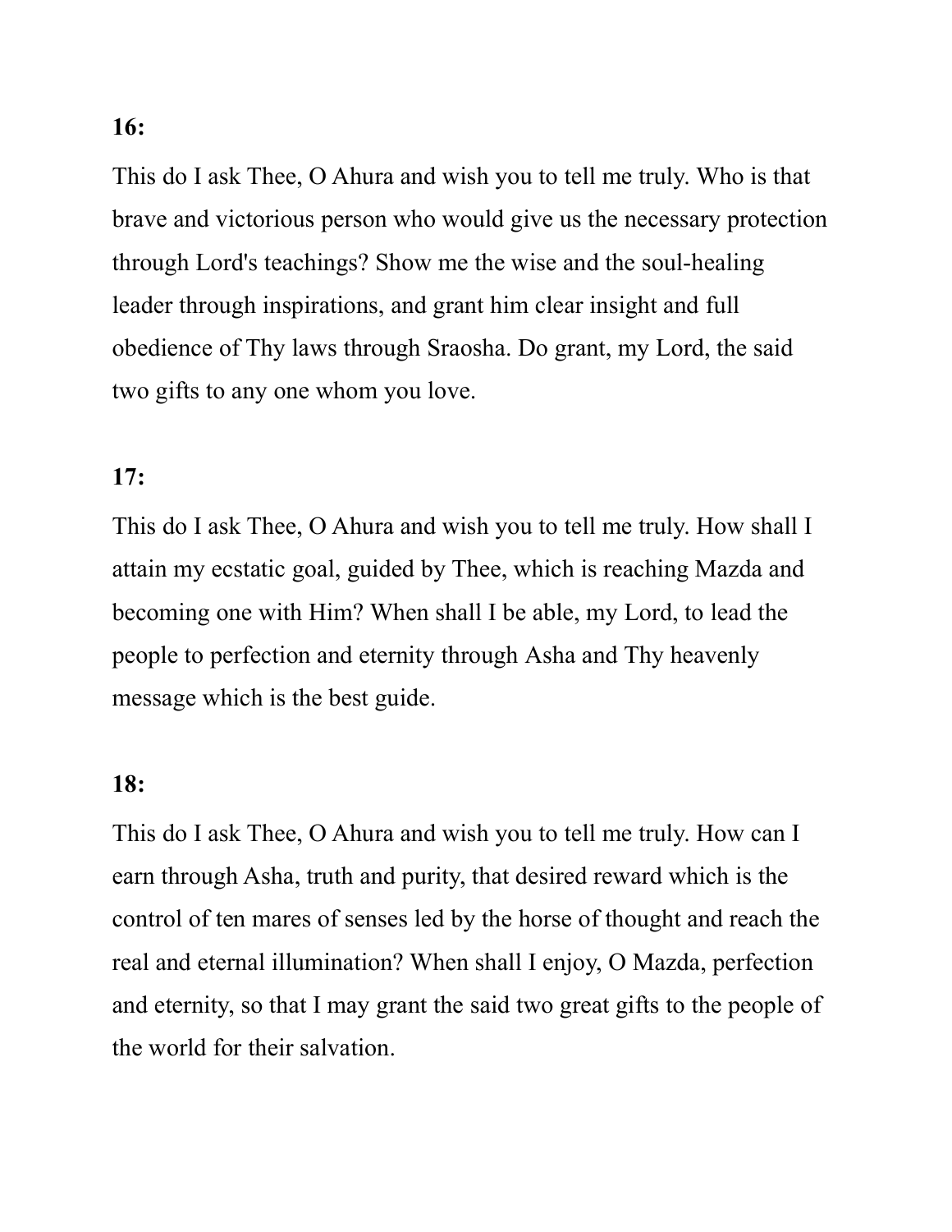**16:**

This do I ask Thee, O Ahura and wish you to tell me truly. Who is that brave and victorious person who would give us the necessary protection through Lord's teachings? Show me the wise and the soul-healing leader through inspirations, and grant him clear insight and full obedience of Thy laws through Sraosha. Do grant, my Lord, the said two gifts to any one whom you love.

**17:**

This do I ask Thee, O Ahura and wish you to tell me truly. How shall I attain my ecstatic goal, guided by Thee, which is reaching Mazda and becoming one with Him? When shall I be able, my Lord, to lead the people to perfection and eternity through Asha and Thy heavenly message which is the best guide.

**18:**

This do I ask Thee, O Ahura and wish you to tell me truly. How can I earn through Asha, truth and purity, that desired reward which is the control of ten mares of senses led by the horse of thought and reach the real and eternal illumination? When shall I enjoy, O Mazda, perfection and eternity, so that I may grant the said two great gifts to the people of the world for their salvation.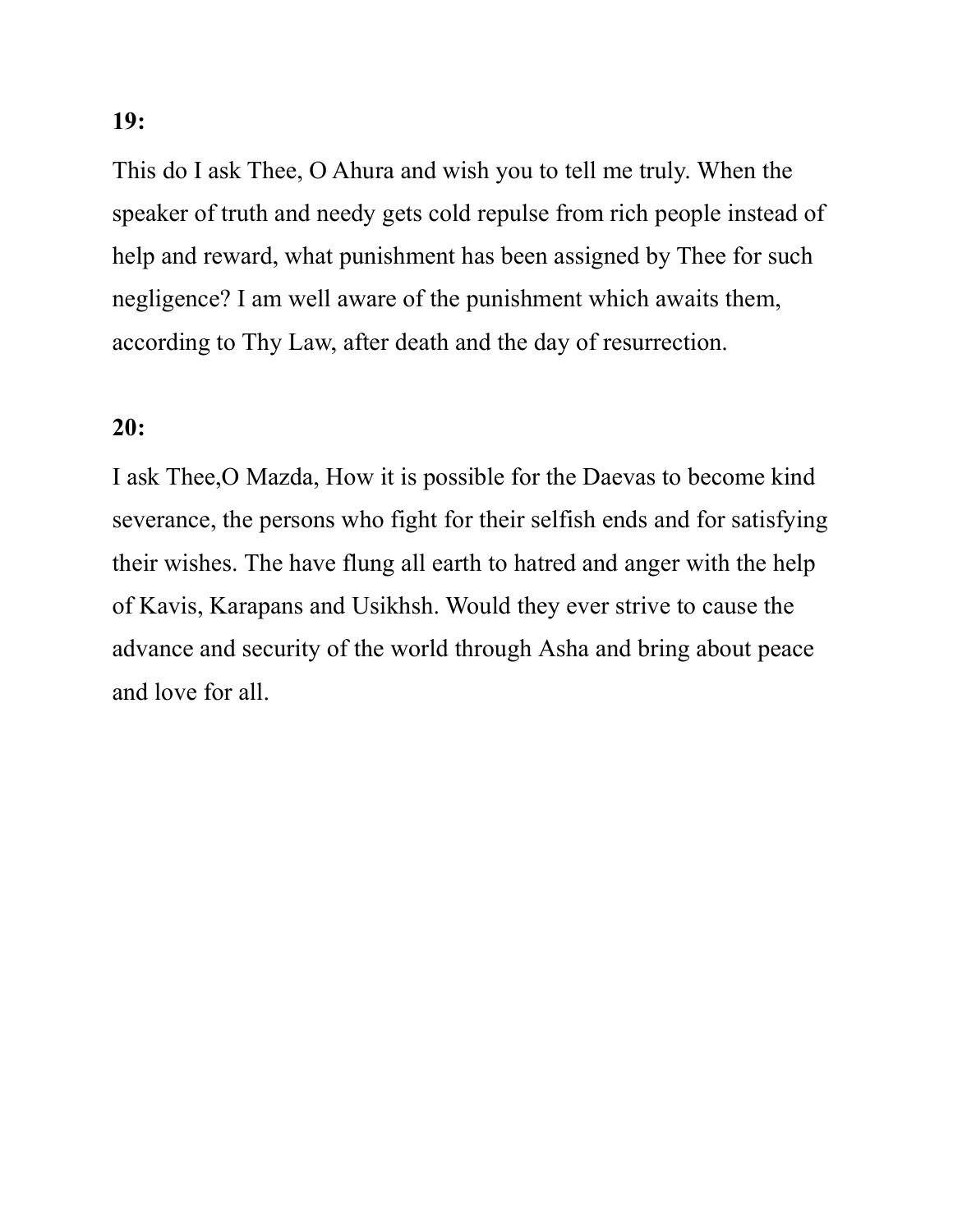**19:**

This do I ask Thee, O Ahura and wish you to tell me truly. When the speaker of truth and needy gets cold repulse from rich people instead of help and reward, what punishment has been assigned by Thee for such negligence? I am well aware of the punishment which awaits them, according to Thy Law, after death and the day of resurrection.

**20:**

I ask Thee,O Mazda, How it is possible for the Daevas to become kind severance, the persons who fight for their selfish ends and for satisfying their wishes. The have flung all earth to hatred and anger with the help of Kavis, Karapans and Usikhsh. Would they ever strive to cause the advance and security of the world through Asha and bring about peace and love for all.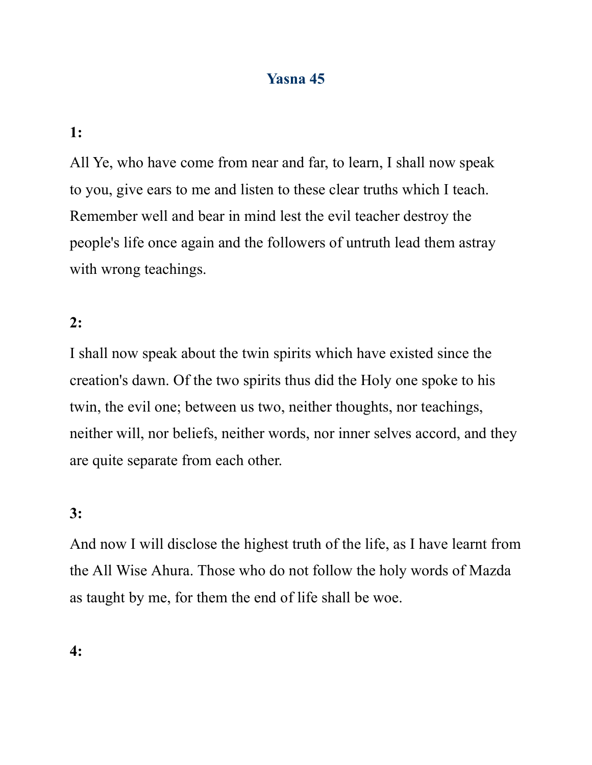# Yasna 45

**1:**

All Ye, who have come from near and far, to learn, I shall now speak to you, give ears to me and listen to these clear truths which I teach. Remember well and bear in mind lest the evil teacher destroy the people's life once again and the followers of untruth lead them astray with wrong teachings.

**2:**

I shall now speak about the twin spirits which have existed since the creation's dawn. Of the two spirits thus did the Holy one spoke to his twin, the evil one; between us two, neither thoughts, nor teachings, neither will, nor beliefs, neither words, nor inner selves accord, and they are quite separate from each other.

**3:**

And now I will disclose the highest truth of the life, as I have learnt from the All Wise Ahura. Those who do not follow the holy words of Mazda as taught by me, for them the end of life shall be woe.

**4:**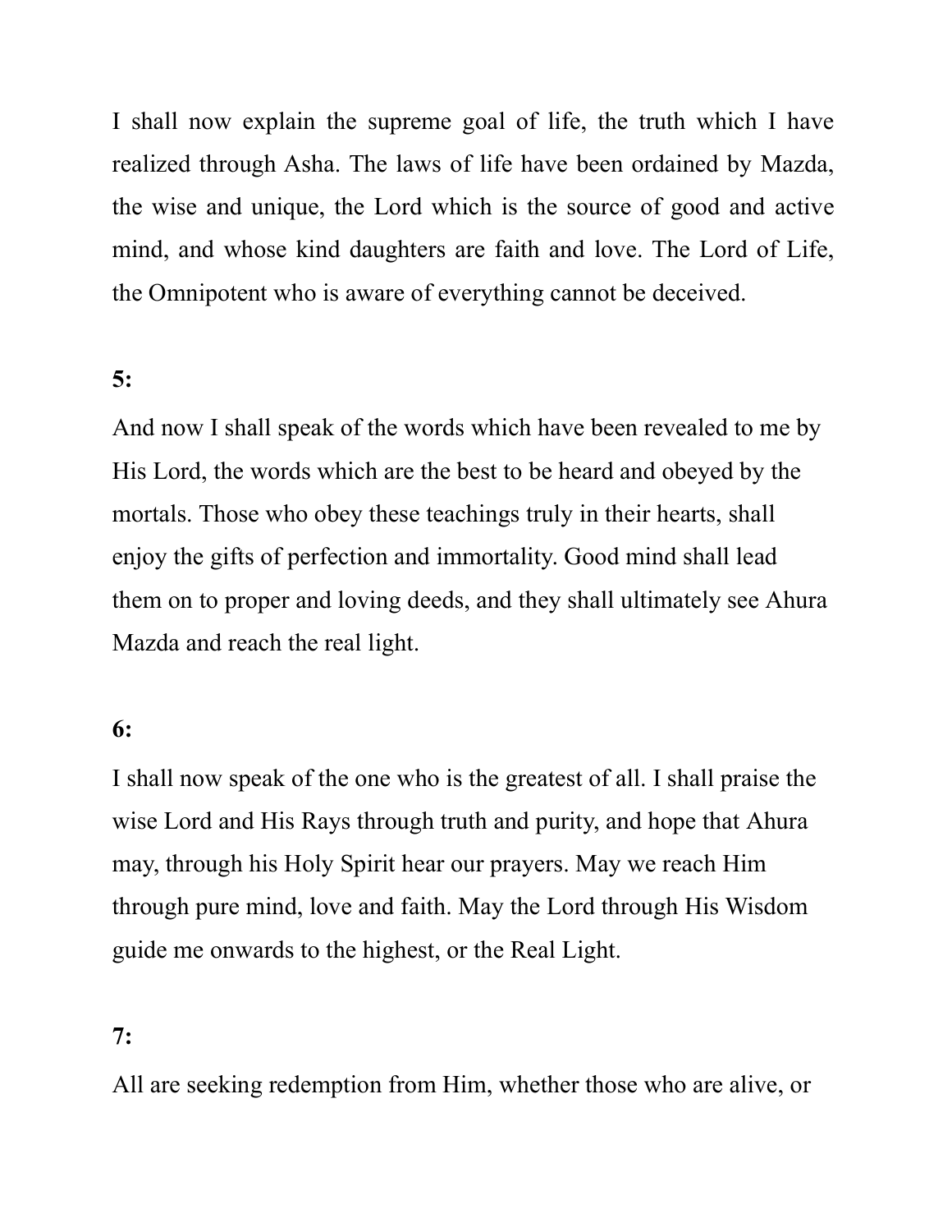I shall now explain the supreme goal of life, the truth which I have realized through Asha. The laws of life have been ordained by Mazda, the wise and unique, the Lord which is the source of good and active mind, and whose kind daughters are faith and love. The Lord of Life, the Omnipotent who is aware of everything cannot be deceived.

**5:**

And now I shall speak of the words which have been revealed to me by His Lord, the words which are the best to be heard and obeyed by the mortals. Those who obey these teachings truly in their hearts, shall enjoy the gifts of perfection and immortality. Good mind shall lead them on to proper and loving deeds, and they shall ultimately see Ahura Mazda and reach the real light.

**6:**

I shall now speak of the one who is the greatest of all. I shall praise the wise Lord and His Rays through truth and purity, and hope that Ahura may, through his Holy Spirit hear our prayers. May we reach Him through pure mind, love and faith. May the Lord through His Wisdom guide me onwards to the highest, or the Real Light.

**7:**

All are seeking redemption from Him, whether those who are alive, or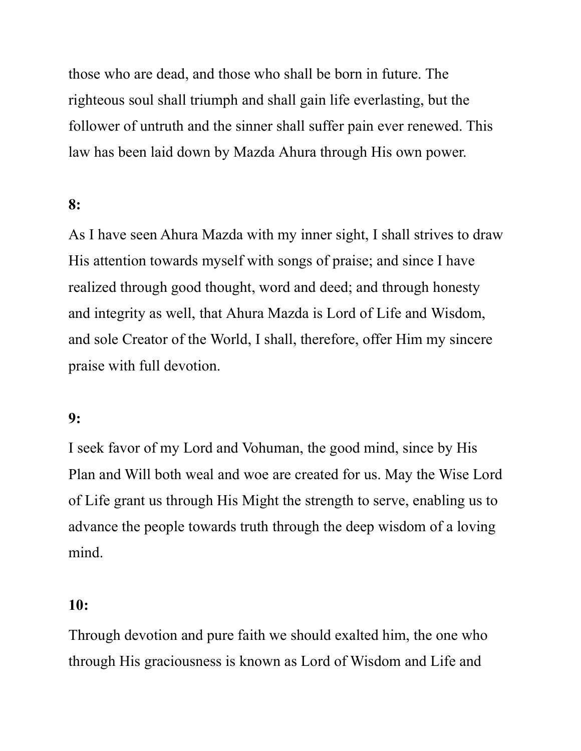those who are dead, and those who shall be born in future. The righteous soul shall triumph and shall gain life everlasting, but the follower of untruth and the sinner shall suffer pain ever renewed. This law has been laid down by Mazda Ahura through His own power.

**8:**

As I have seen Ahura Mazda with my inner sight, I shall strives to draw His attention towards myself with songs of praise; and since I have realized through good thought, word and deed; and through honesty and integrity as well, that Ahura Mazda is Lord of Life and Wisdom, and sole Creator of the World, I shall, therefore, offer Him my sincere praise with full devotion.

**9:**

I seek favor of my Lord and Vohuman, the good mind, since by His Plan and Will both weal and woe are created for us. May the Wise Lord of Life grant us through His Might the strength to serve, enabling us to advance the people towards truth through the deep wisdom of a loving mind.

**10:**

Through devotion and pure faith we should exalted him, the one who through His graciousness is known as Lord of Wisdom and Life and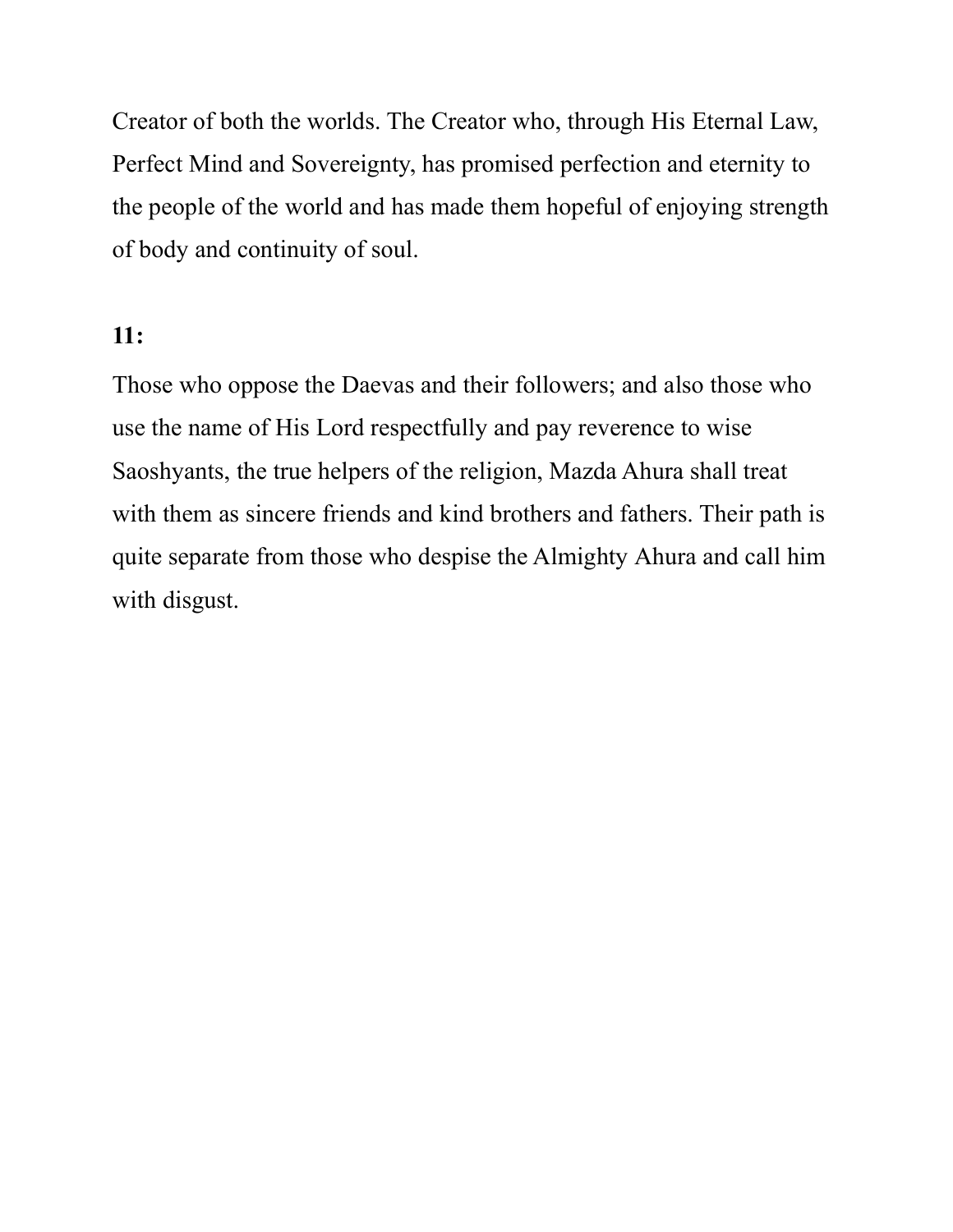Creator of both the worlds. The Creator who, through His Eternal Law, Perfect Mind and Sovereignty, has promised perfection and eternity to the people of the world and has made them hopeful of enjoying strength of body and continuity of soul.

**11:**

Those who oppose the Daevas and their followers; and also those who use the name of His Lord respectfully and pay reverence to wise Saoshyants, the true helpers of the religion, Mazda Ahura shall treat with them as sincere friends and kind brothers and fathers. Their path is quite separate from those who despise the Almighty Ahura and call him with disgust.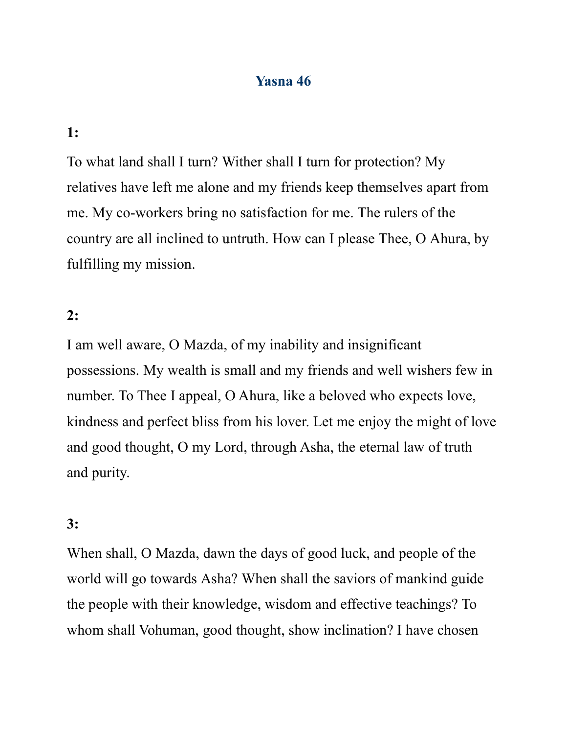# Yasna 46

**1:**

To what land shall I turn? Wither shall I turn for protection? My relatives have left me alone and my friends keep themselves apart from me. My co-workers bring no satisfaction for me. The rulers of the country are all inclined to untruth. How can I please Thee, O Ahura, by fulfilling my mission.

**2:**

I am well aware, O Mazda, of my inability and insignificant possessions. My wealth is small and my friends and well wishers few in number. To Thee I appeal, O Ahura, like a beloved who expects love, kindness and perfect bliss from his lover. Let me enjoy the might of love and good thought, O my Lord, through Asha, the eternal law of truth and purity.

**3:**

When shall, O Mazda, dawn the days of good luck, and people of the world will go towards Asha? When shall the saviors of mankind guide the people with their knowledge, wisdom and effective teachings? To whom shall Vohuman, good thought, show inclination? I have chosen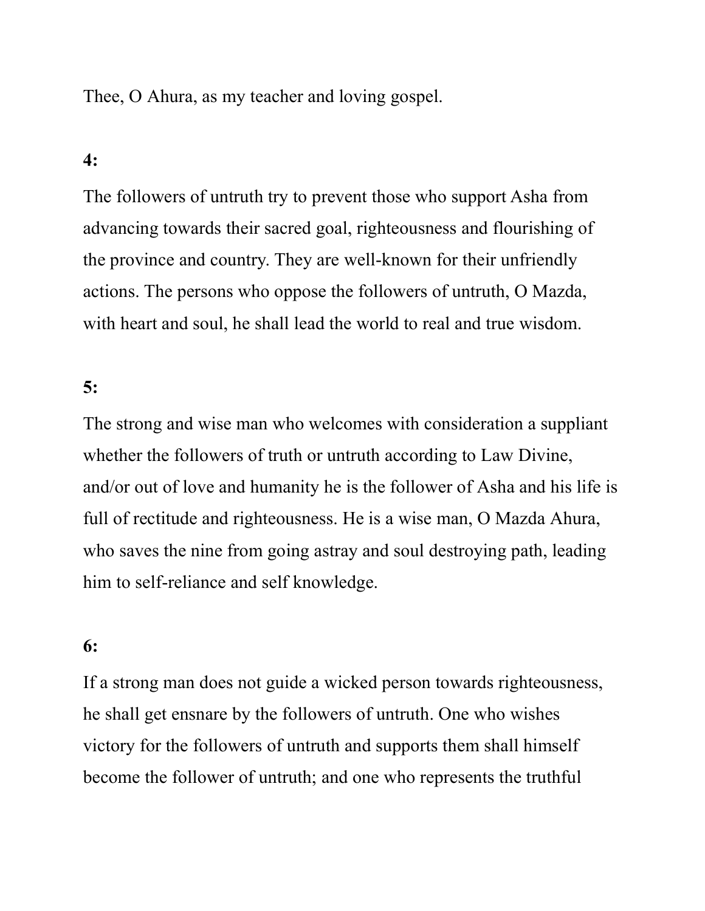Thee, O Ahura, as my teacher and loving gospel.

**4:**

The followers of untruth try to prevent those who support Asha from advancing towards their sacred goal, righteousness and flourishing of the province and country. They are well-known for their unfriendly actions. The persons who oppose the followers of untruth, O Mazda, with heart and soul, he shall lead the world to real and true wisdom.

**5:**

The strong and wise man who welcomes with consideration a suppliant whether the followers of truth or untruth according to Law Divine, and/or out of love and humanity he is the follower of Asha and his life is full of rectitude and righteousness. He is a wise man, O Mazda Ahura, who saves the nine from going astray and soul destroying path, leading him to self-reliance and self knowledge.

**6:**

If a strong man does not guide a wicked person towards righteousness, he shall get ensnare by the followers of untruth. One who wishes victory for the followers of untruth and supports them shall himself become the follower of untruth; and one who represents the truthful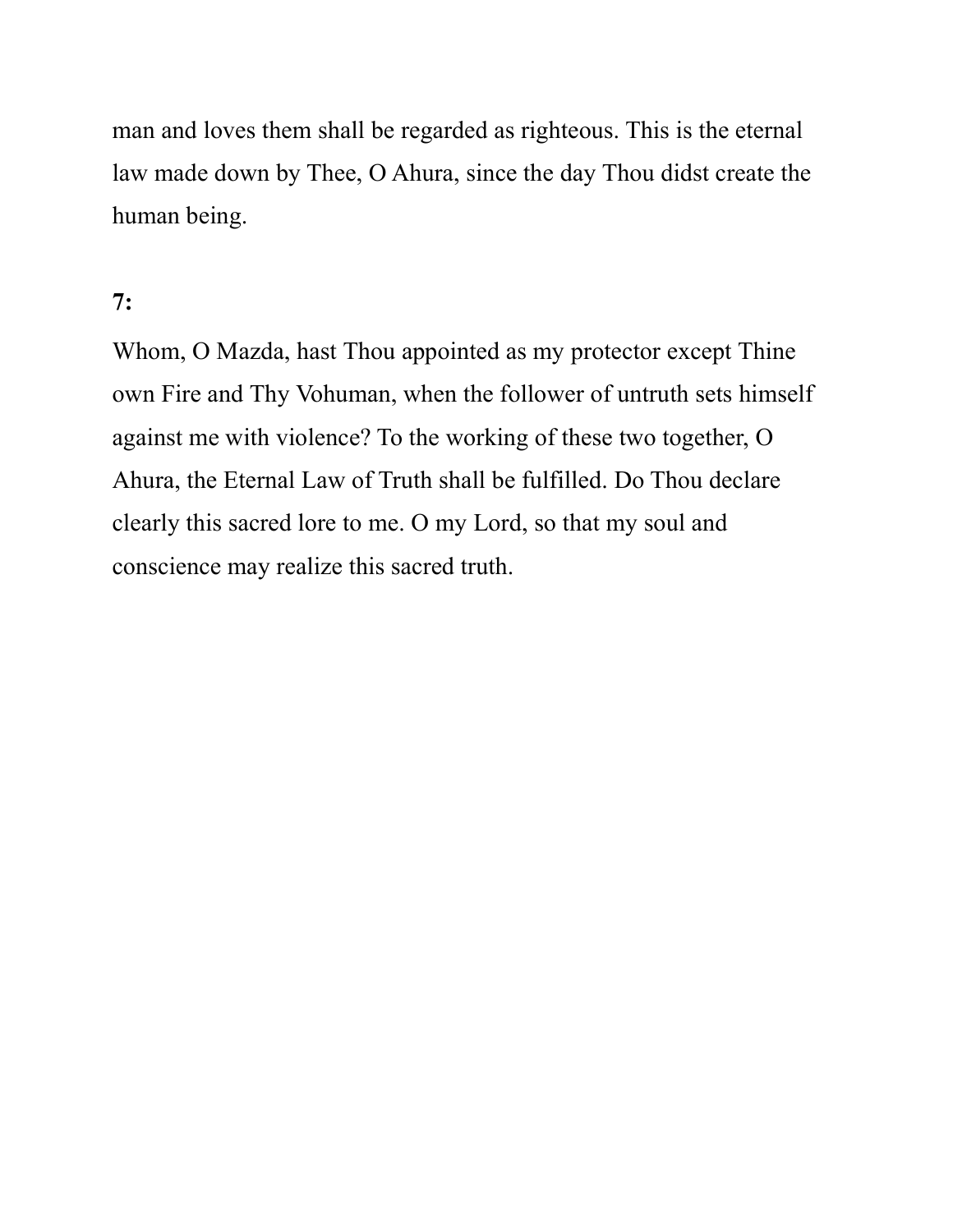man and loves them shall be regarded as righteous. This is the eternal law made down by Thee, O Ahura, since the day Thou didst create the human being.

**7:**

Whom, O Mazda, hast Thou appointed as my protector except Thine own Fire and Thy Vohuman, when the follower of untruth sets himself against me with violence? To the working of these two together, O Ahura, the Eternal Law of Truth shall be fulfilled. Do Thou declare clearly this sacred lore to me. O my Lord, so that my soul and conscience may realize this sacred truth.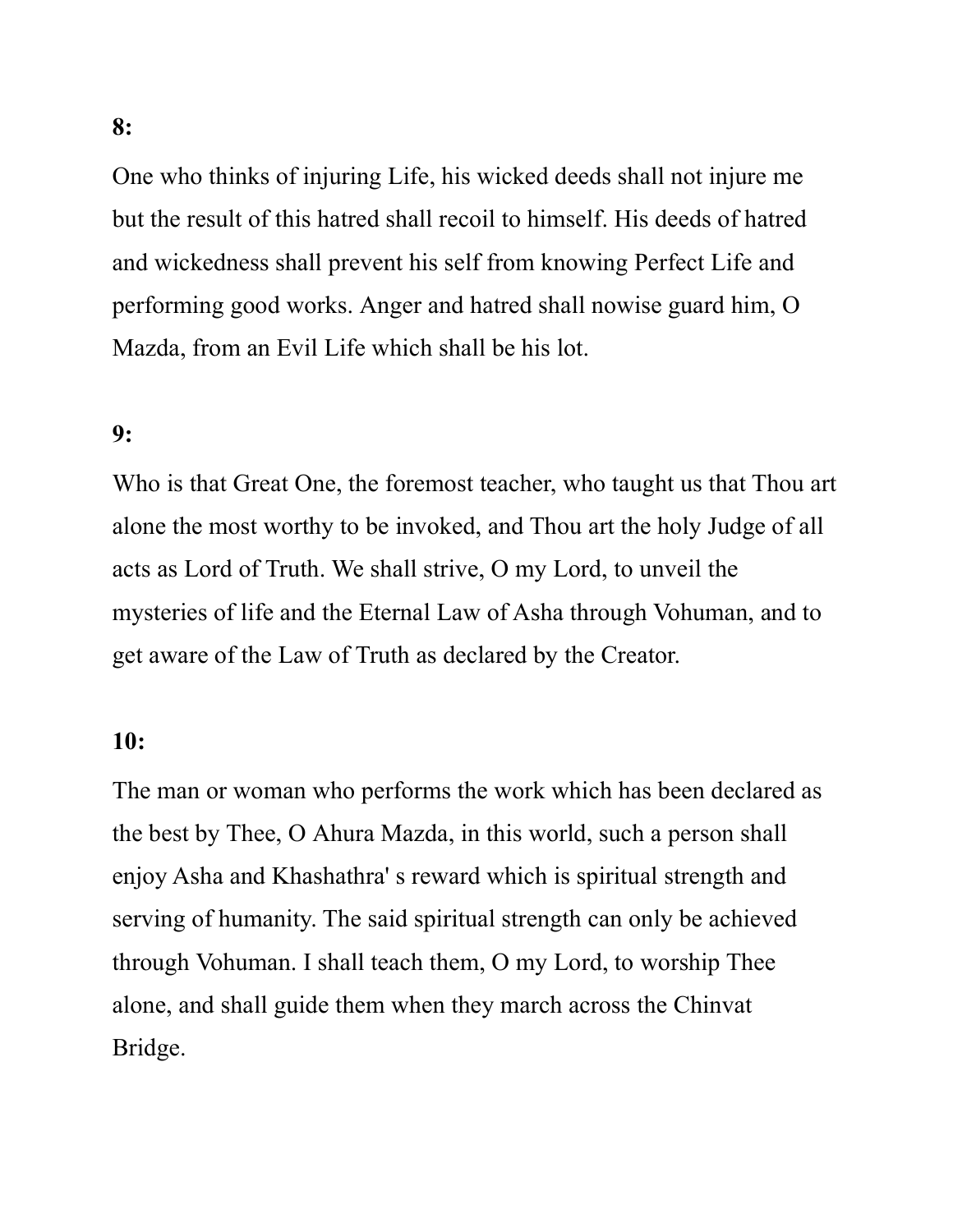**8:**

One who thinks of injuring Life, his wicked deeds shall not injure me but the result of this hatred shall recoil to himself. His deeds of hatred and wickedness shall prevent his self from knowing Perfect Life and performing good works. Anger and hatred shall nowise guard him, O Mazda, from an Evil Life which shall be his lot.

**9:**

Who is that Great One, the foremost teacher, who taught us that Thou art alone the most worthy to be invoked, and Thou art the holy Judge of all acts as Lord of Truth. We shall strive, O my Lord, to unveil the mysteries of life and the Eternal Law of Asha through Vohuman, and to get aware of the Law of Truth as declared by the Creator.

**10:**

The man or woman who performs the work which has been declared as the best by Thee, O Ahura Mazda, in this world, such a person shall enjoy Asha and Khashathra' s reward which is spiritual strength and serving of humanity. The said spiritual strength can only be achieved through Vohuman. I shall teach them, O my Lord, to worship Thee alone, and shall guide them when they march across the Chinvat Bridge.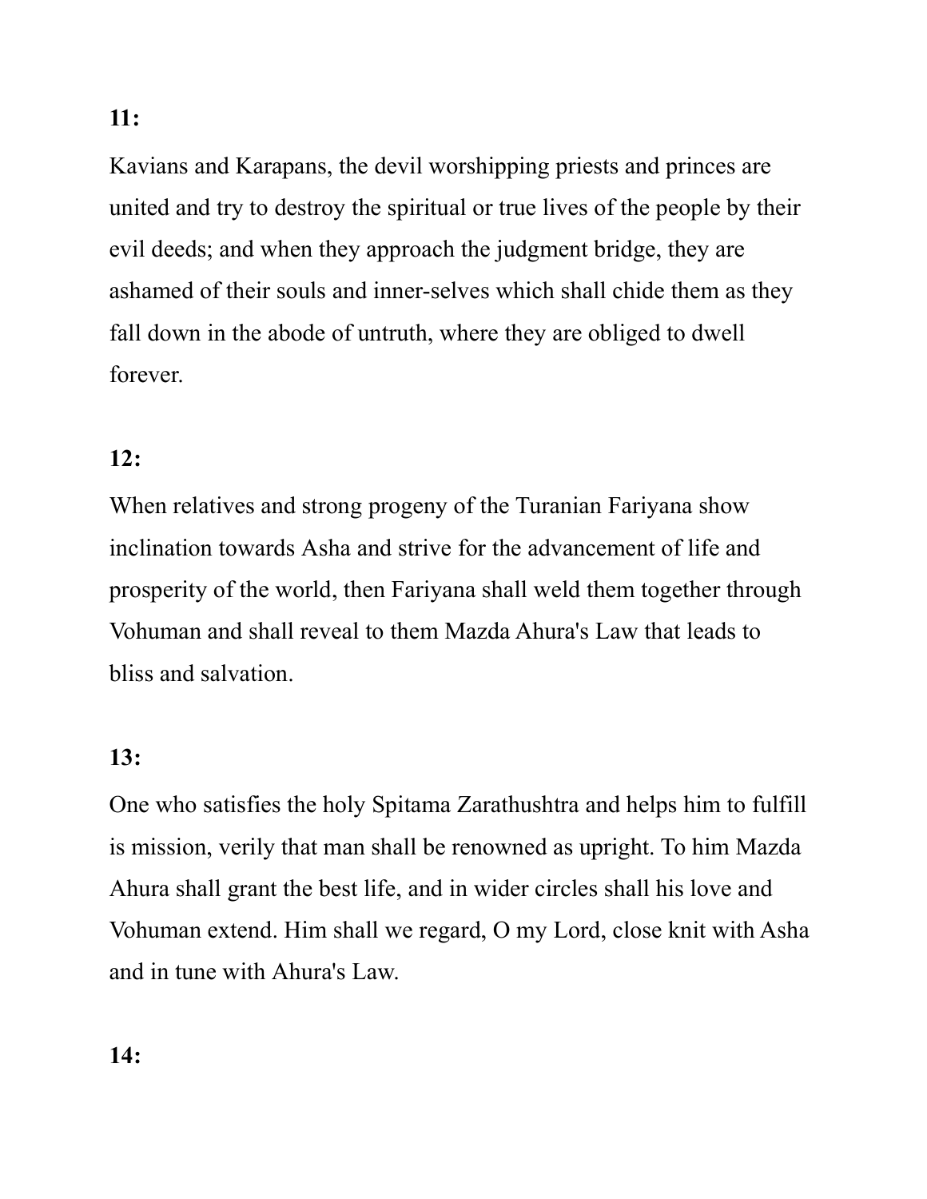**11:**

Kavians and Karapans, the devil worshipping priests and princes are united and try to destroy the spiritual or true lives of the people by their evil deeds; and when they approach the judgment bridge, they are ashamed of their souls and inner-selves which shall chide them as they fall down in the abode of untruth, where they are obliged to dwell forever.

**12:**

When relatives and strong progeny of the Turanian Fariyana show inclination towards Asha and strive for the advancement of life and prosperity of the world, then Fariyana shall weld them together through Vohuman and shall reveal to them Mazda Ahura's Law that leads to bliss and salvation.

**13:**

One who satisfies the holy Spitama Zarathushtra and helps him to fulfill is mission, verily that man shall be renowned as upright. To him Mazda Ahura shall grant the best life, and in wider circles shall his love and Vohuman extend. Him shall we regard, O my Lord, close knit with Asha and in tune with Ahura's Law.

**14:**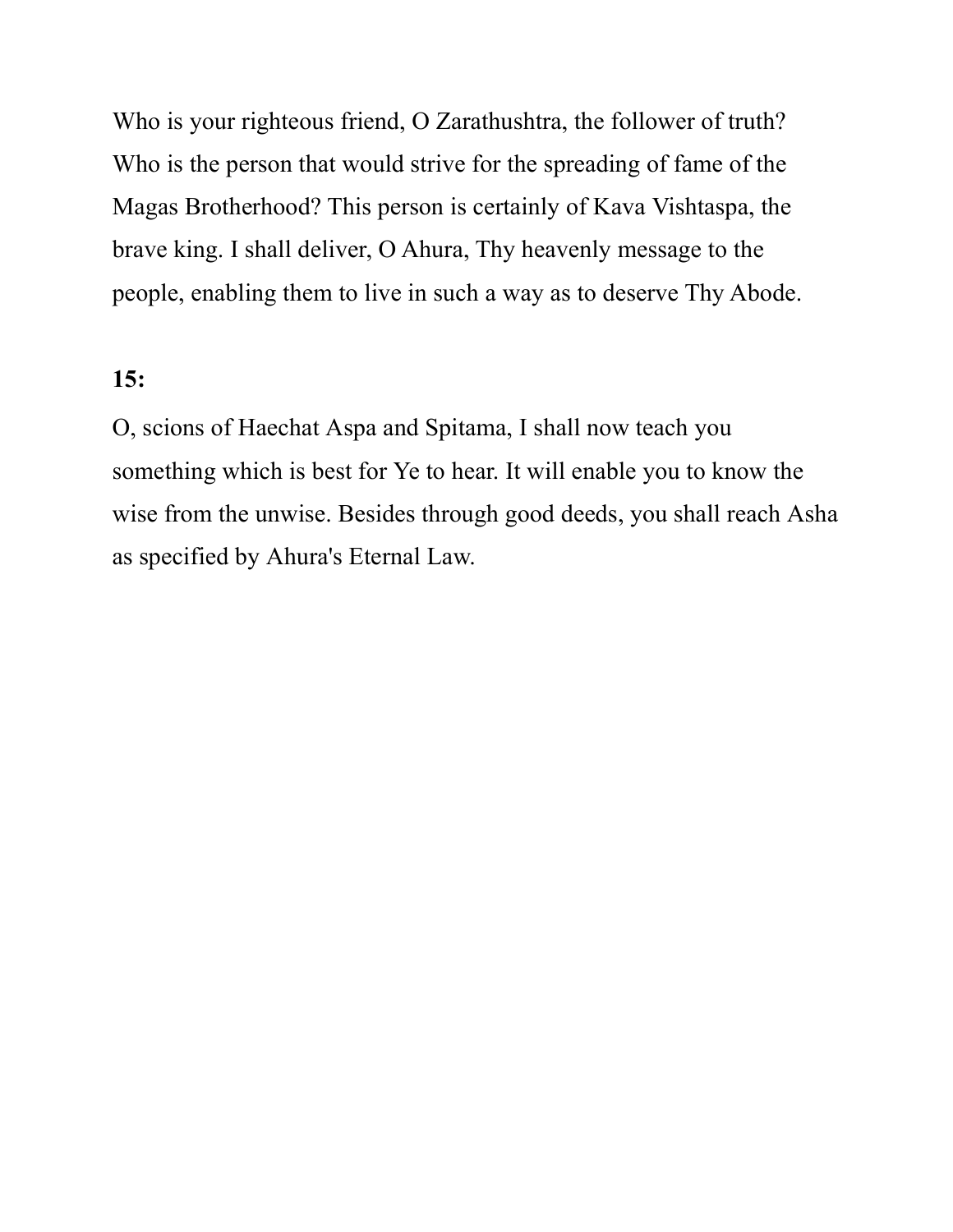Who is your righteous friend, O Zarathushtra, the follower of truth? Who is the person that would strive for the spreading of fame of the Magas Brotherhood? This person is certainly of Kava Vishtaspa, the brave king. I shall deliver, O Ahura, Thy heavenly message to the people, enabling them to live in such a way as to deserve Thy Abode.

**15:**

O, scions of Haechat Aspa and Spitama, I shall now teach you something which is best for Ye to hear. It will enable you to know the wise from the unwise. Besides through good deeds, you shall reach Asha as specified by Ahura's Eternal Law.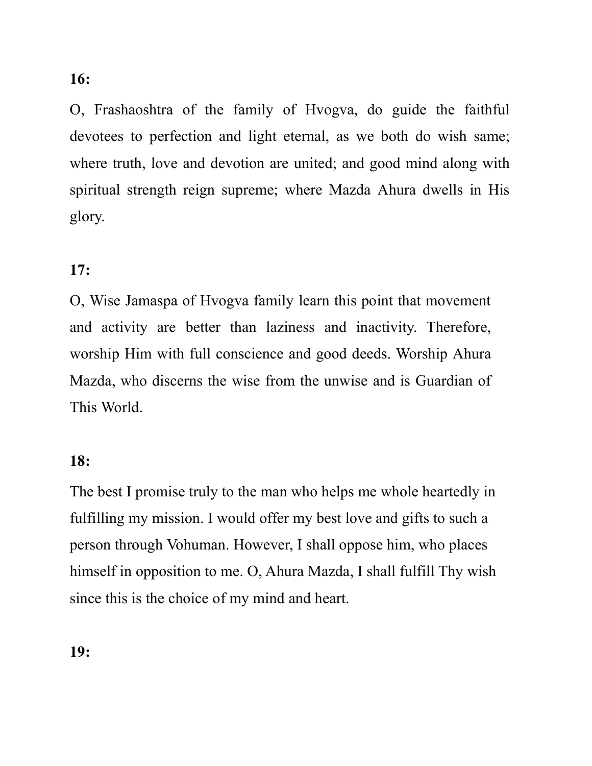**16:**

O, Frashaoshtra of the family of Hvogva, do guide the faithful devotees to perfection and light eternal, as we both do wish same; where truth, love and devotion are united; and good mind along with spiritual strength reign supreme; where Mazda Ahura dwells in His glory.

**17:**

O, Wise Jamaspa of Hvogva family learn this point that movement and activity are better than laziness and inactivity. Therefore, worship Him with full conscience and good deeds. Worship Ahura Mazda, who discerns the wise from the unwise and is Guardian of This World.

**18:**

The best I promise truly to the man who helps me whole heartedly in fulfilling my mission. I would offer my best love and gifts to such a person through Vohuman. However, I shall oppose him, who places himself in opposition to me. O, Ahura Mazda, I shall fulfill Thy wish since this is the choice of my mind and heart.

**19:**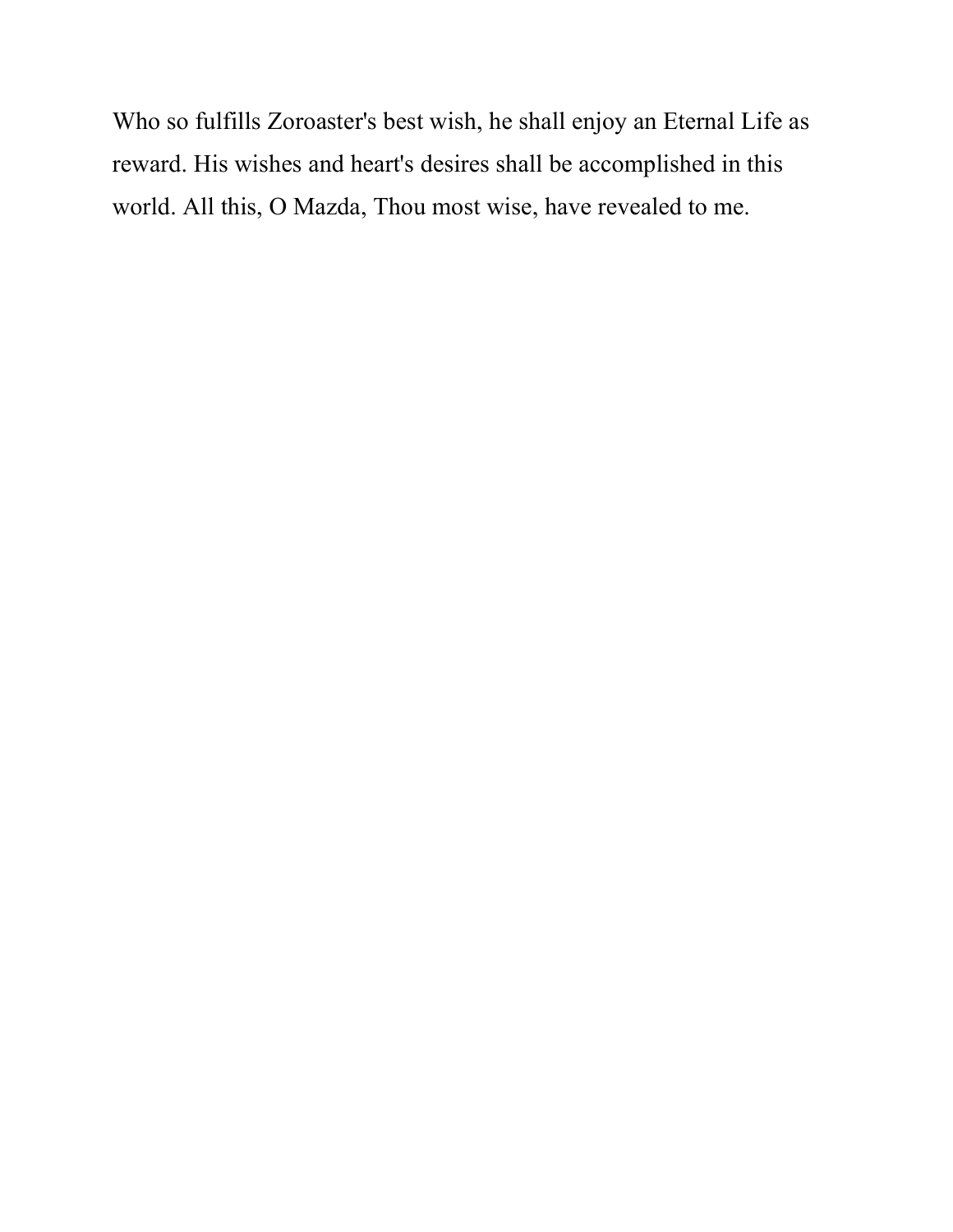Who so fulfills Zoroaster's best wish, he shall enjoy an Eternal Life as reward. His wishes and heart's desires shall be accomplished in this world. All this, O Mazda, Thou most wise, have revealed to me.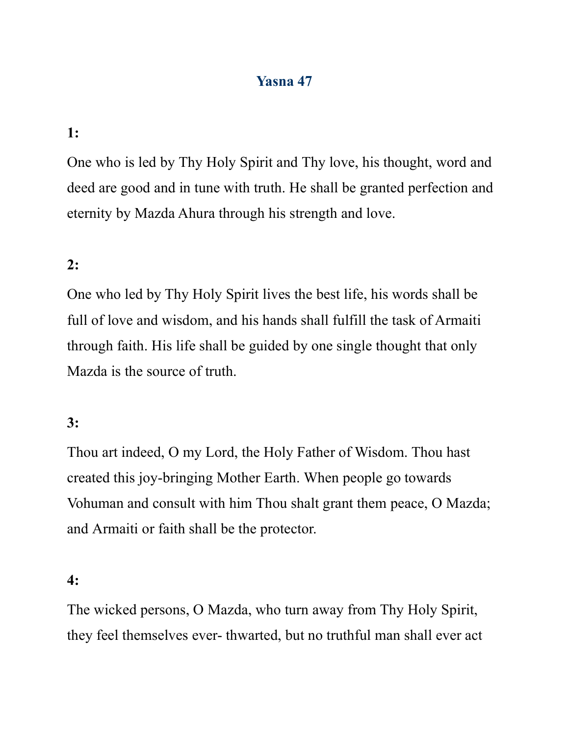# Yasna 47

**1:**

One who is led by Thy Holy Spirit and Thy love, his thought, word and deed are good and in tune with truth. He shall be granted perfection and eternity by Mazda Ahura through his strength and love.

**2:**

One who led by Thy Holy Spirit lives the best life, his words shall be full of love and wisdom, and his hands shall fulfill the task of Armaiti through faith. His life shall be guided by one single thought that only Mazda is the source of truth.

**3:**

Thou art indeed, O my Lord, the Holy Father of Wisdom. Thou hast created this joy-bringing Mother Earth. When people go towards Vohuman and consult with him Thou shalt grant them peace, O Mazda; and Armaiti or faith shall be the protector.

**4:**

The wicked persons, O Mazda, who turn away from Thy Holy Spirit, they feel themselves ever- thwarted, but no truthful man shall ever act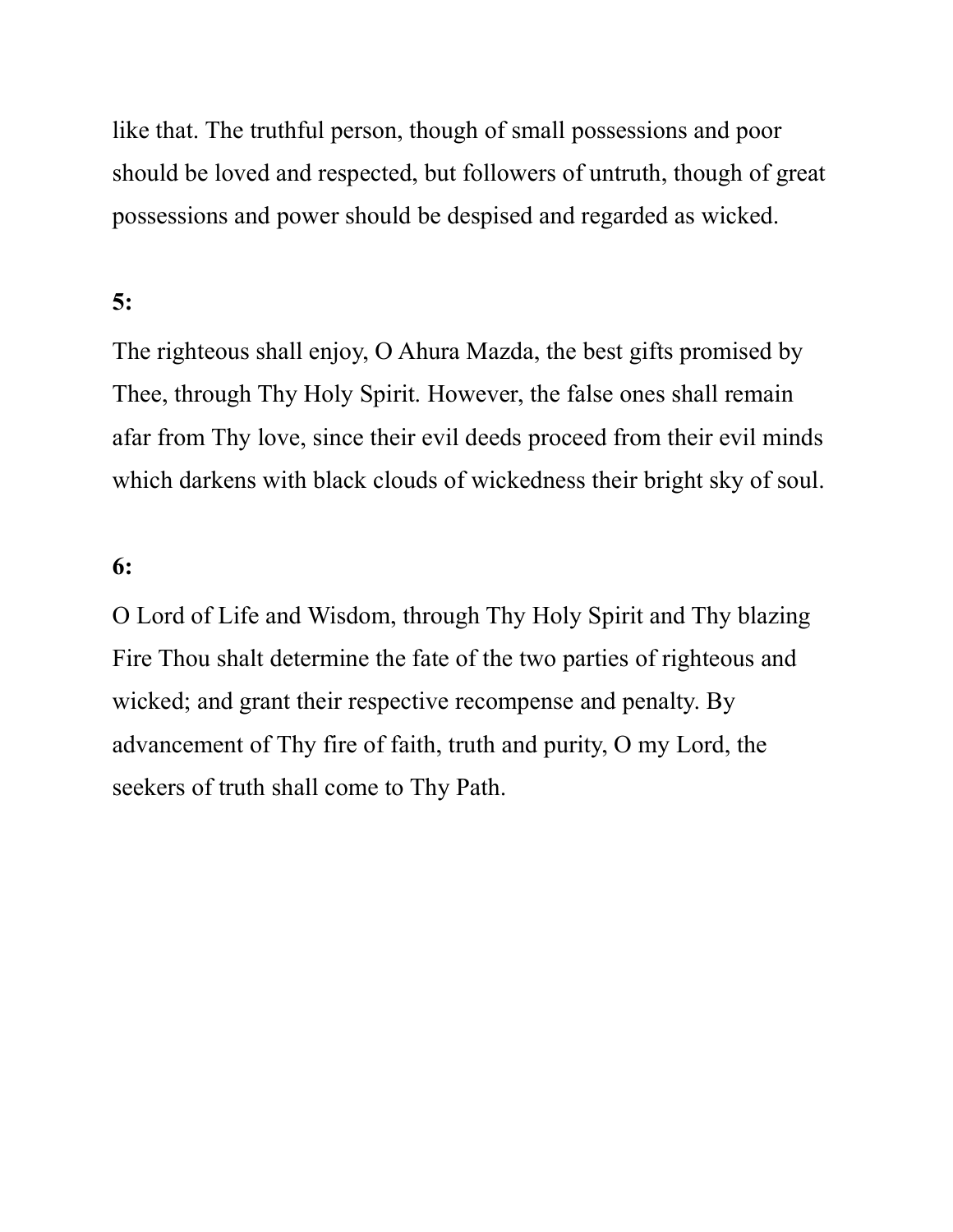like that. The truthful person, though of small possessions and poor should be loved and respected, but followers of untruth, though of great possessions and power should be despised and regarded as wicked.

**5:**

The righteous shall enjoy, O Ahura Mazda, the best gifts promised by Thee, through Thy Holy Spirit. However, the false ones shall remain afar from Thy love, since their evil deeds proceed from their evil minds which darkens with black clouds of wickedness their bright sky of soul.

**6:**

O Lord of Life and Wisdom, through Thy Holy Spirit and Thy blazing Fire Thou shalt determine the fate of the two parties of righteous and wicked; and grant their respective recompense and penalty. By advancement of Thy fire of faith, truth and purity, O my Lord, the seekers of truth shall come to Thy Path.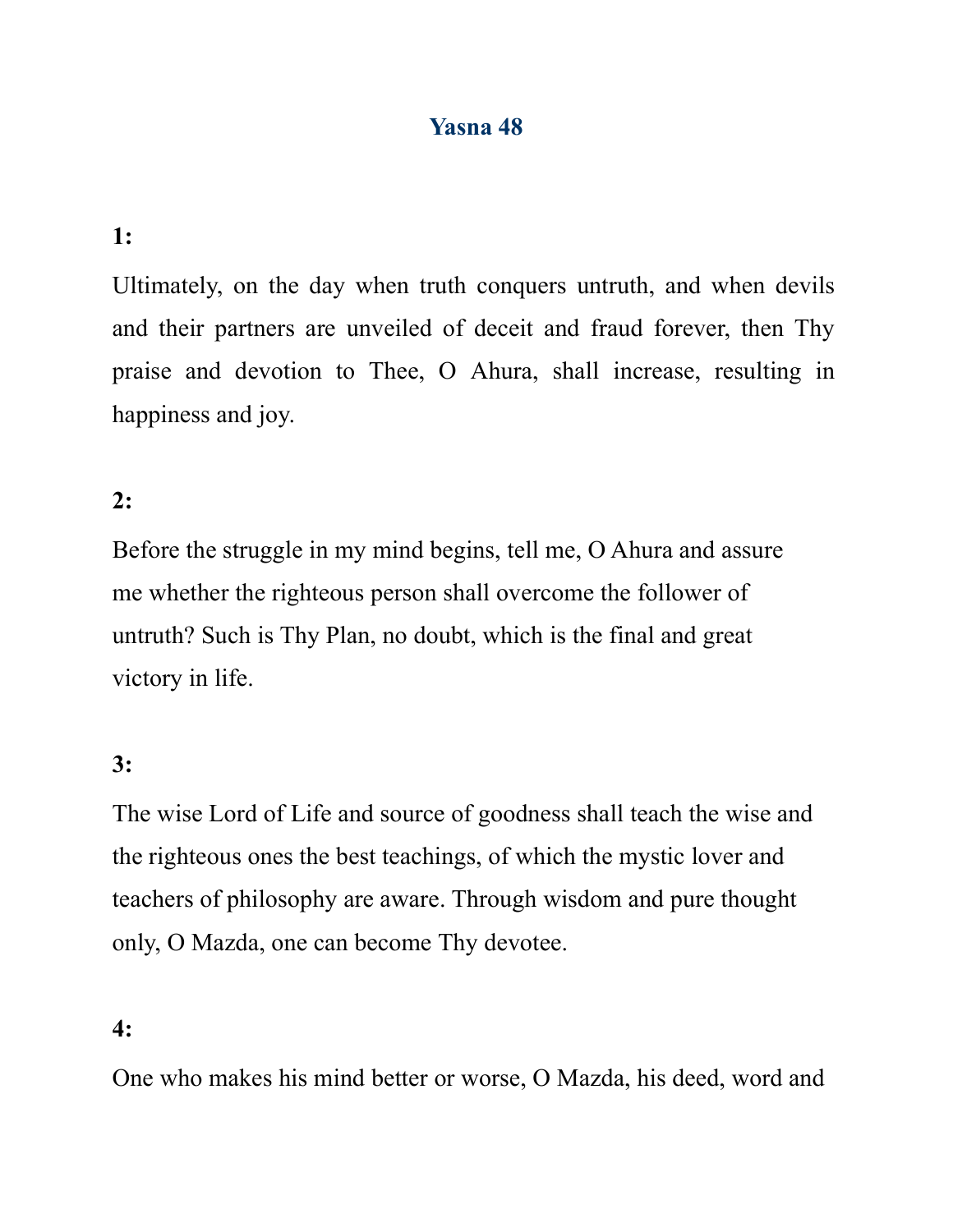# Yasna 48

**1:**

Ultimately, on the day when truth conquers untruth, and when devils and their partners are unveiled of deceit and fraud forever, then Thy praise and devotion to Thee, O Ahura, shall increase, resulting in happiness and joy.

**2:**

Before the struggle in my mind begins, tell me, O Ahura and assure me whether the righteous person shall overcome the follower of untruth? Such is Thy Plan, no doubt, which is the final and great victory in life.

**3:**

The wise Lord of Life and source of goodness shall teach the wise and the righteous ones the best teachings, of which the mystic lover and teachers of philosophy are aware. Through wisdom and pure thought only, O Mazda, one can become Thy devotee.

**4:**

One who makes his mind better or worse, O Mazda, his deed, word and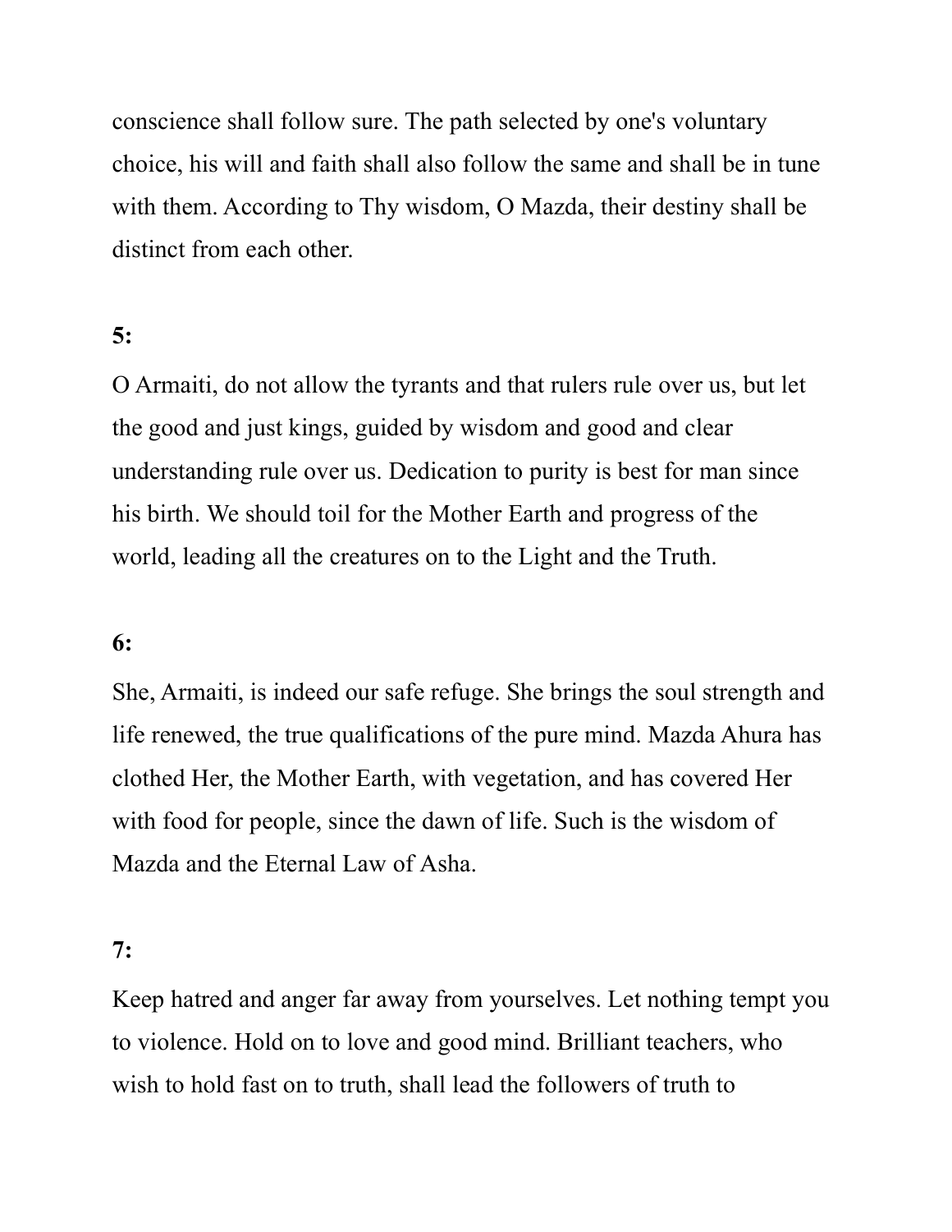conscience shall follow sure. The path selected by one's voluntary choice, his will and faith shall also follow the same and shall be in tune with them. According to Thy wisdom, O Mazda, their destiny shall be distinct from each other.

**5:**

O Armaiti, do not allow the tyrants and that rulers rule over us, but let the good and just kings, guided by wisdom and good and clear understanding rule over us. Dedication to purity is best for man since his birth. We should toil for the Mother Earth and progress of the world, leading all the creatures on to the Light and the Truth.

**6:**

She, Armaiti, is indeed our safe refuge. She brings the soul strength and life renewed, the true qualifications of the pure mind. Mazda Ahura has clothed Her, the Mother Earth, with vegetation, and has covered Her with food for people, since the dawn of life. Such is the wisdom of Mazda and the Eternal Law of Asha.

**7:**

Keep hatred and anger far away from yourselves. Let nothing tempt you to violence. Hold on to love and good mind. Brilliant teachers, who wish to hold fast on to truth, shall lead the followers of truth to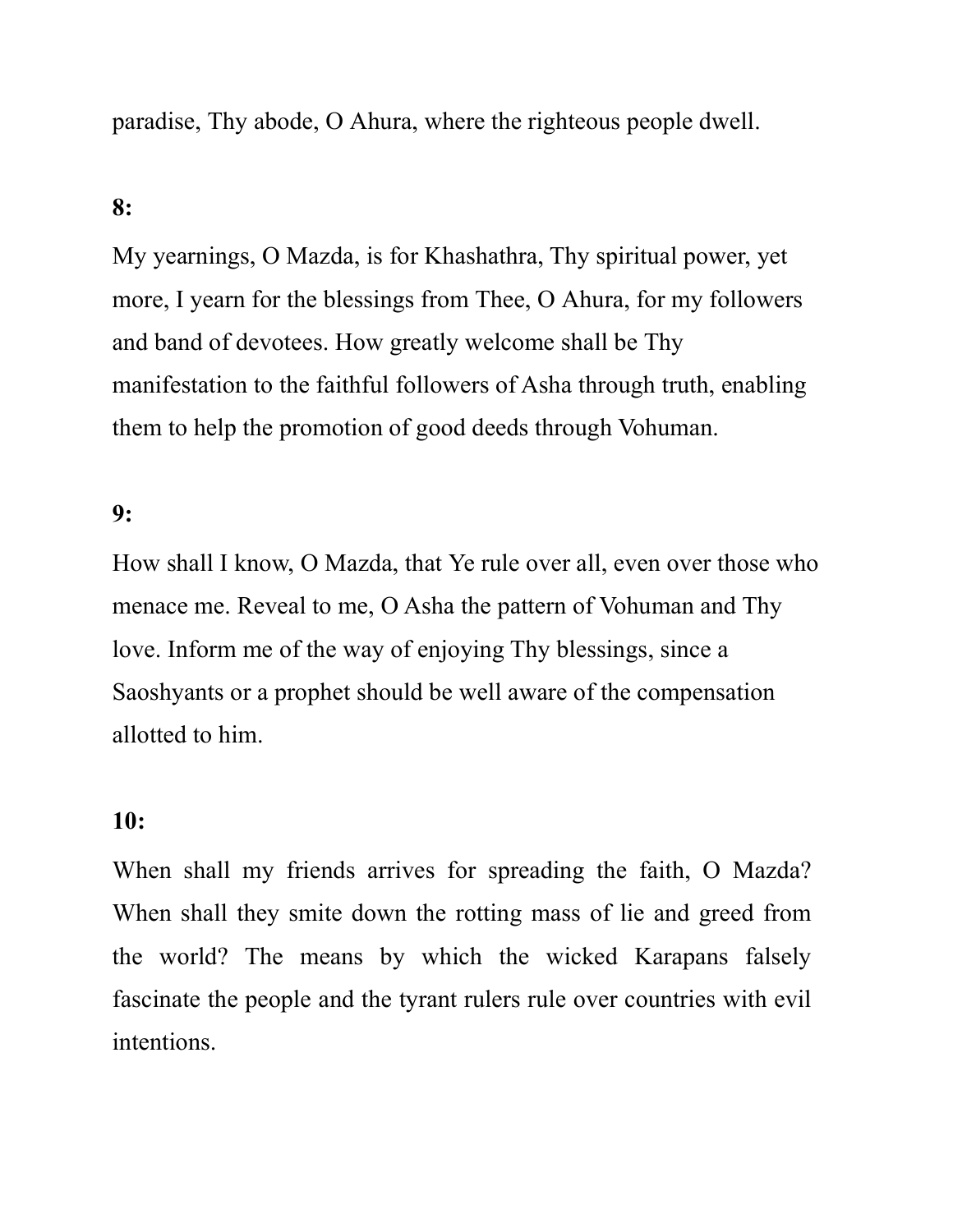paradise, Thy abode, O Ahura, where the righteous people dwell.

**8:**

My yearnings, O Mazda, is for Khashathra, Thy spiritual power, yet more, I yearn for the blessings from Thee, O Ahura, for my followers and band of devotees. How greatly welcome shall be Thy manifestation to the faithful followers of Asha through truth, enabling them to help the promotion of good deeds through Vohuman.

**9:**

How shall I know, O Mazda, that Ye rule over all, even over those who menace me. Reveal to me, O Asha the pattern of Vohuman and Thy love. Inform me of the way of enjoying Thy blessings, since a Saoshyants or a prophet should be well aware of the compensation allotted to him.

**10:**

When shall my friends arrives for spreading the faith, O Mazda? When shall they smite down the rotting mass of lie and greed from the world? The means by which the wicked Karapans falsely fascinate the people and the tyrant rulers rule over countries with evil intentions.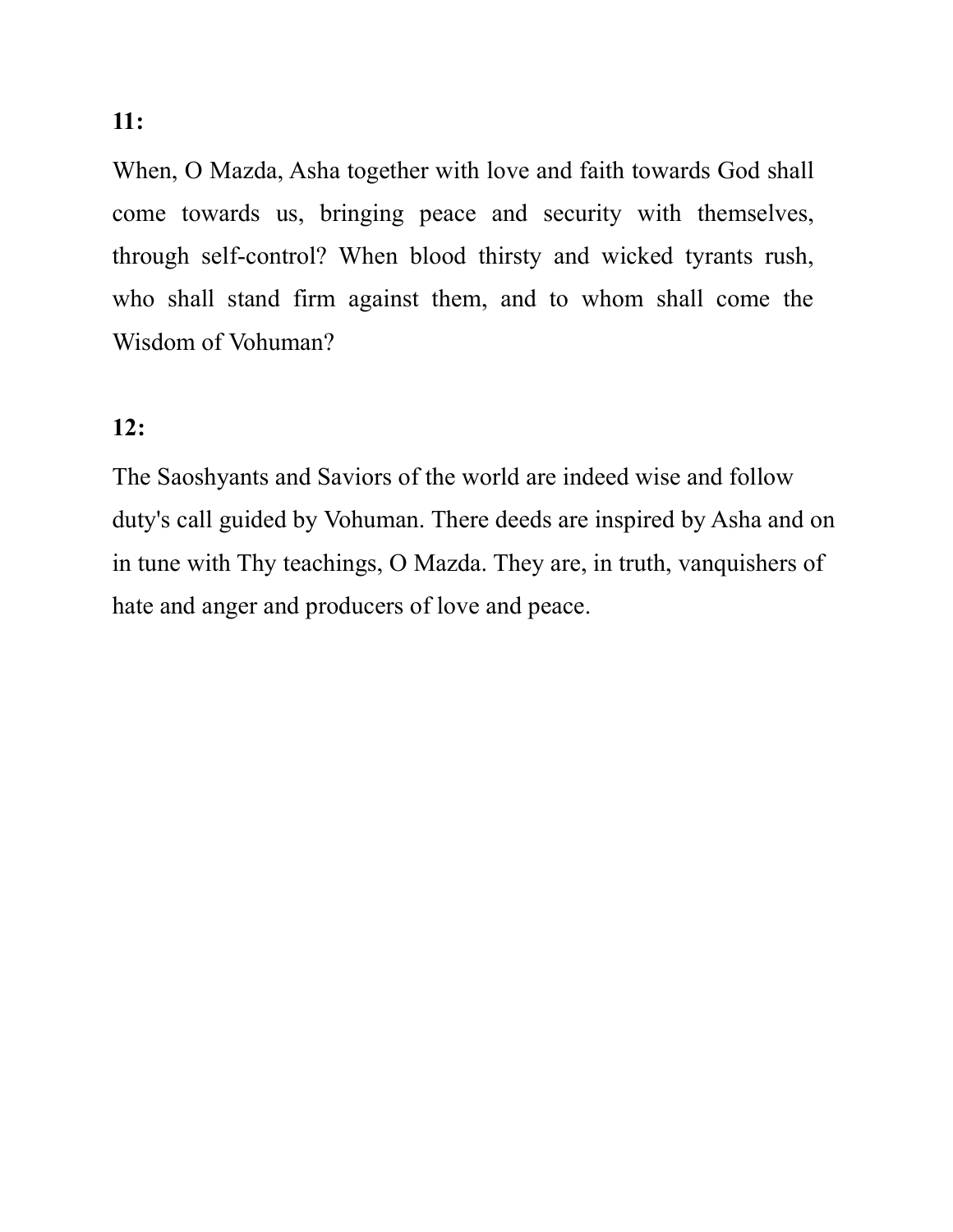**11:**

When, O Mazda, Asha together with love and faith towards God shall come towards us, bringing peace and security with themselves, through self-control? When blood thirsty and wicked tyrants rush, who shall stand firm against them, and to whom shall come the Wisdom of Vohuman?

**12:**

The Saoshyants and Saviors of the world are indeed wise and follow duty's call guided by Vohuman. There deeds are inspired by Asha and on in tune with Thy teachings, O Mazda. They are, in truth, vanquishers of hate and anger and producers of love and peace.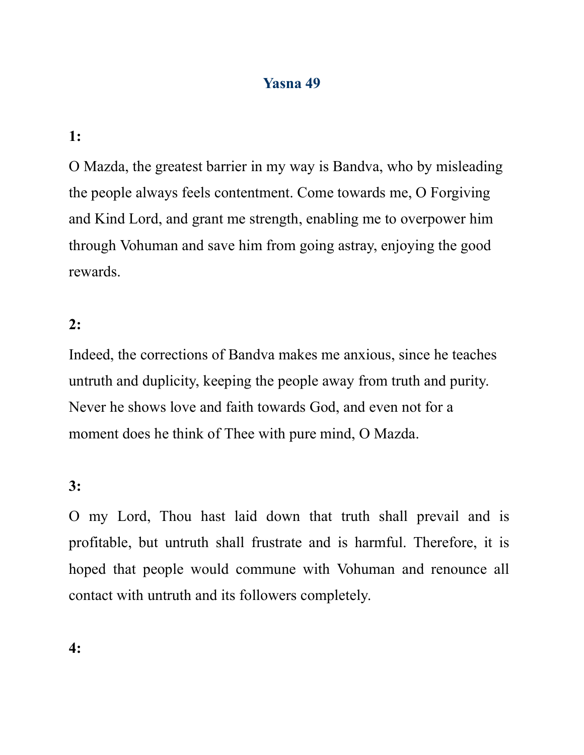## Yasna 49

**1:**

O Mazda, the greatest barrier in my way is Bandva, who by misleading the people always feels contentment. Come towards me, O Forgiving and Kind Lord, and grant me strength, enabling me to overpower him through Vohuman and save him from going astray, enjoying the good rewards.

**2:**

Indeed, the corrections of Bandva makes me anxious, since he teaches untruth and duplicity, keeping the people away from truth and purity. Never he shows love and faith towards God, and even not for a moment does he think of Thee with pure mind, O Mazda.

**3:**

O my Lord, Thou hast laid down that truth shall prevail and is profitable, but untruth shall frustrate and is harmful. Therefore, it is hoped that people would commune with Vohuman and renounce all contact with untruth and its followers completely.

**4:**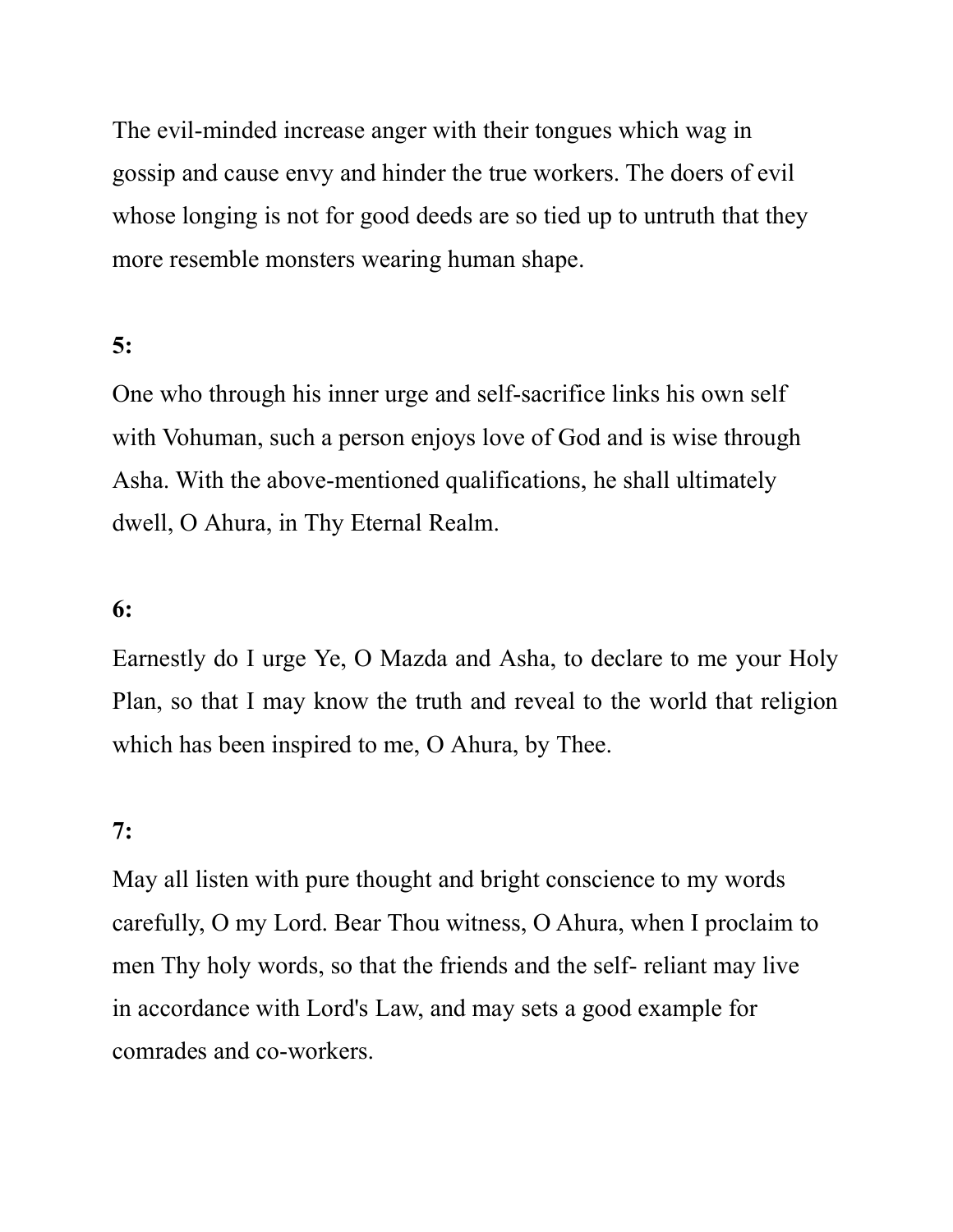The evil-minded increase anger with their tongues which wag in gossip and cause envy and hinder the true workers. The doers of evil whose longing is not for good deeds are so tied up to untruth that they more resemble monsters wearing human shape.

**5:**

One who through his inner urge and self-sacrifice links his own self with Vohuman, such a person enjoys love of God and is wise through Asha. With the above-mentioned qualifications, he shall ultimately dwell, O Ahura, in Thy Eternal Realm.

**6:**

Earnestly do I urge Ye, O Mazda and Asha, to declare to me your Holy Plan, so that I may know the truth and reveal to the world that religion which has been inspired to me, O Ahura, by Thee.

**7:**

May all listen with pure thought and bright conscience to my words carefully, O my Lord. Bear Thou witness, O Ahura, when I proclaim to men Thy holy words, so that the friends and the self- reliant may live in accordance with Lord's Law, and may sets a good example for comrades and co-workers.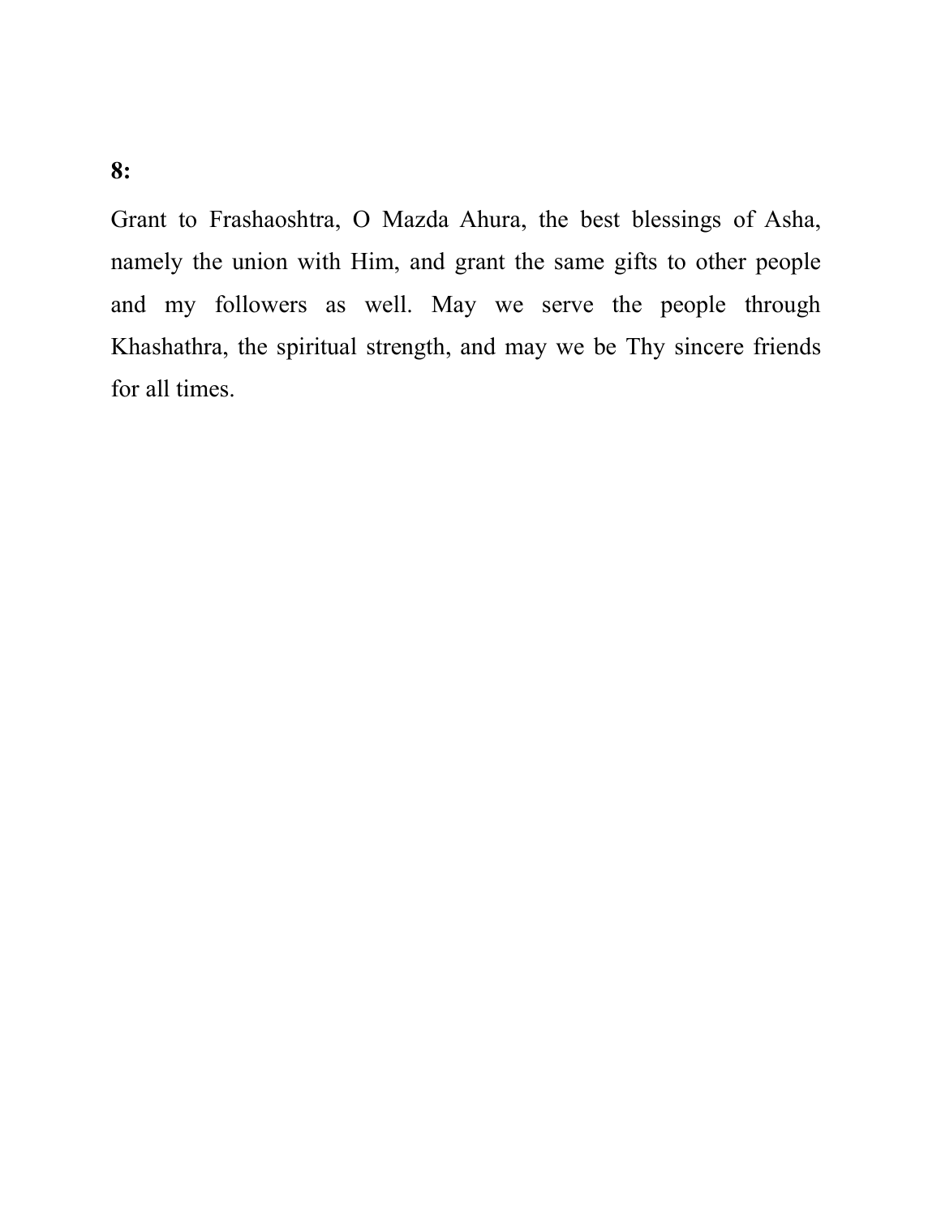**8:**

Grant to Frashaoshtra, O Mazda Ahura, the best blessings of Asha, namely the union with Him, and grant the same gifts to other people and my followers as well. May we serve the people through Khashathra, the spiritual strength, and may we be Thy sincere friends for all times.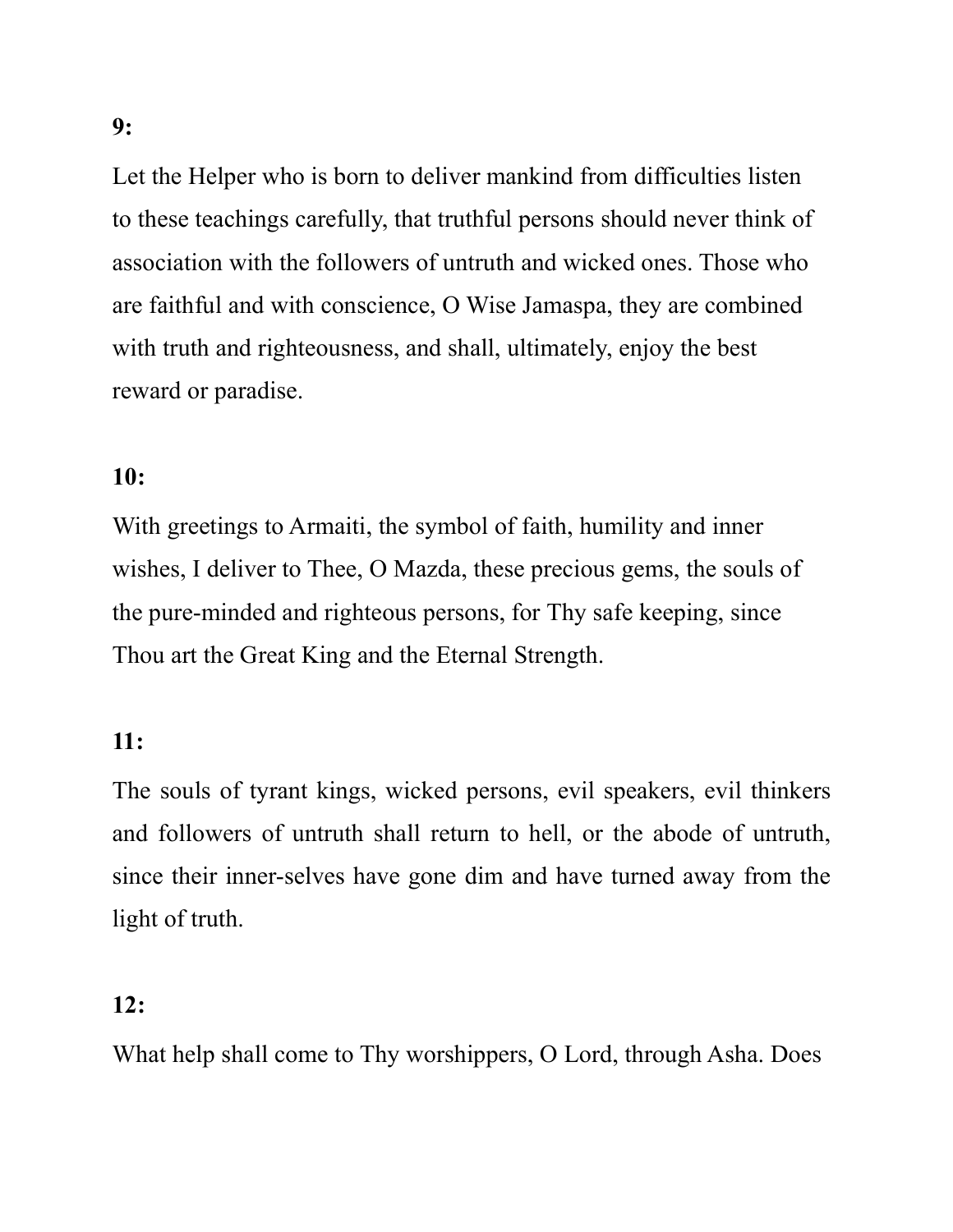**9:**

Let the Helper who is born to deliver mankind from difficulties listen to these teachings carefully, that truthful persons should never think of association with the followers of untruth and wicked ones. Those who are faithful and with conscience, O Wise Jamaspa, they are combined with truth and righteousness, and shall, ultimately, enjoy the best reward or paradise.

**10:**

With greetings to Armaiti, the symbol of faith, humility and inner wishes, I deliver to Thee, O Mazda, these precious gems, the souls of the pure-minded and righteous persons, for Thy safe keeping, since Thou art the Great King and the Eternal Strength.

**11:**

The souls of tyrant kings, wicked persons, evil speakers, evil thinkers and followers of untruth shall return to hell, or the abode of untruth, since their inner-selves have gone dim and have turned away from the light of truth.

**12:**

What help shall come to Thy worshippers, O Lord, through Asha. Does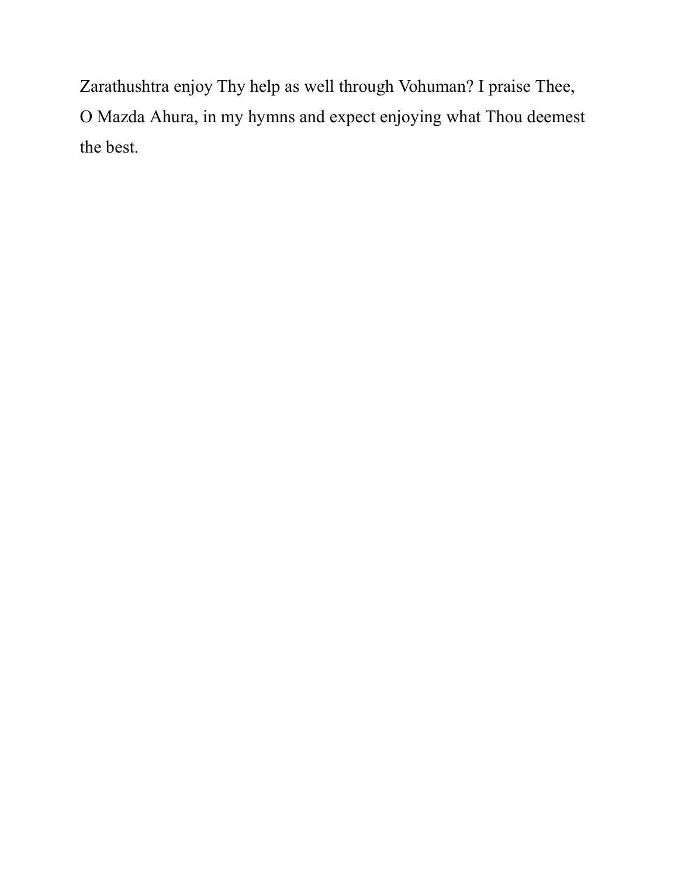Zarathushtra enjoy Thy help as well through Vohuman? I praise Thee, O Mazda Ahura, in my hymns and expect enjoying what Thou deemest the best.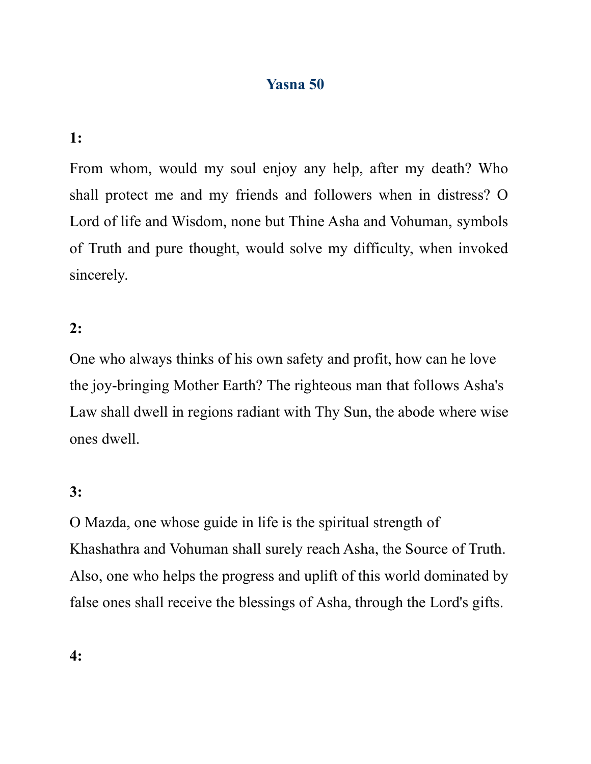# Yasna 50

**1:**

From whom, would my soul enjoy any help, after my death? Who shall protect me and my friends and followers when in distress? O Lord of life and Wisdom, none but Thine Asha and Vohuman, symbols of Truth and pure thought, would solve my difficulty, when invoked sincerely.

**2:**

One who always thinks of his own safety and profit, how can he love the joy-bringing Mother Earth? The righteous man that follows Asha's Law shall dwell in regions radiant with Thy Sun, the abode where wise ones dwell.

**3:**

O Mazda, one whose guide in life is the spiritual strength of Khashathra and Vohuman shall surely reach Asha, the Source of Truth. Also, one who helps the progress and uplift of this world dominated by false ones shall receive the blessings of Asha, through the Lord's gifts.

**4:**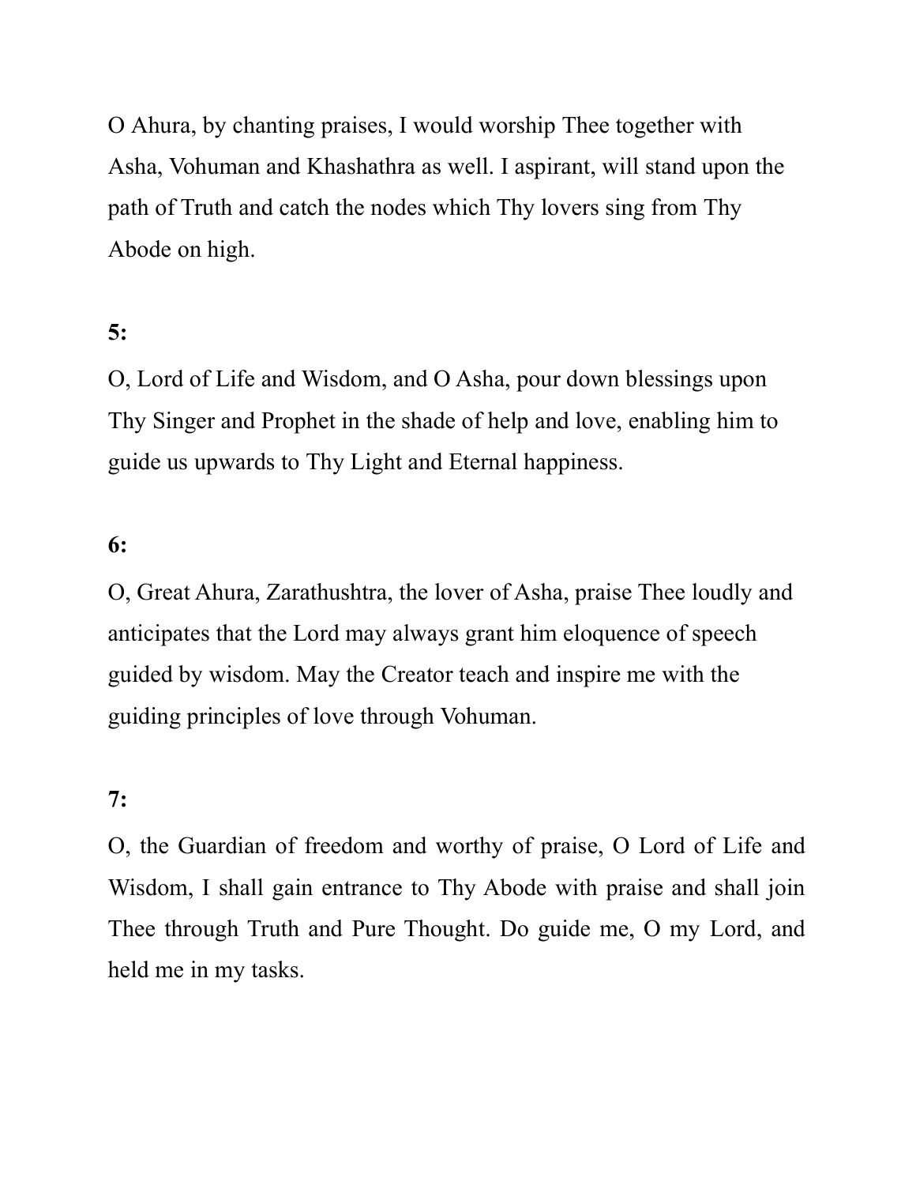O Ahura, by chanting praises, I would worship Thee together with Asha, Vohuman and Khashathra as well. I aspirant, will stand upon the path of Truth and catch the nodes which Thy lovers sing from Thy Abode on high.

**5:**

O, Lord of Life and Wisdom, and O Asha, pour down blessings upon Thy Singer and Prophet in the shade of help and love, enabling him to guide us upwards to Thy Light and Eternal happiness.

**6:**

O, Great Ahura, Zarathushtra, the lover of Asha, praise Thee loudly and anticipates that the Lord may always grant him eloquence of speech guided by wisdom. May the Creator teach and inspire me with the guiding principles of love through Vohuman.

**7:**

O, the Guardian of freedom and worthy of praise, O Lord of Life and Wisdom, I shall gain entrance to Thy Abode with praise and shall join Thee through Truth and Pure Thought. Do guide me, O my Lord, and held me in my tasks.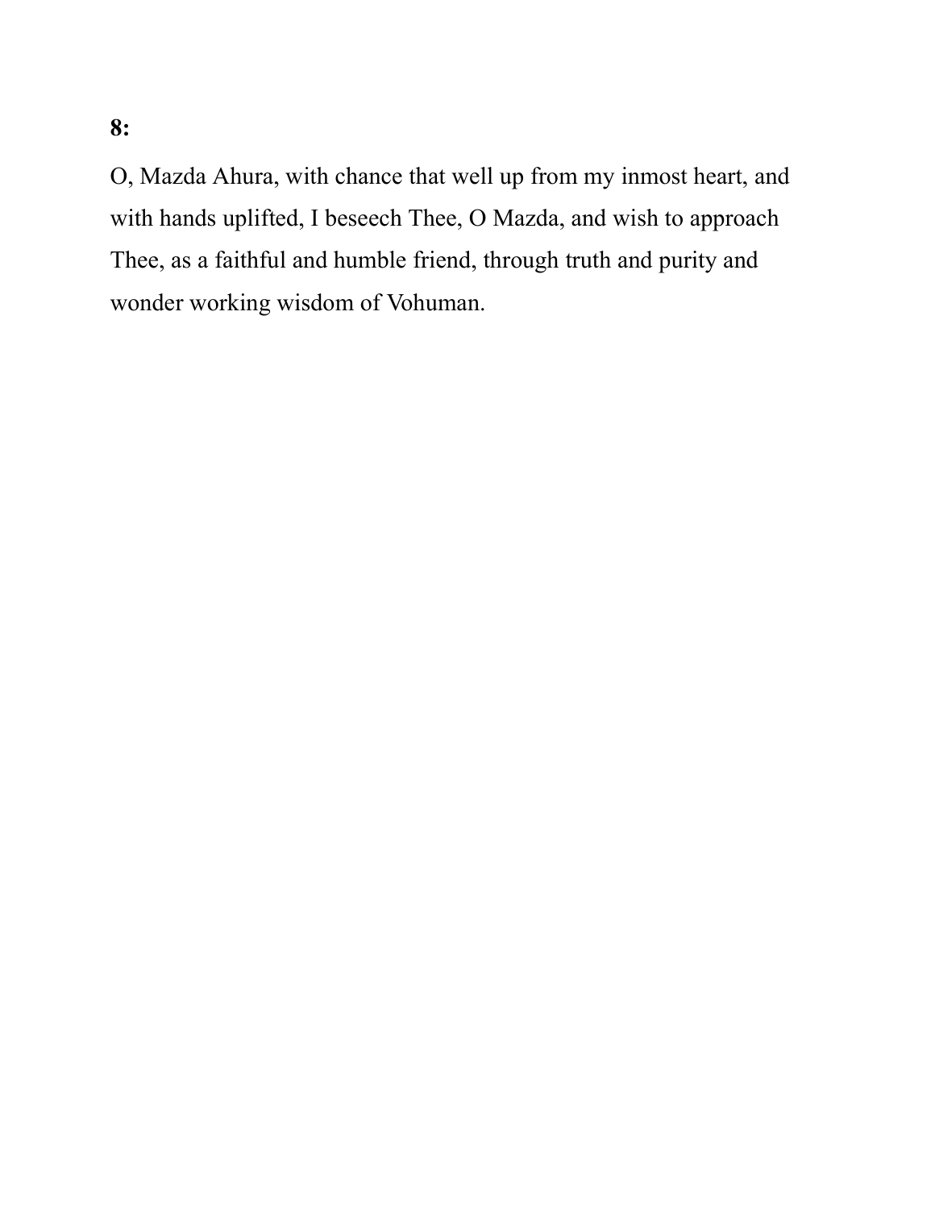**8:**

O, Mazda Ahura, with chance that well up from my inmost heart, and with hands uplifted, I beseech Thee, O Mazda, and wish to approach Thee, as a faithful and humble friend, through truth and purity and wonder working wisdom of Vohuman.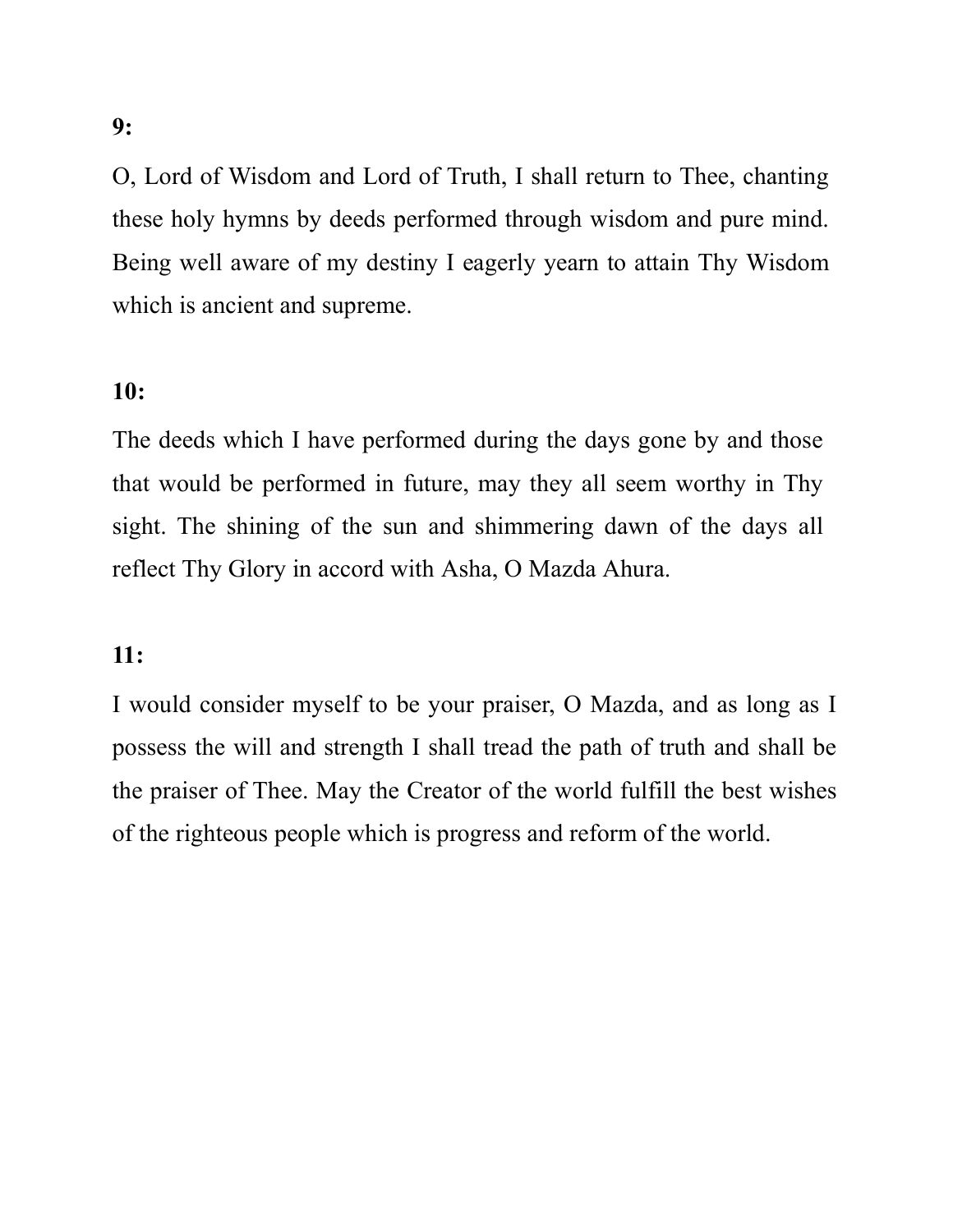**9:**

O, Lord of Wisdom and Lord of Truth, I shall return to Thee, chanting these holy hymns by deeds performed through wisdom and pure mind. Being well aware of my destiny I eagerly yearn to attain Thy Wisdom which is ancient and supreme.

**10:**

The deeds which I have performed during the days gone by and those that would be performed in future, may they all seem worthy in Thy sight. The shining of the sun and shimmering dawn of the days all reflect Thy Glory in accord with Asha, O Mazda Ahura.

**11:**

I would consider myself to be your praiser, O Mazda, and as long as I possess the will and strength I shall tread the path of truth and shall be the praiser of Thee. May the Creator of the world fulfill the best wishes of the righteous people which is progress and reform of the world.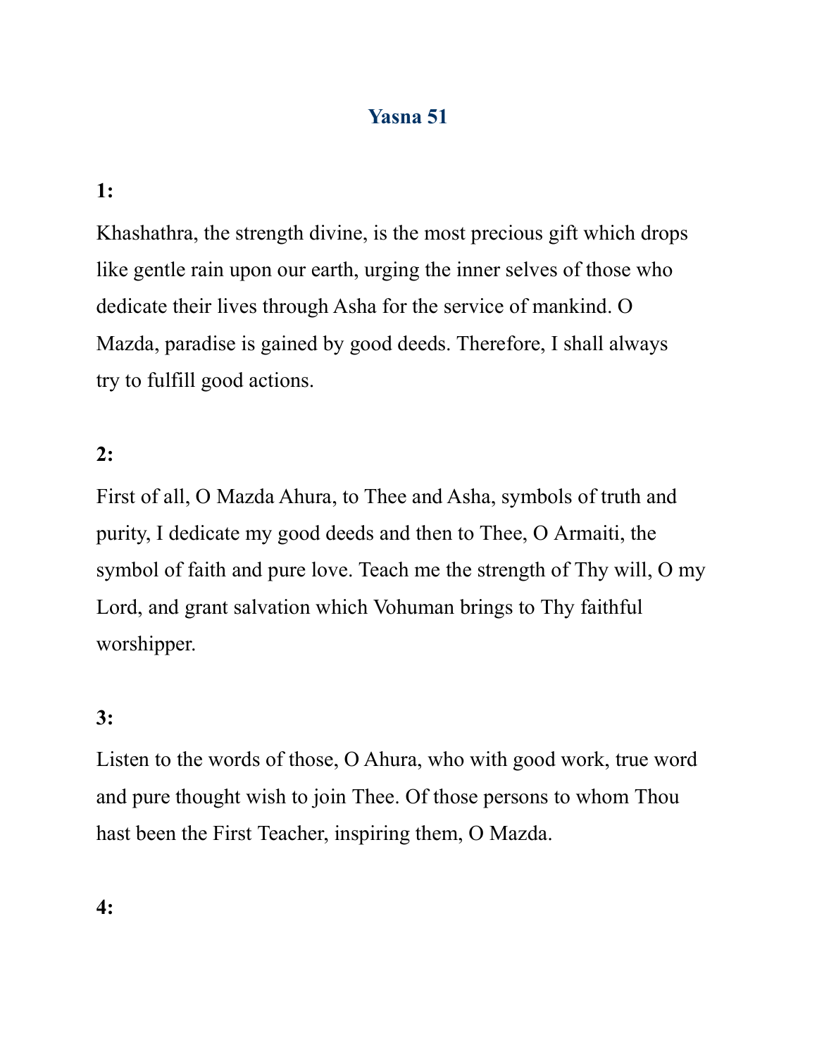# Yasna 51

**1:**

Khashathra, the strength divine, is the most precious gift which drops like gentle rain upon our earth, urging the inner selves of those who dedicate their lives through Asha for the service of mankind. O Mazda, paradise is gained by good deeds. Therefore, I shall always try to fulfill good actions.

**2:**

First of all, O Mazda Ahura, to Thee and Asha, symbols of truth and purity, I dedicate my good deeds and then to Thee, O Armaiti, the symbol of faith and pure love. Teach me the strength of Thy will, O my Lord, and grant salvation which Vohuman brings to Thy faithful worshipper.

**3:**

Listen to the words of those, O Ahura, who with good work, true word and pure thought wish to join Thee. Of those persons to whom Thou hast been the First Teacher, inspiring them, O Mazda.

**4:**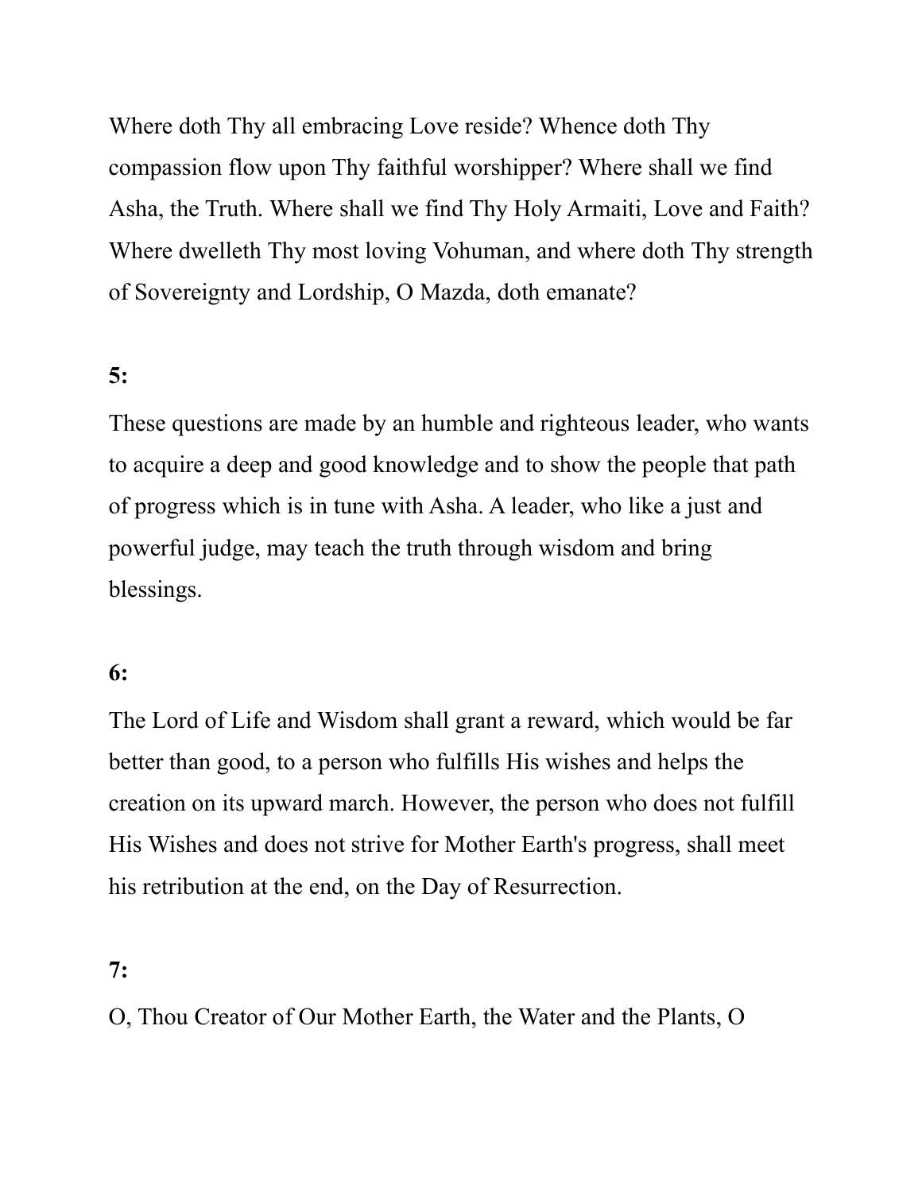Where doth Thy all embracing Love reside? Whence doth Thy compassion flow upon Thy faithful worshipper? Where shall we find Asha, the Truth. Where shall we find Thy Holy Armaiti, Love and Faith? Where dwelleth Thy most loving Vohuman, and where doth Thy strength of Sovereignty and Lordship, O Mazda, doth emanate?

**5:**

These questions are made by an humble and righteous leader, who wants to acquire a deep and good knowledge and to show the people that path of progress which is in tune with Asha. A leader, who like a just and powerful judge, may teach the truth through wisdom and bring blessings.

**6:**

The Lord of Life and Wisdom shall grant a reward, which would be far better than good, to a person who fulfills His wishes and helps the creation on its upward march. However, the person who does not fulfill His Wishes and does not strive for Mother Earth's progress, shall meet his retribution at the end, on the Day of Resurrection.

**7:**

O, Thou Creator of Our Mother Earth, the Water and the Plants, O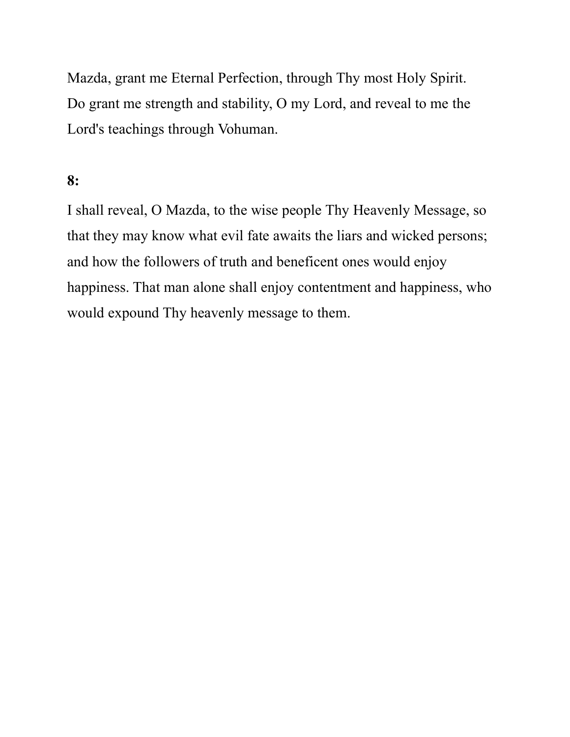Mazda, grant me Eternal Perfection, through Thy most Holy Spirit. Do grant me strength and stability, O my Lord, and reveal to me the Lord's teachings through Vohuman.

**8:**

I shall reveal, O Mazda, to the wise people Thy Heavenly Message, so that they may know what evil fate awaits the liars and wicked persons; and how the followers of truth and beneficent ones would enjoy happiness. That man alone shall enjoy contentment and happiness, who would expound Thy heavenly message to them.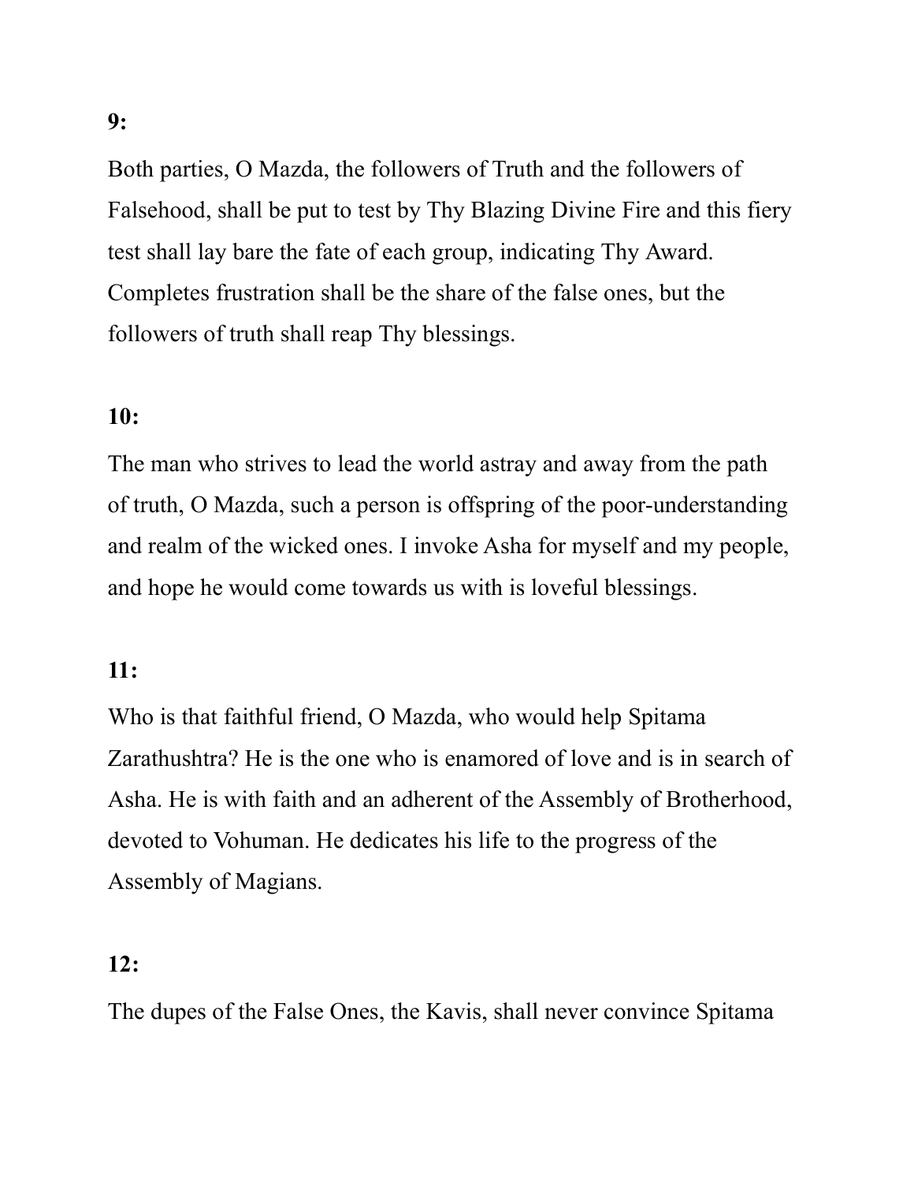**9:**

Both parties, O Mazda, the followers of Truth and the followers of Falsehood, shall be put to test by Thy Blazing Divine Fire and this fiery test shall lay bare the fate of each group, indicating Thy Award. Completes frustration shall be the share of the false ones, but the followers of truth shall reap Thy blessings.

**10:**

The man who strives to lead the world astray and away from the path of truth, O Mazda, such a person is offspring of the poor-understanding and realm of the wicked ones. I invoke Asha for myself and my people, and hope he would come towards us with is loveful blessings.

**11:**

Who is that faithful friend, O Mazda, who would help Spitama Zarathushtra? He is the one who is enamored of love and is in search of Asha. He is with faith and an adherent of the Assembly of Brotherhood, devoted to Vohuman. He dedicates his life to the progress of the Assembly of Magians.

**12:**

The dupes of the False Ones, the Kavis, shall never convince Spitama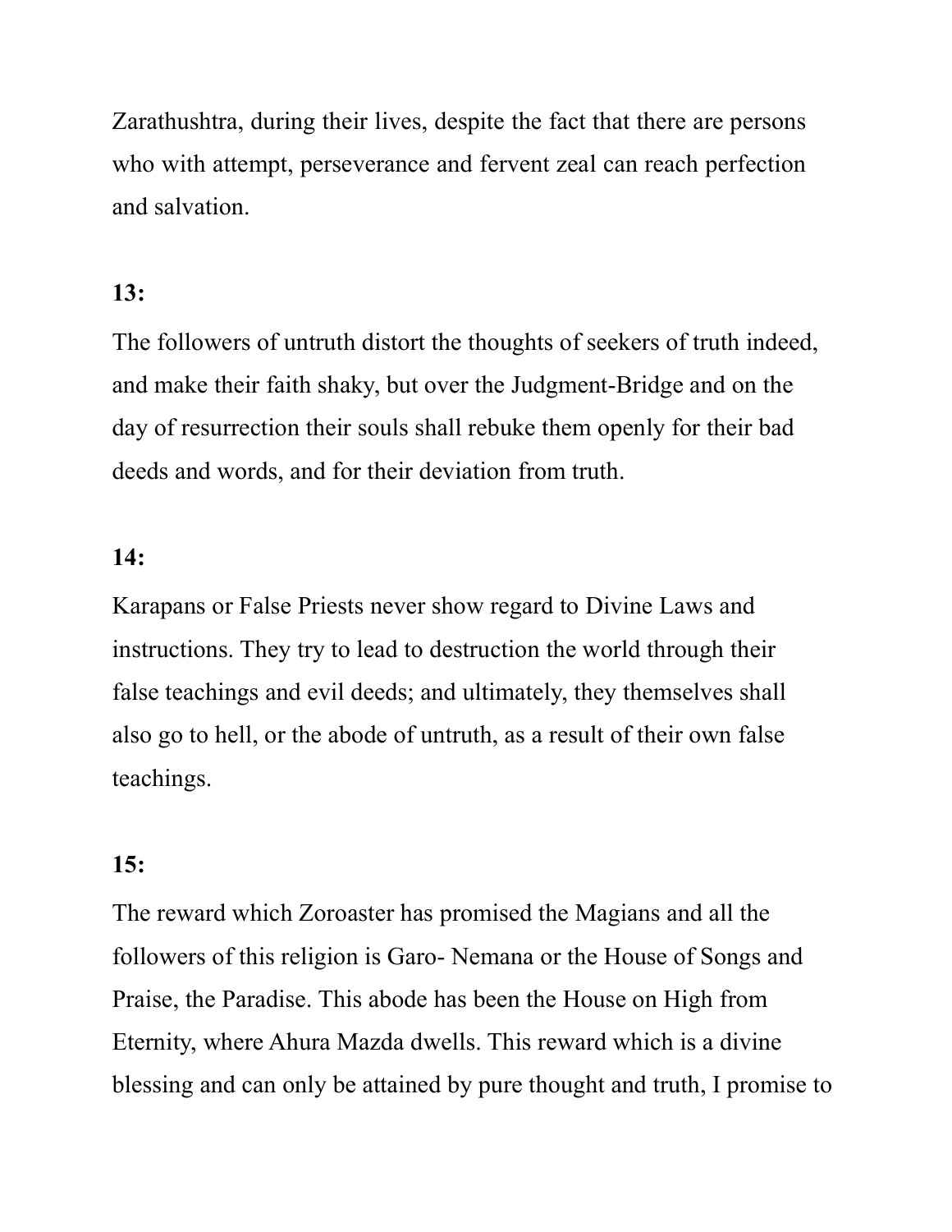Zarathushtra, during their lives, despite the fact that there are persons who with attempt, perseverance and fervent zeal can reach perfection and salvation.

**13:**

The followers of untruth distort the thoughts of seekers of truth indeed, and make their faith shaky, but over the Judgment-Bridge and on the day of resurrection their souls shall rebuke them openly for their bad deeds and words, and for their deviation from truth.

**14:**

Karapans or False Priests never show regard to Divine Laws and instructions. They try to lead to destruction the world through their false teachings and evil deeds; and ultimately, they themselves shall also go to hell, or the abode of untruth, as a result of their own false teachings.

**15:**

The reward which Zoroaster has promised the Magians and all the followers of this religion is Garo- Nemana or the House of Songs and Praise, the Paradise. This abode has been the House on High from Eternity, where Ahura Mazda dwells. This reward which is a divine blessing and can only be attained by pure thought and truth, I promise to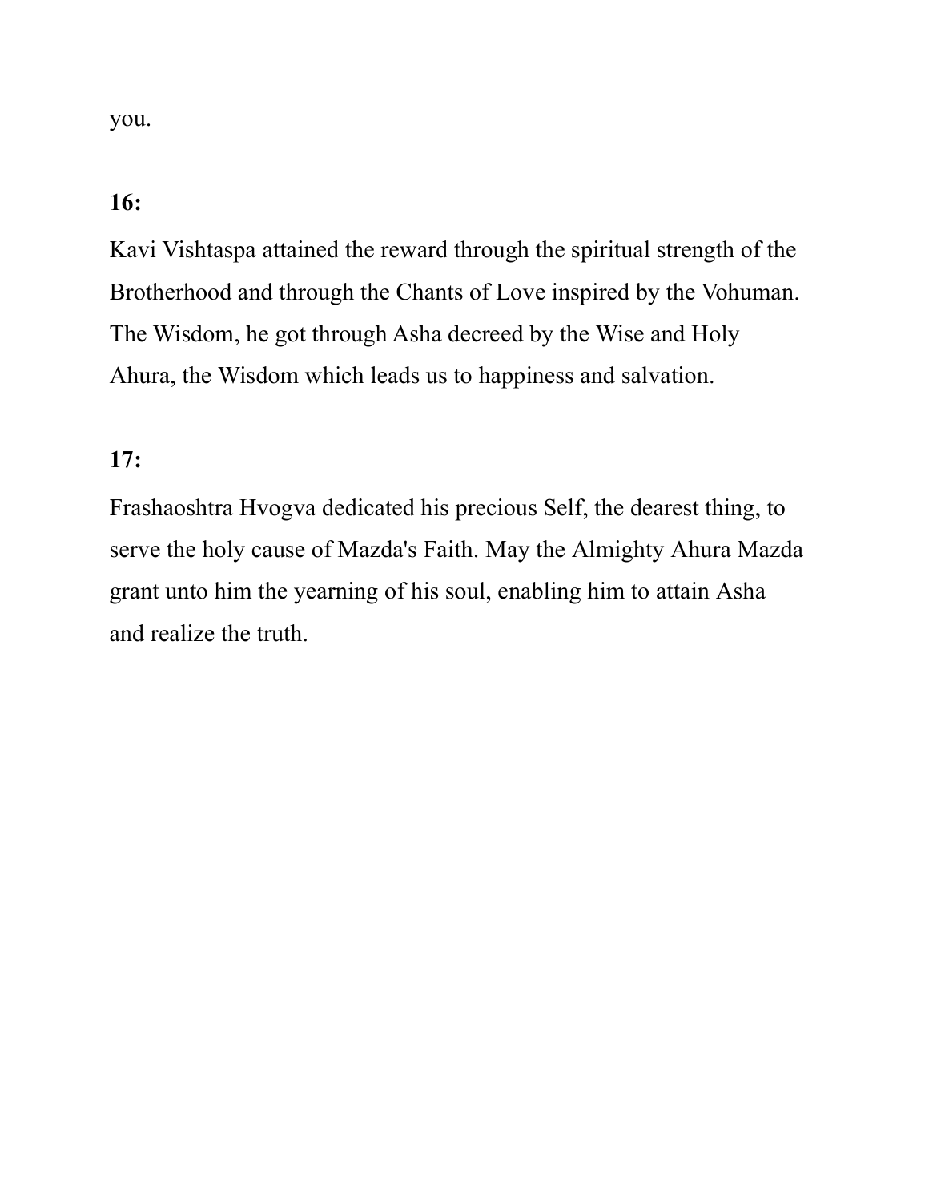you.

**16:**

Kavi Vishtaspa attained the reward through the spiritual strength of the Brotherhood and through the Chants of Love inspired by the Vohuman. The Wisdom, he got through Asha decreed by the Wise and Holy Ahura, the Wisdom which leads us to happiness and salvation.

**17:**

Frashaoshtra Hvogva dedicated his precious Self, the dearest thing, to serve the holy cause of Mazda's Faith. May the Almighty Ahura Mazda grant unto him the yearning of his soul, enabling him to attain Asha and realize the truth.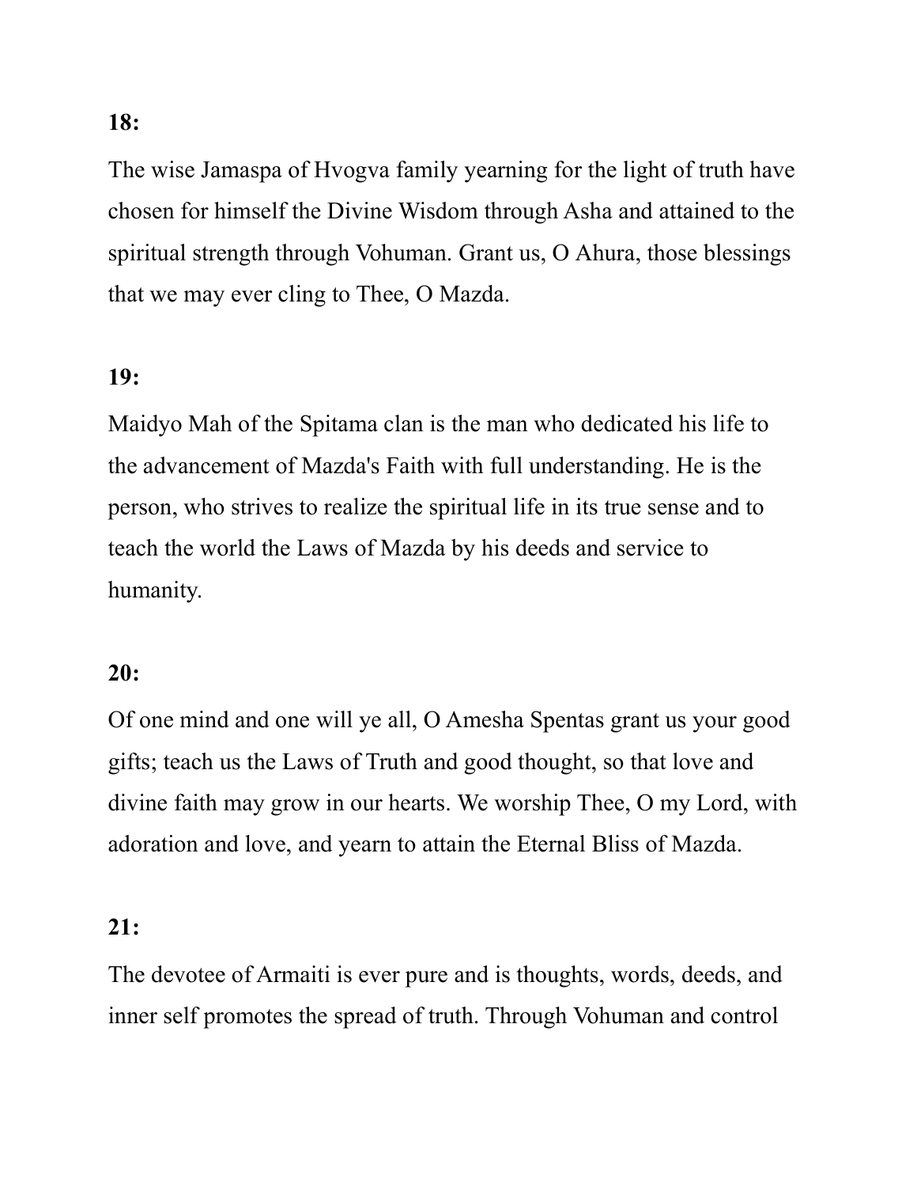**18:**

The wise Jamaspa of Hvogva family yearning for the light of truth have chosen for himself the Divine Wisdom through Asha and attained to the spiritual strength through Vohuman. Grant us, O Ahura, those blessings that we may ever cling to Thee, O Mazda.

**19:**

Maidyo Mah of the Spitama clan is the man who dedicated his life to the advancement of Mazda's Faith with full understanding. He is the person, who strives to realize the spiritual life in its true sense and to teach the world the Laws of Mazda by his deeds and service to humanity.

**20:**

Of one mind and one will ye all, O Amesha Spentas grant us your good gifts; teach us the Laws of Truth and good thought, so that love and divine faith may grow in our hearts. We worship Thee, O my Lord, with adoration and love, and yearn to attain the Eternal Bliss of Mazda.

**21:**

The devotee of Armaiti is ever pure and is thoughts, words, deeds, and inner self promotes the spread of truth. Through Vohuman and control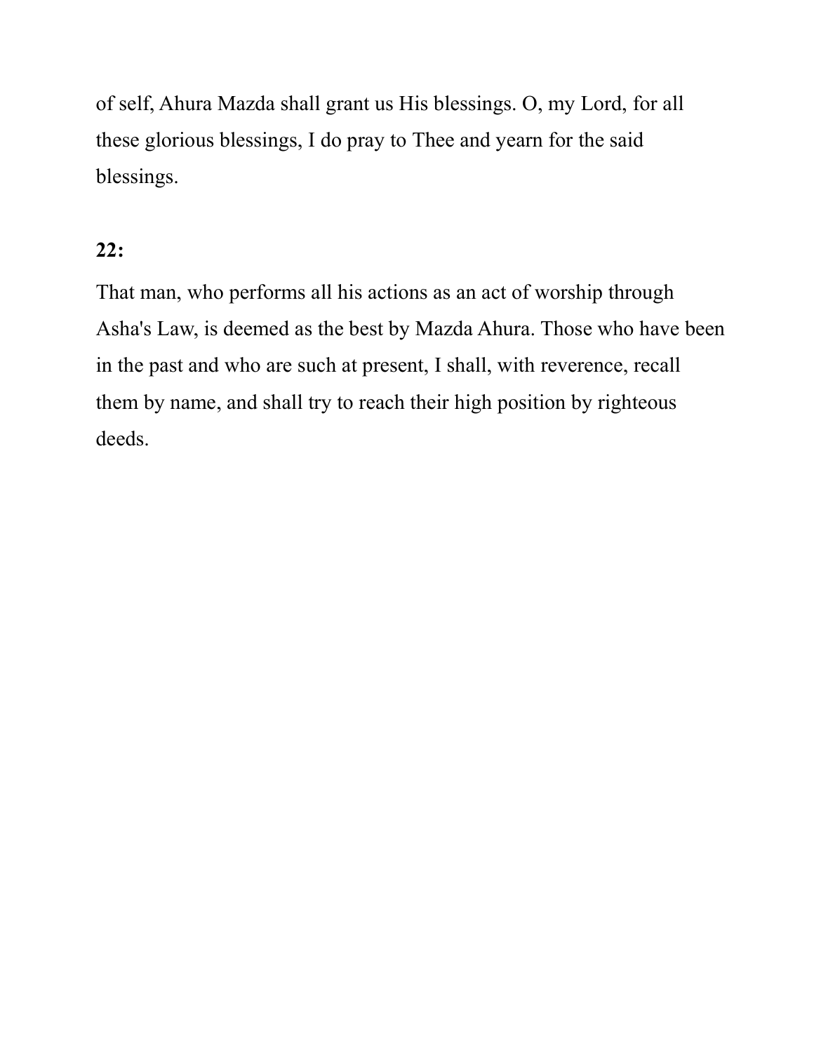of self, Ahura Mazda shall grant us His blessings. O, my Lord, for all these glorious blessings, I do pray to Thee and yearn for the said blessings.

**22:**

That man, who performs all his actions as an act of worship through Asha's Law, is deemed as the best by Mazda Ahura. Those who have been in the past and who are such at present, I shall, with reverence, recall them by name, and shall try to reach their high position by righteous deeds.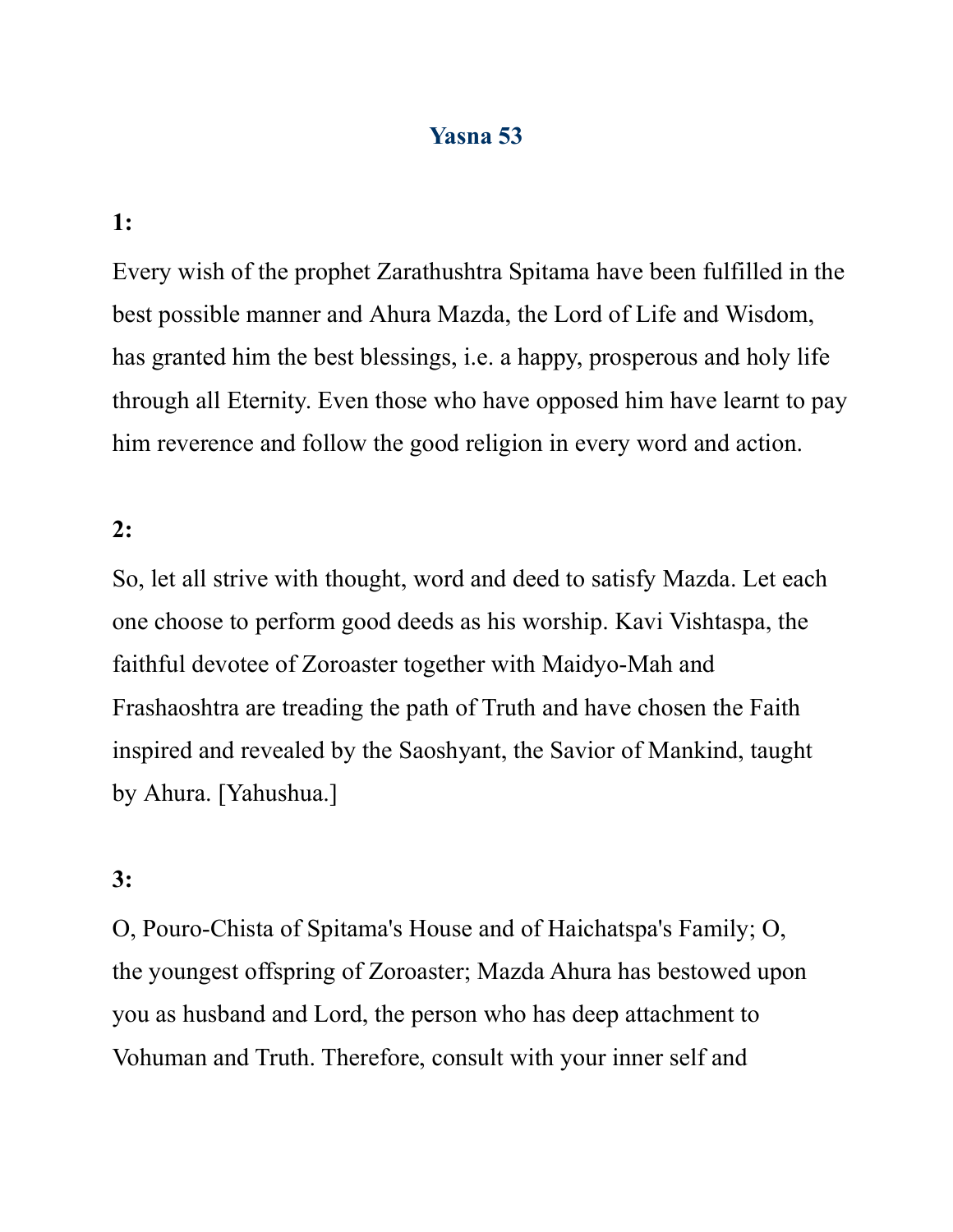# Yasna 53

**1:**

Every wish of the prophet Zarathushtra Spitama have been fulfilled in the best possible manner and Ahura Mazda, the Lord of Life and Wisdom, has granted him the best blessings, i.e. a happy, prosperous and holy life through all Eternity. Even those who have opposed him have learnt to pay him reverence and follow the good religion in every word and action.

**2:**

So, let all strive with thought, word and deed to satisfy Mazda. Let each one choose to perform good deeds as his worship. Kavi Vishtaspa, the faithful devotee of Zoroaster together with Maidyo-Mah and Frashaoshtra are treading the path of Truth and have chosen the Faith inspired and revealed by the Saoshyant, the Savior of Mankind, taught by Ahura. [Yahushua.]

**3:**

O, Pouro-Chista of Spitama's House and of Haichatspa's Family; O, the youngest offspring of Zoroaster; Mazda Ahura has bestowed upon you as husband and Lord, the person who has deep attachment to Vohuman and Truth. Therefore, consult with your inner self and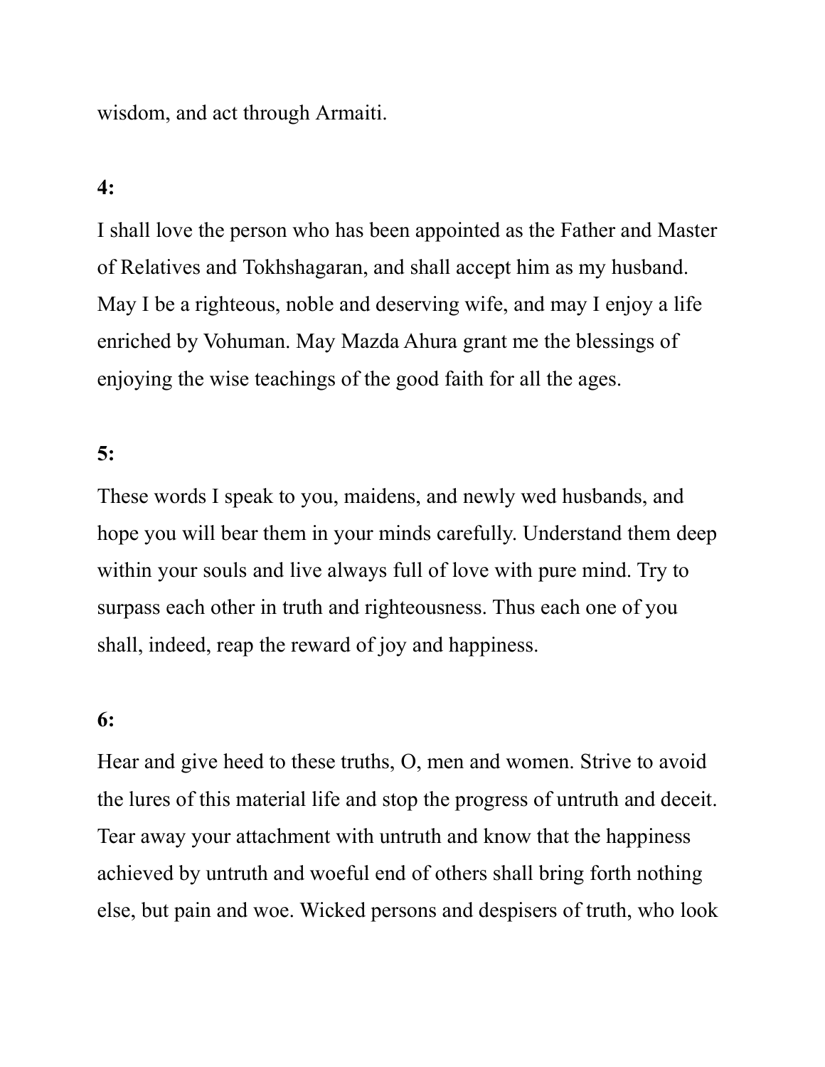wisdom, and act through Armaiti.

**4:**

I shall love the person who has been appointed as the Father and Master of Relatives and Tokhshagaran, and shall accept him as my husband. May I be a righteous, noble and deserving wife, and may I enjoy a life enriched by Vohuman. May Mazda Ahura grant me the blessings of enjoying the wise teachings of the good faith for all the ages.

**5:**

These words I speak to you, maidens, and newly wed husbands, and hope you will bear them in your minds carefully. Understand them deep within your souls and live always full of love with pure mind. Try to surpass each other in truth and righteousness. Thus each one of you shall, indeed, reap the reward of joy and happiness.

**6:**

Hear and give heed to these truths, O, men and women. Strive to avoid the lures of this material life and stop the progress of untruth and deceit. Tear away your attachment with untruth and know that the happiness achieved by untruth and woeful end of others shall bring forth nothing else, but pain and woe. Wicked persons and despisers of truth, who look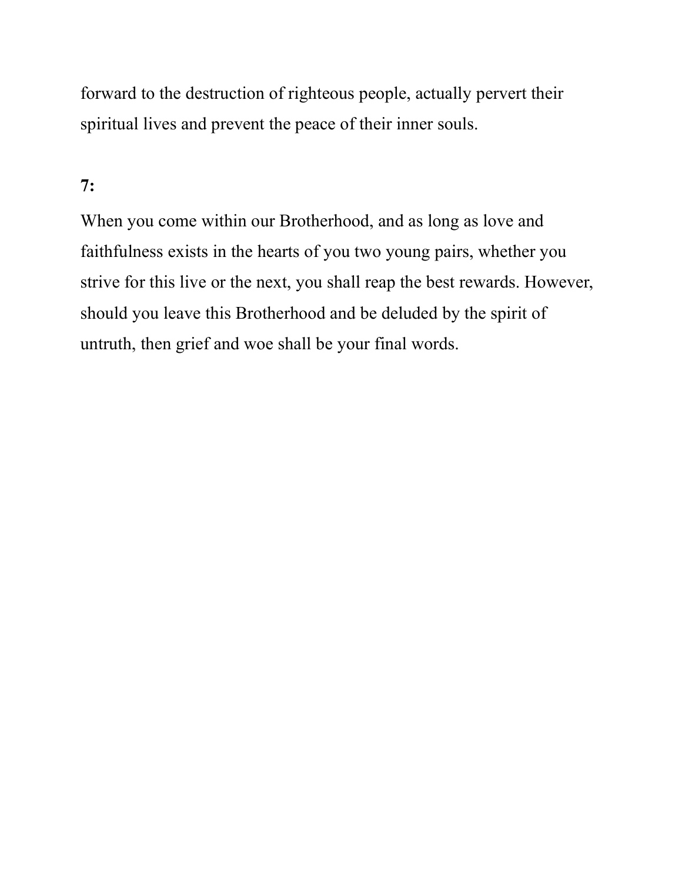forward to the destruction of righteous people, actually pervert their spiritual lives and prevent the peace of their inner souls.

**7:**

When you come within our Brotherhood, and as long as love and faithfulness exists in the hearts of you two young pairs, whether you strive for this live or the next, you shall reap the best rewards. However, should you leave this Brotherhood and be deluded by the spirit of untruth, then grief and woe shall be your final words.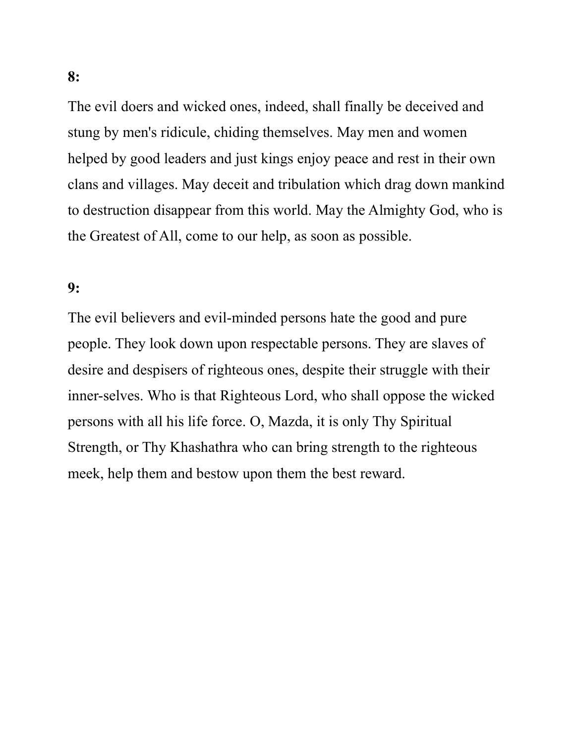**8:**

The evil doers and wicked ones, indeed, shall finally be deceived and stung by men's ridicule, chiding themselves. May men and women helped by good leaders and just kings enjoy peace and rest in their own clans and villages. May deceit and tribulation which drag down mankind to destruction disappear from this world. May the Almighty God, who is the Greatest of All, come to our help, as soon as possible.

**9:**

The evil believers and evil-minded persons hate the good and pure people. They look down upon respectable persons. They are slaves of desire and despisers of righteous ones, despite their struggle with their inner-selves. Who is that Righteous Lord, who shall oppose the wicked persons with all his life force. O, Mazda, it is only Thy Spiritual Strength, or Thy Khashathra who can bring strength to the righteous meek, help them and bestow upon them the best reward.